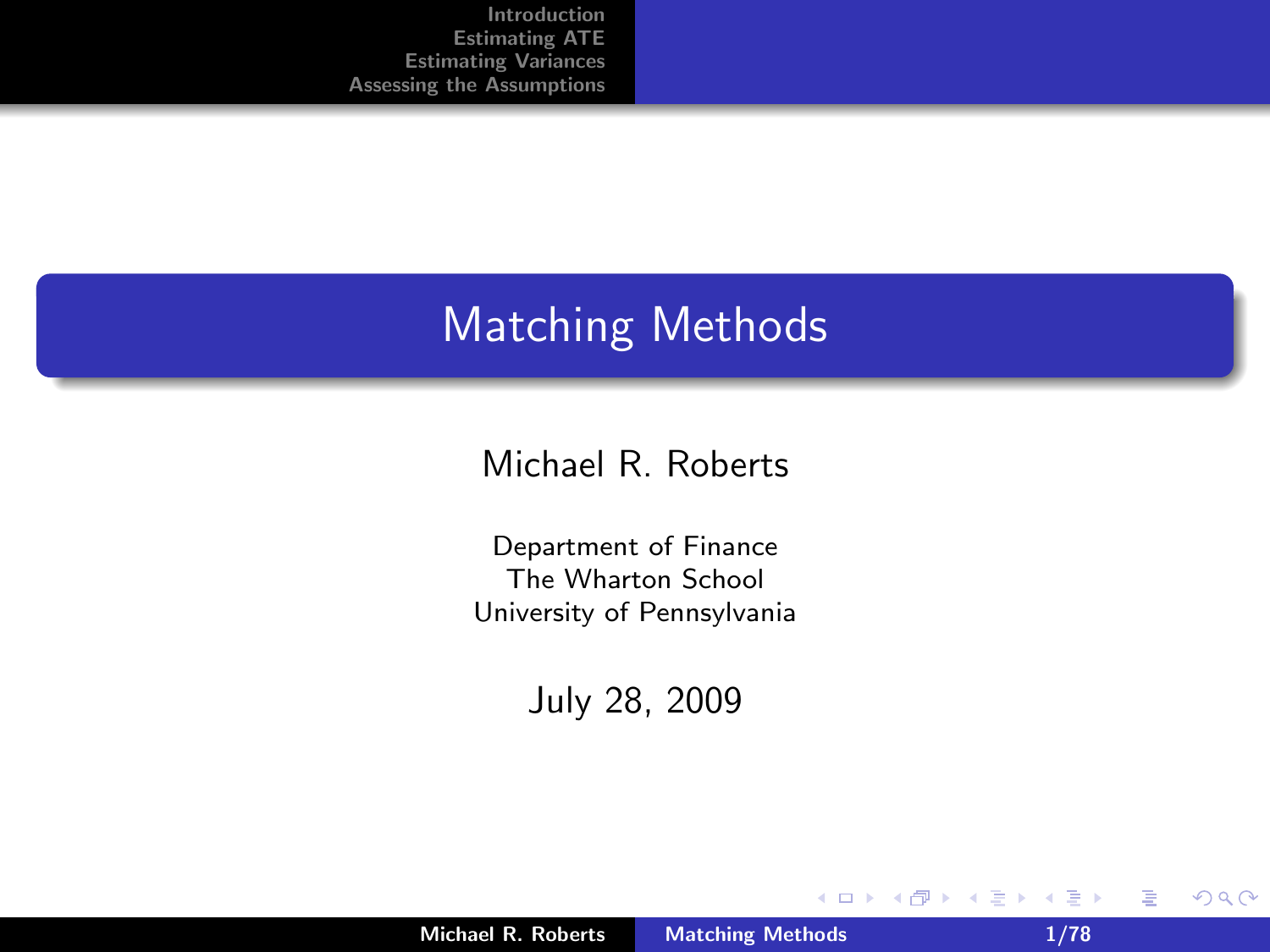# Matching Methods

Michael R. Roberts

Department of Finance
The Wharton School
University of Pennsylvania

July 28, 2009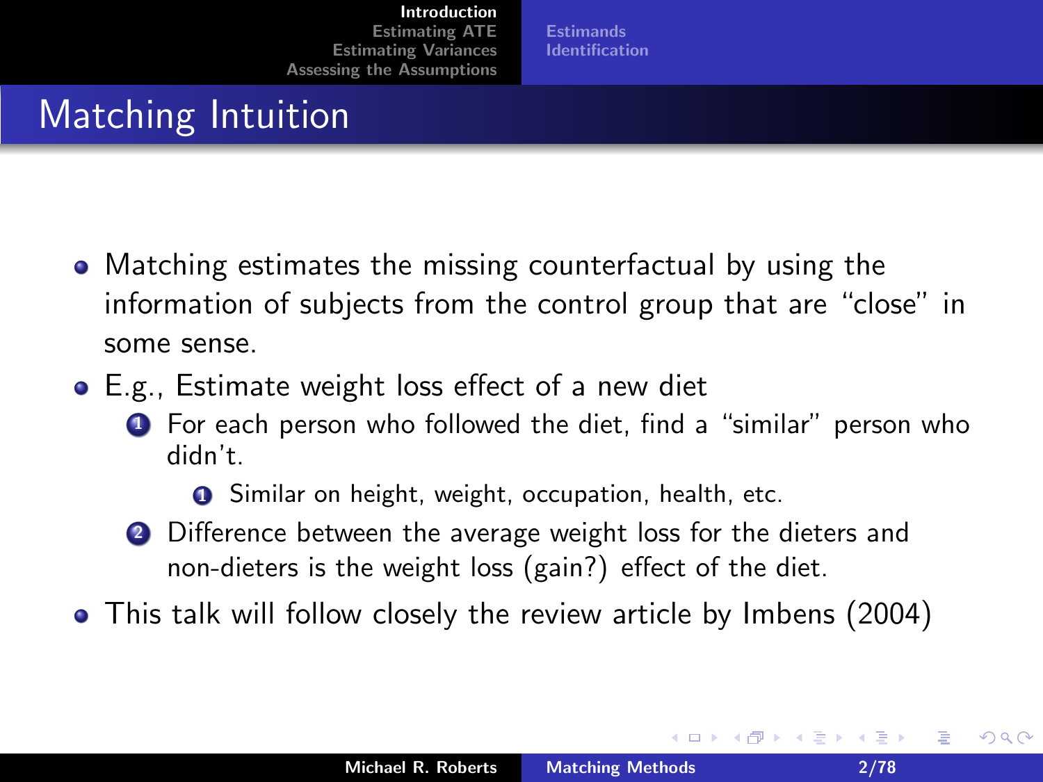# Matching Intuition

- Matching estimates the missing counterfactual by using the information of subjects from the control group that are "close" in some sense.
- E.g., Estimate weight loss effect of a new diet
  1. For each person who followed the diet, find a "similar" person who didn't.
     1. Similar on height, weight, occupation, health, etc.
  2. Difference between the average weight loss for the dieters and non-dieters is the weight loss (gain?) effect of the diet.
- This talk will follow closely the review article by Imbens (2004)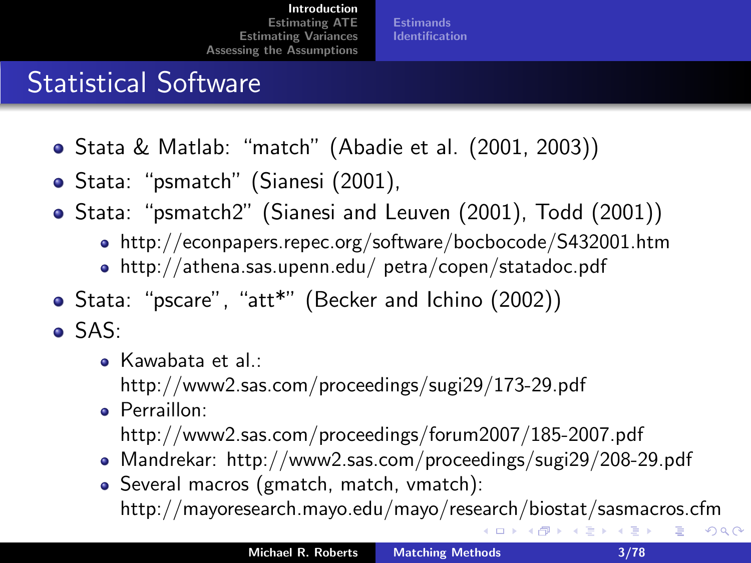## Statistical Software

- Stata & Matlab: "match" (Abadie et al. (2001, 2003))
- Stata: "psmatch" (Sianesi (2001),
- Stata: "psmatch2" (Sianesi and Leuven (2001), Todd (2001))
  - http://econpapers.repec.org/software/bocbocode/S432001.htm
  - http://athena.sas.upenn.edu/ petra/copen/statadoc.pdf
- Stata: "pscare", "att*" (Becker and Ichino (2002))
- SAS:
  - Kawabata et al.: http://www2.sas.com/proceedings/sugi29/173-29.pdf
  - Perraillon: http://www2.sas.com/proceedings/forum2007/185-2007.pdf
  - Mandrekar: http://www2.sas.com/proceedings/sugi29/208-29.pdf
  - Several macros (gmatch, match, vmatch): http://mayoresearch.mayo.edu/mayo/research/biostat/sasmacros.cfm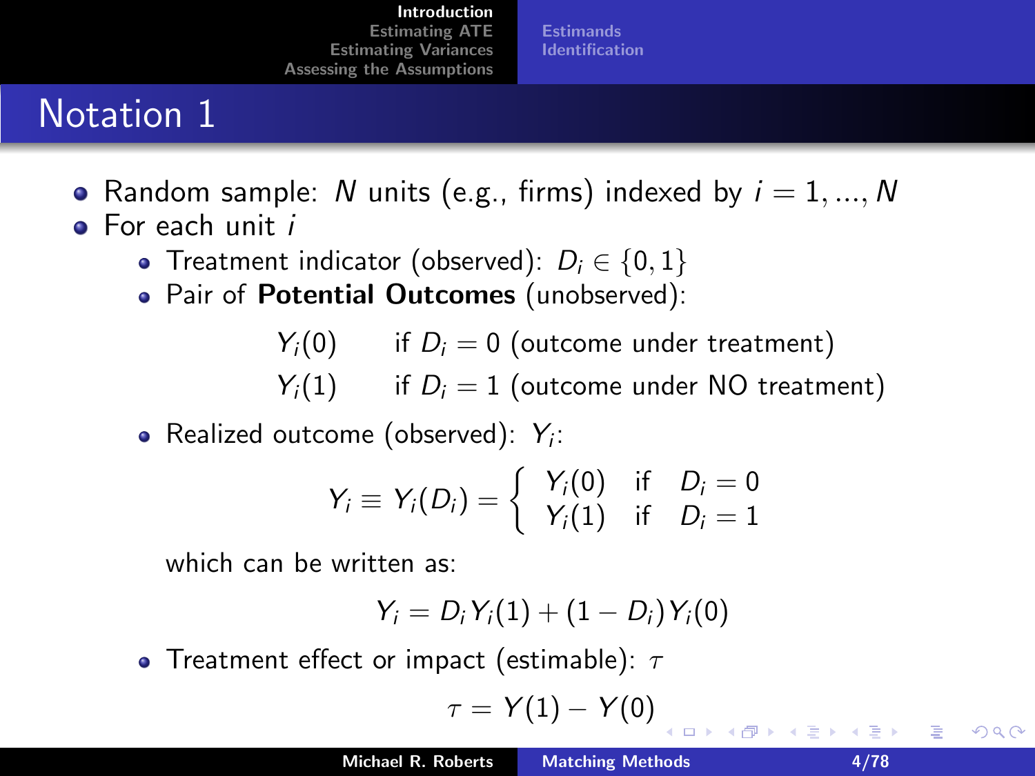# Notation 1

- Random sample: $N$ units (e.g., firms) indexed by $i = 1, ..., N$
- For each unit $i$
  - Treatment indicator (observed): $D_i \in \{0, 1\}$
  - Pair of **Potential Outcomes** (unobserved):

$$
\begin{array}{ll}
Y_i(0) & \text{if } D_i = 0 \text{ (outcome under treatment)} \\
Y_i(1) & \text{if } D_i = 1 \text{ (outcome under NO treatment)}
\end{array}
$$

  - Realized outcome (observed): $Y_i$:

$$
Y_i \equiv Y_i(D_i) = \begin{cases} Y_i(0) & \text{if} \quad D_i = 0 \\ Y_i(1) & \text{if} \quad D_i = 1 \end{cases}
$$

    which can be written as:

$$
Y_i = D_i Y_i(1) + (1 - D_i) Y_i(0)
$$

  - Treatment effect or impact (estimable): $\tau$

$$
\tau = Y(1) - Y(0)
$$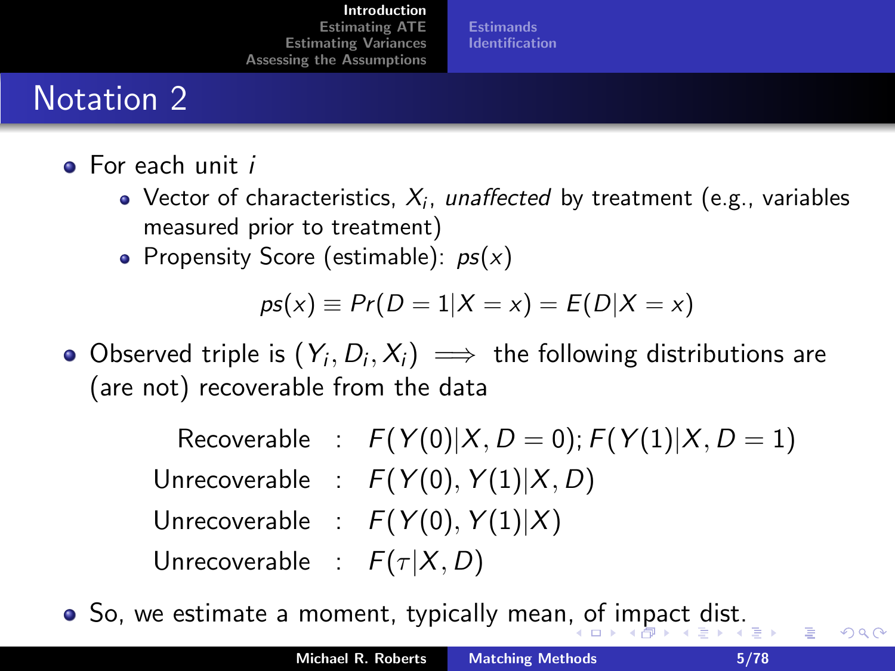# Notation 2

- For each unit $i$
  - Vector of characteristics, $X_i$, *unaffected* by treatment (e.g., variables measured prior to treatment)
  - Propensity Score (estimable): $ps(x)$

$$ps(x) \equiv Pr(D = 1|X = x) = E(D|X = x)$$

- Observed triple is $(Y_i, D_i, X_i) \implies$ the following distributions are (are not) recoverable from the data

$$\begin{aligned}
\text{Recoverable} &: \quad F(Y(0)|X, D = 0); F(Y(1)|X, D = 1) \\
\text{Unrecoverable} &: \quad F(Y(0), Y(1)|X, D) \\
\text{Unrecoverable} &: \quad F(Y(0), Y(1)|X) \\
\text{Unrecoverable} &: \quad F(\tau|X, D)
\end{aligned}$$

- So, we estimate a moment, typically mean, of impact dist.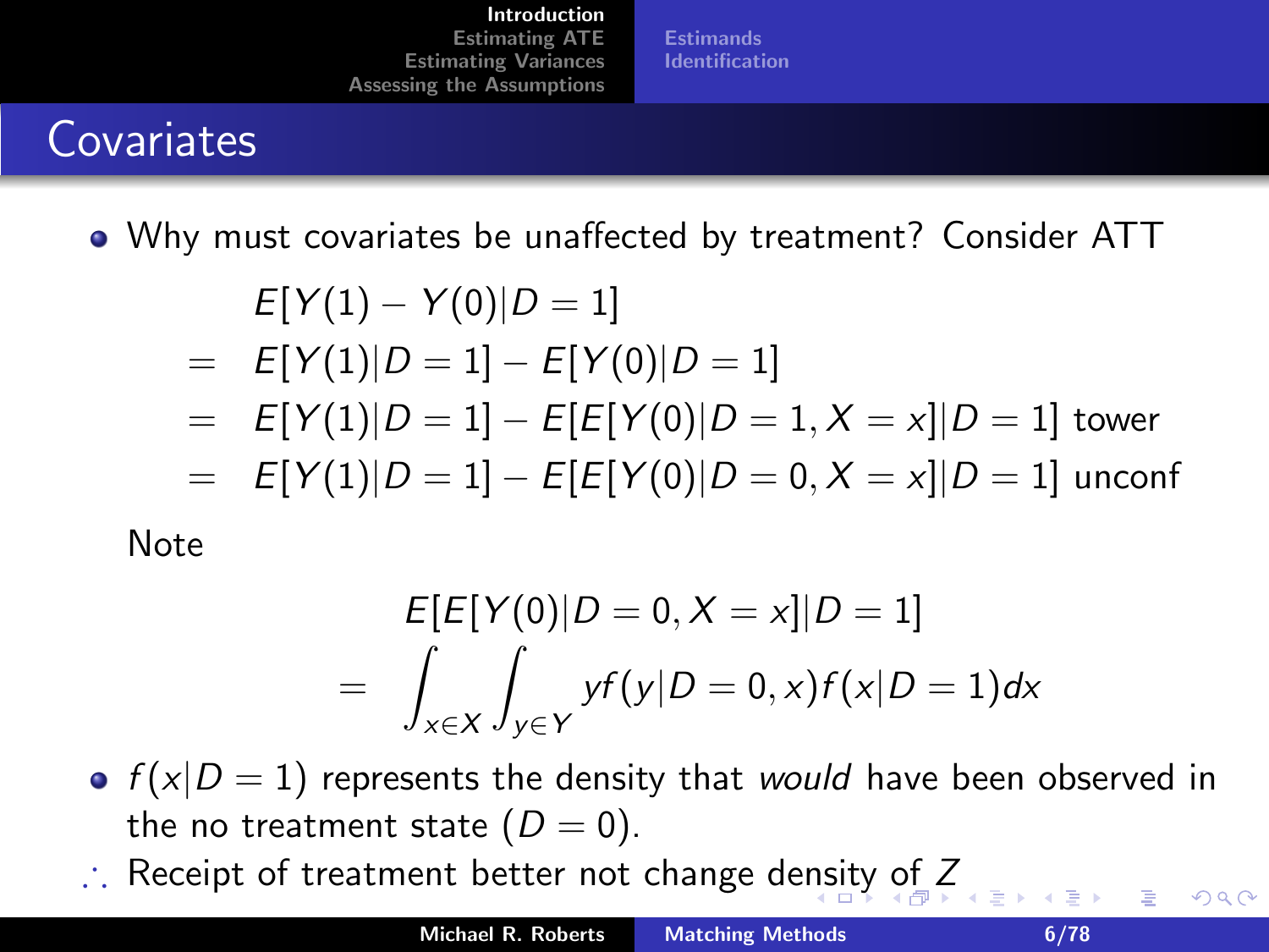## Covariates

- Why must covariates be unaffected by treatment? Consider ATT

$$
\begin{aligned}
& E[Y(1) - Y(0)|D = 1] \\
= \;& E[Y(1)|D = 1] - E[Y(0)|D = 1] \\
= \;& E[Y(1)|D = 1] - E[E[Y(0)|D = 1, X = x]|D = 1] \text{ tower} \\
= \;& E[Y(1)|D = 1] - E[E[Y(0)|D = 0, X = x]|D = 1] \text{ unconf}
\end{aligned}
$$

Note

$$
\begin{aligned}
& E[E[Y(0)|D = 0, X = x]|D = 1] \\
= \;& \int_{x \in X} \int_{y \in Y} y f(y|D = 0, x) f(x|D = 1) dx
\end{aligned}
$$

- $f(x|D = 1)$ represents the density that *would* have been observed in the no treatment state $(D = 0)$.

$\therefore$ Receipt of treatment better not change density of $Z$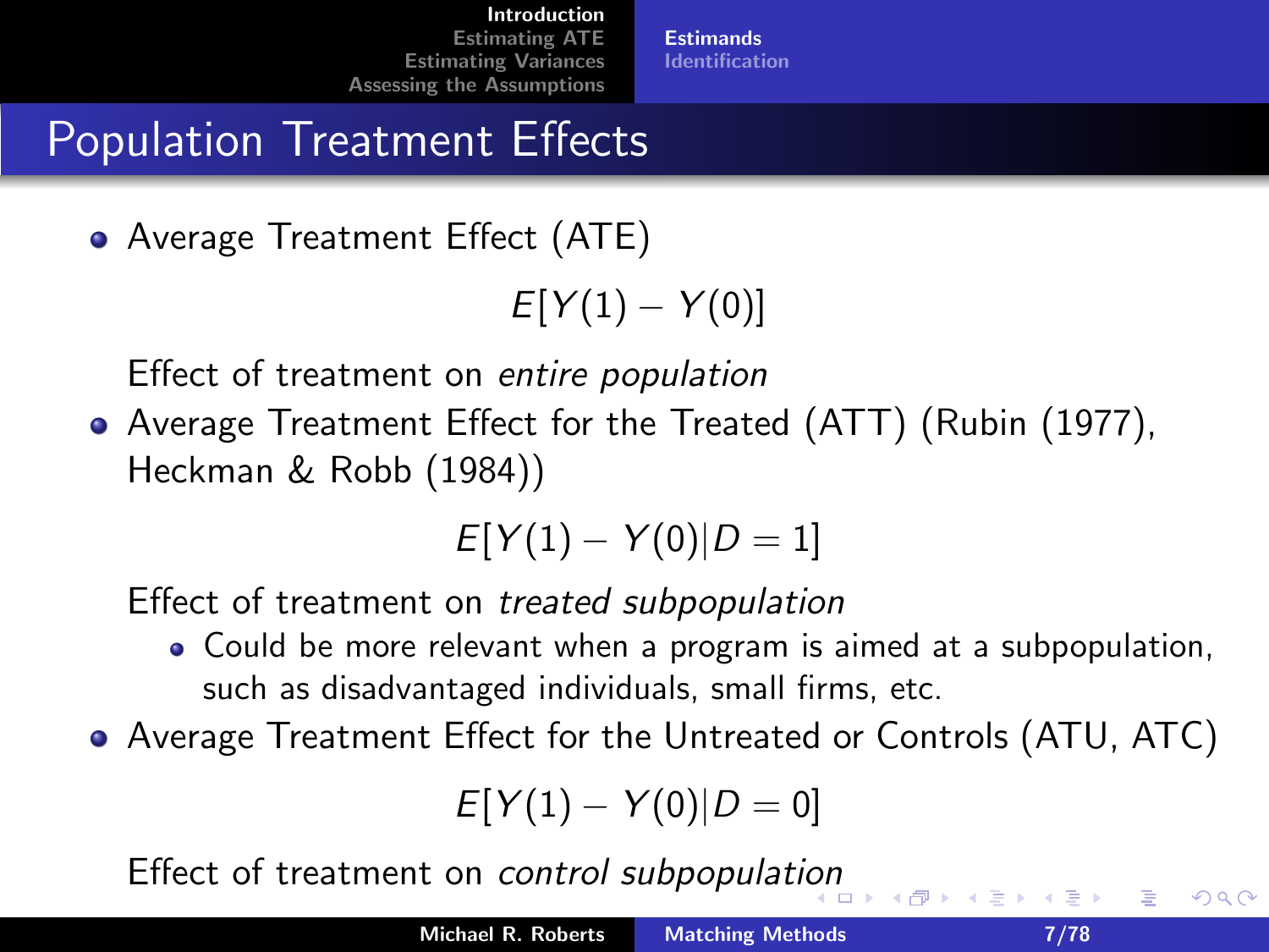# Population Treatment Effects

- Average Treatment Effect (ATE)

$$E[Y(1) - Y(0)]$$

Effect of treatment on *entire population*

- Average Treatment Effect for the Treated (ATT) (Rubin (1977), Heckman & Robb (1984))

$$E[Y(1) - Y(0)|D = 1]$$

Effect of treatment on *treated subpopulation*

  - Could be more relevant when a program is aimed at a subpopulation, such as disadvantaged individuals, small firms, etc.

- Average Treatment Effect for the Untreated or Controls (ATU, ATC)

$$E[Y(1) - Y(0)|D = 0]$$

Effect of treatment on *control subpopulation*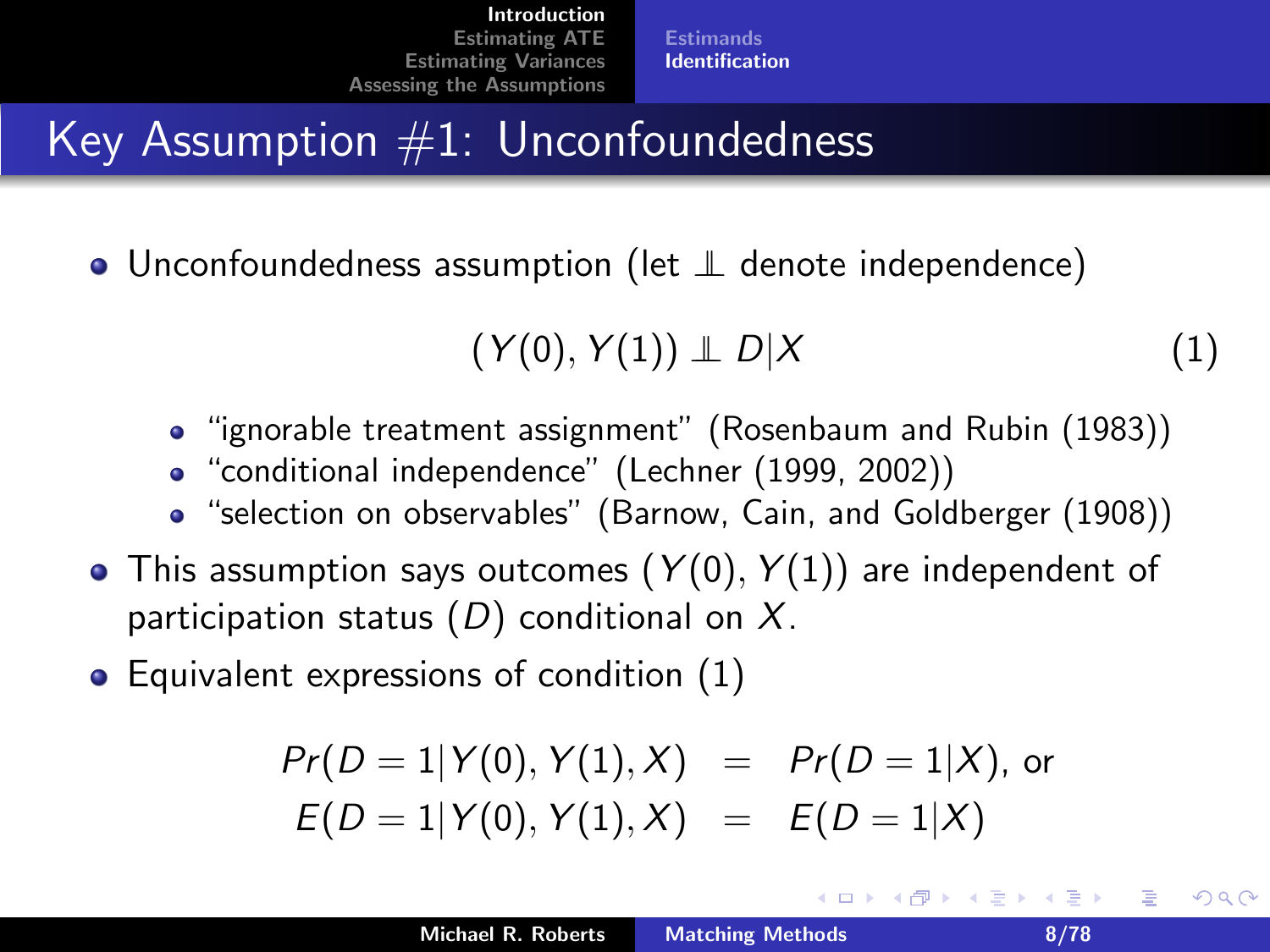# Key Assumption #1: Unconfoundedness

- Unconfoundedness assumption (let $\perp\!\!\!\perp$ denote independence)

$$(Y(0), Y(1)) \perp\!\!\!\perp D|X \tag{1}$$

  - "ignorable treatment assignment" (Rosenbaum and Rubin (1983))
  - "conditional independence" (Lechner (1999, 2002))
  - "selection on observables" (Barnow, Cain, and Goldberger (1908))
- This assumption says outcomes $(Y(0), Y(1))$ are independent of participation status $(D)$ conditional on $X$.
- Equivalent expressions of condition (1)

$$\begin{aligned} Pr(D = 1|Y(0), Y(1), X) &= Pr(D = 1|X), \text{ or} \\ E(D = 1|Y(0), Y(1), X) &= E(D = 1|X) \end{aligned}$$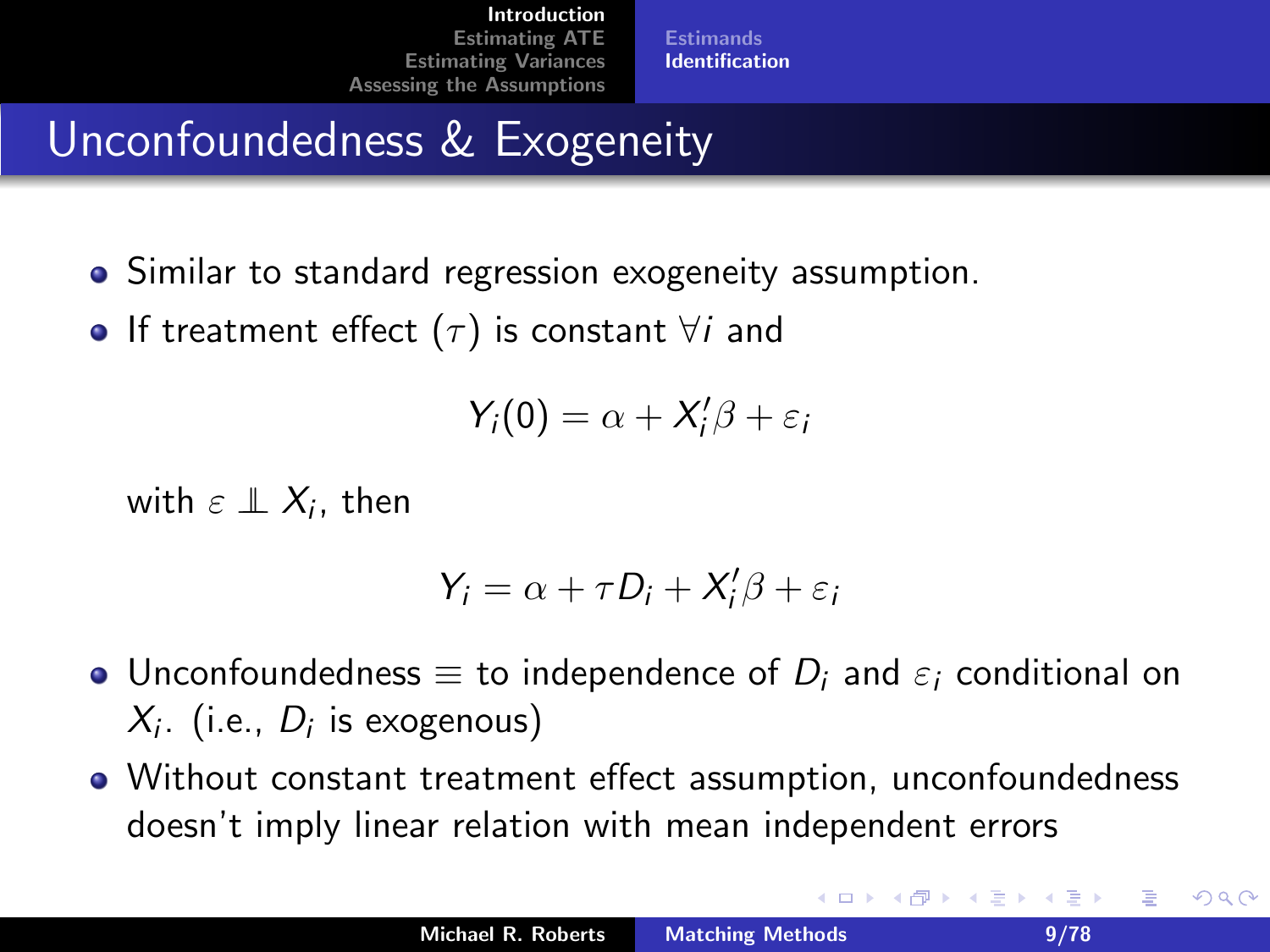## Unconfoundedness & Exogeneity

- Similar to standard regression exogeneity assumption.
- If treatment effect ($\tau$) is constant $\forall i$ and

$$Y_i(0) = \alpha + X_i'\beta + \varepsilon_i$$

with $\varepsilon \perp\!\!\!\perp X_i$, then

$$Y_i = \alpha + \tau D_i + X_i'\beta + \varepsilon_i$$

- Unconfoundedness $\equiv$ to independence of $D_i$ and $\varepsilon_i$ conditional on $X_i$. (i.e., $D_i$ is exogenous)
- Without constant treatment effect assumption, unconfoundedness doesn't imply linear relation with mean independent errors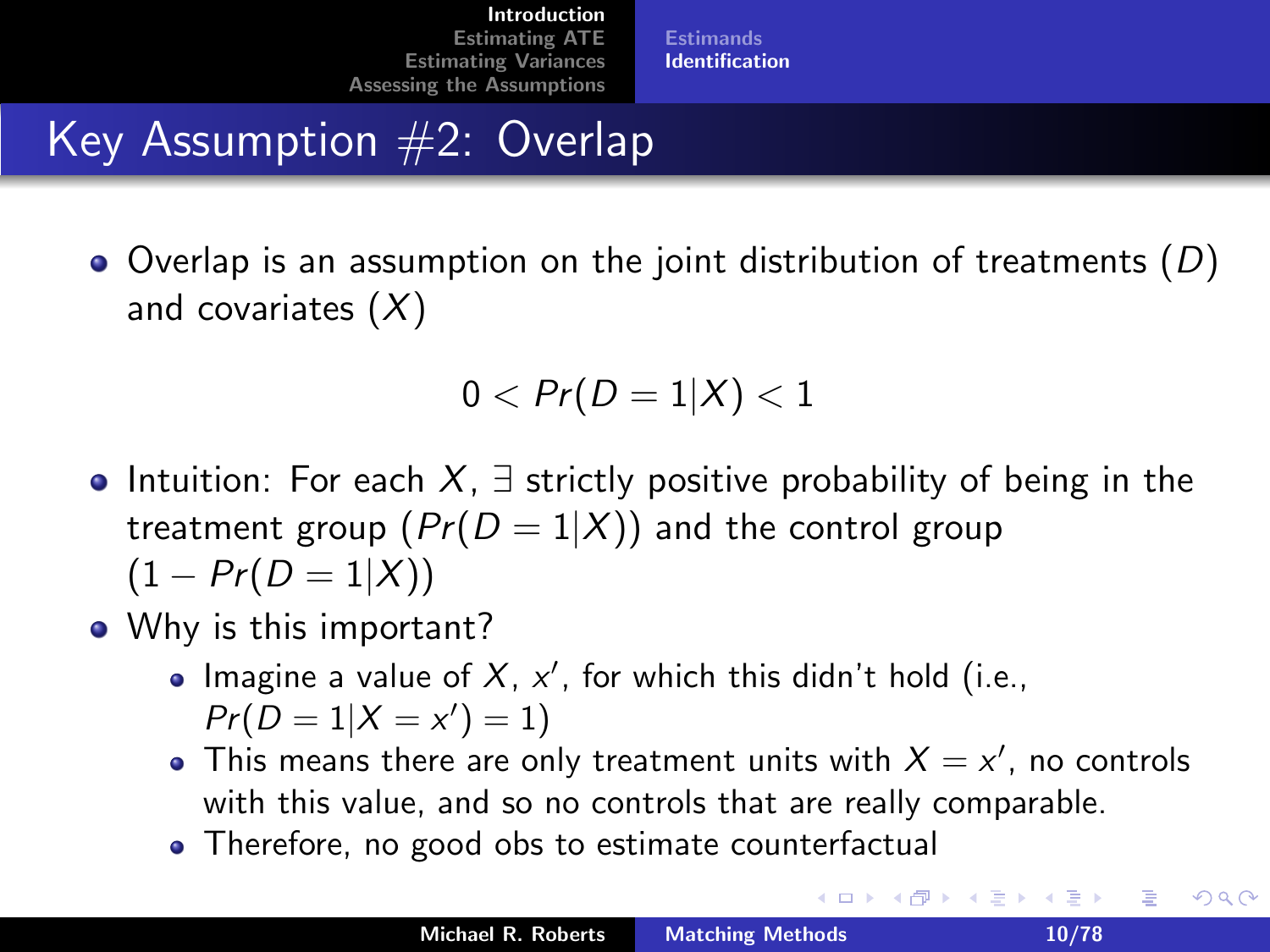# Key Assumption #2: Overlap

- Overlap is an assumption on the joint distribution of treatments ($D$) and covariates ($X$)

$$0 < Pr(D = 1|X) < 1$$

- Intuition: For each $X$, $\exists$ strictly positive probability of being in the treatment group ($Pr(D = 1|X)$) and the control group ($1 - Pr(D = 1|X)$)
- Why is this important?
  - Imagine a value of $X$, $x'$, for which this didn't hold (i.e., $Pr(D = 1|X = x') = 1$)
  - This means there are only treatment units with $X = x'$, no controls with this value, and so no controls that are really comparable.
  - Therefore, no good obs to estimate counterfactual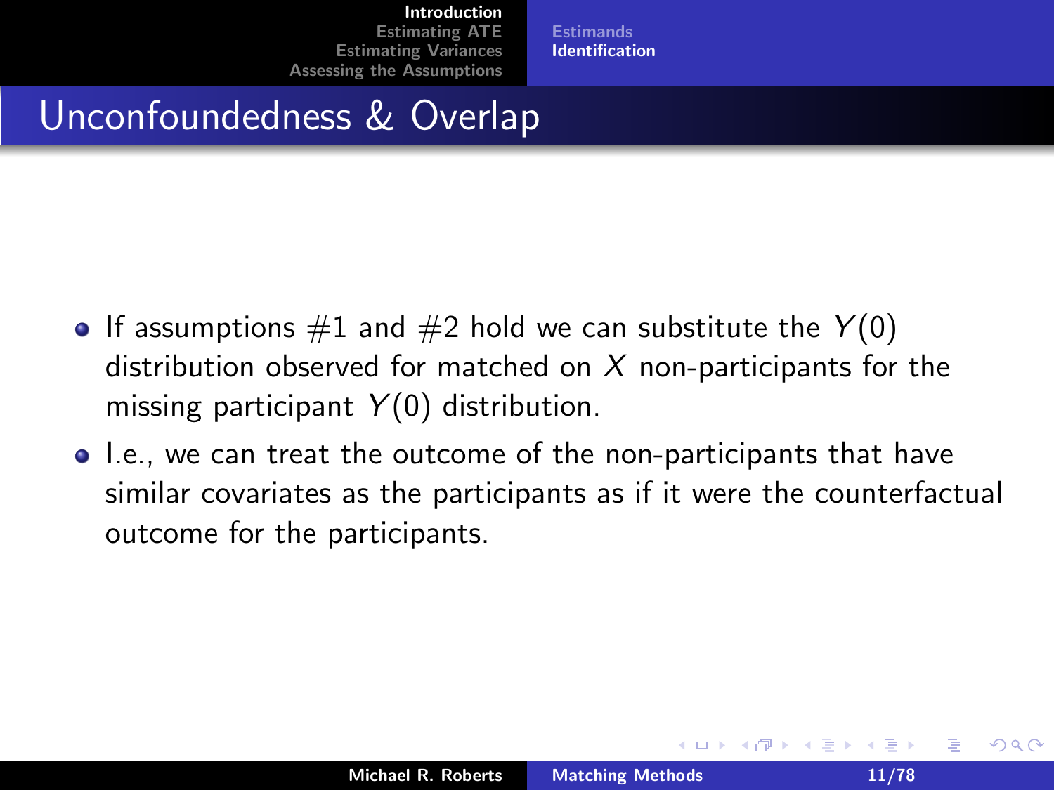## Unconfoundedness & Overlap

- If assumptions #1 and #2 hold we can substitute the $Y(0)$ distribution observed for matched on $X$ non-participants for the missing participant $Y(0)$ distribution.
- I.e., we can treat the outcome of the non-participants that have similar covariates as the participants as if it were the counterfactual outcome for the participants.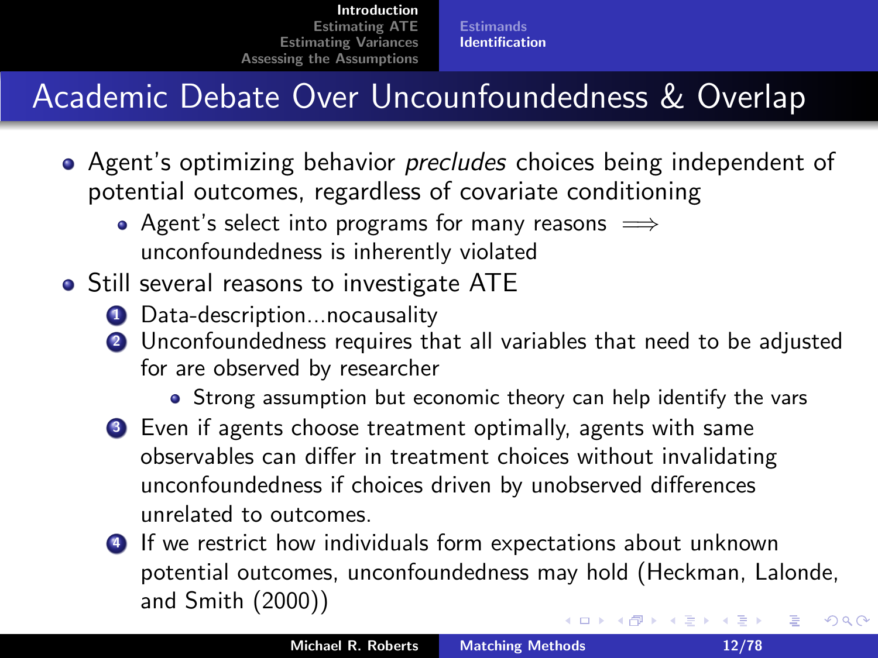# Academic Debate Over Uncounfoundedness & Overlap

- Agent's optimizing behavior *precludes* choices being independent of potential outcomes, regardless of covariate conditioning
  - Agent's select into programs for many reasons $\implies$ unconfoundedness is inherently violated
- Still several reasons to investigate ATE
  1. Data-description...nocausality
  2. Unconfoundedness requires that all variables that need to be adjusted for are observed by researcher
     - Strong assumption but economic theory can help identify the vars
  3. Even if agents choose treatment optimally, agents with same observables can differ in treatment choices without invalidating unconfoundedness if choices driven by unobserved differences unrelated to outcomes.
  4. If we restrict how individuals form expectations about unknown potential outcomes, unconfoundedness may hold (Heckman, Lalonde, and Smith (2000))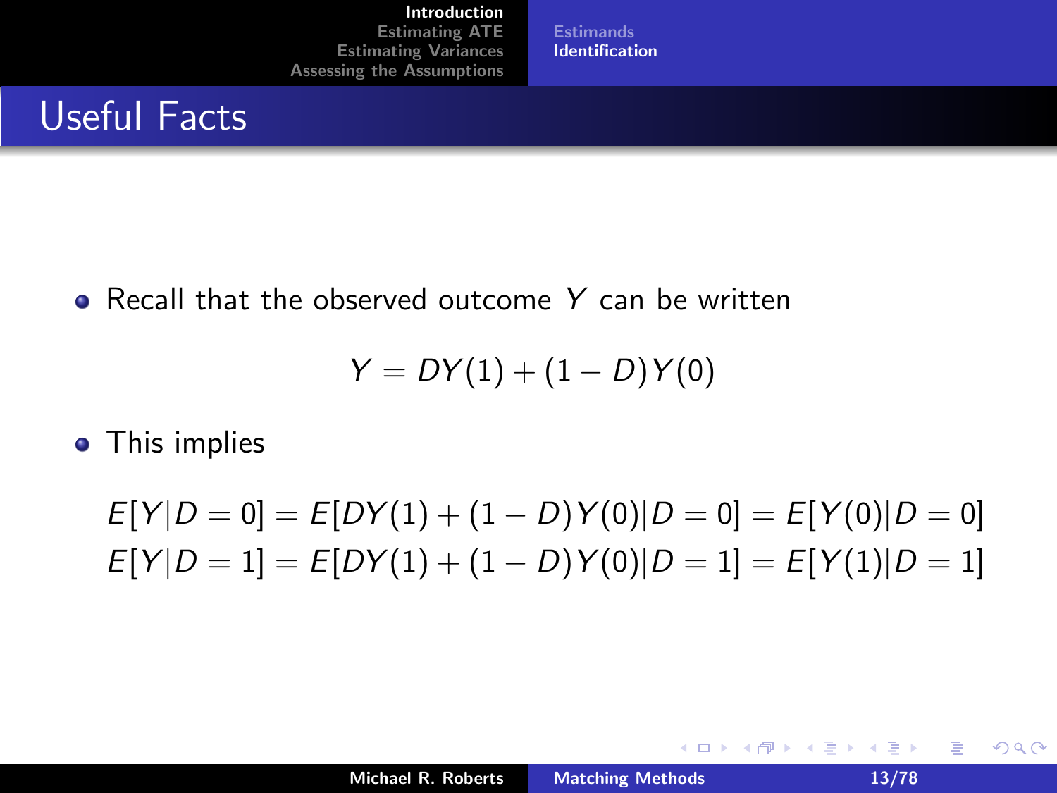# Useful Facts

- Recall that the observed outcome $Y$ can be written

$$Y = DY(1) + (1 - D)Y(0)$$

- This implies

$$E[Y|D = 0] = E[DY(1) + (1 - D)Y(0)|D = 0] = E[Y(0)|D = 0]$$
$$E[Y|D = 1] = E[DY(1) + (1 - D)Y(0)|D = 1] = E[Y(1)|D = 1]$$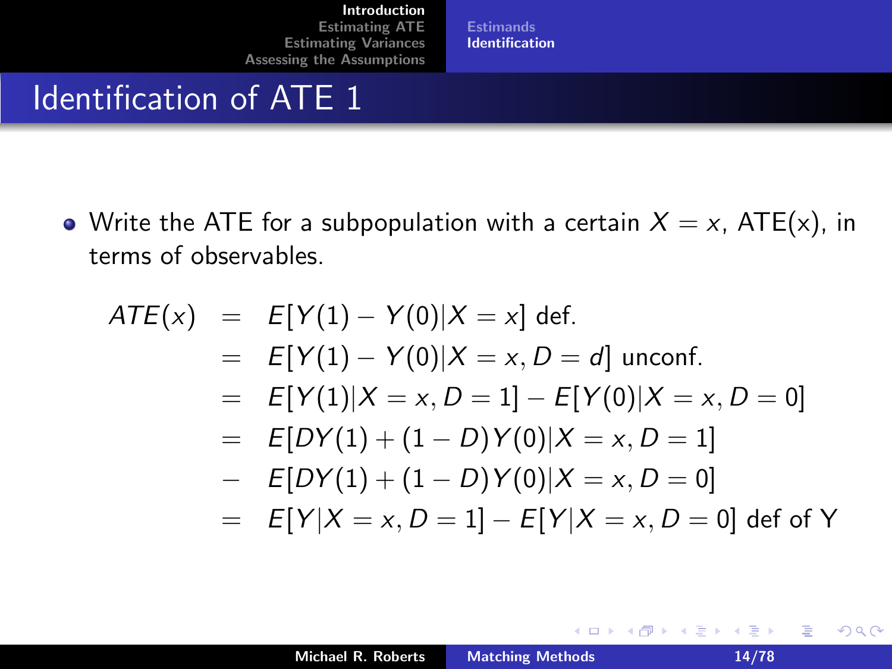# Identification of ATE 1

- Write the ATE for a subpopulation with a certain $X = x$, ATE(x), in terms of observables.

$$
\begin{aligned}
ATE(x) &= E[Y(1) - Y(0)|X = x] \text{ def.} \\
&= E[Y(1) - Y(0)|X = x, D = d] \text{ unconf.} \\
&= E[Y(1)|X = x, D = 1] - E[Y(0)|X = x, D = 0] \\
&= E[DY(1) + (1 - D)Y(0)|X = x, D = 1] \\
&- E[DY(1) + (1 - D)Y(0)|X = x, D = 0] \\
&= E[Y|X = x, D = 1] - E[Y|X = x, D = 0] \text{ def of Y}
\end{aligned}
$$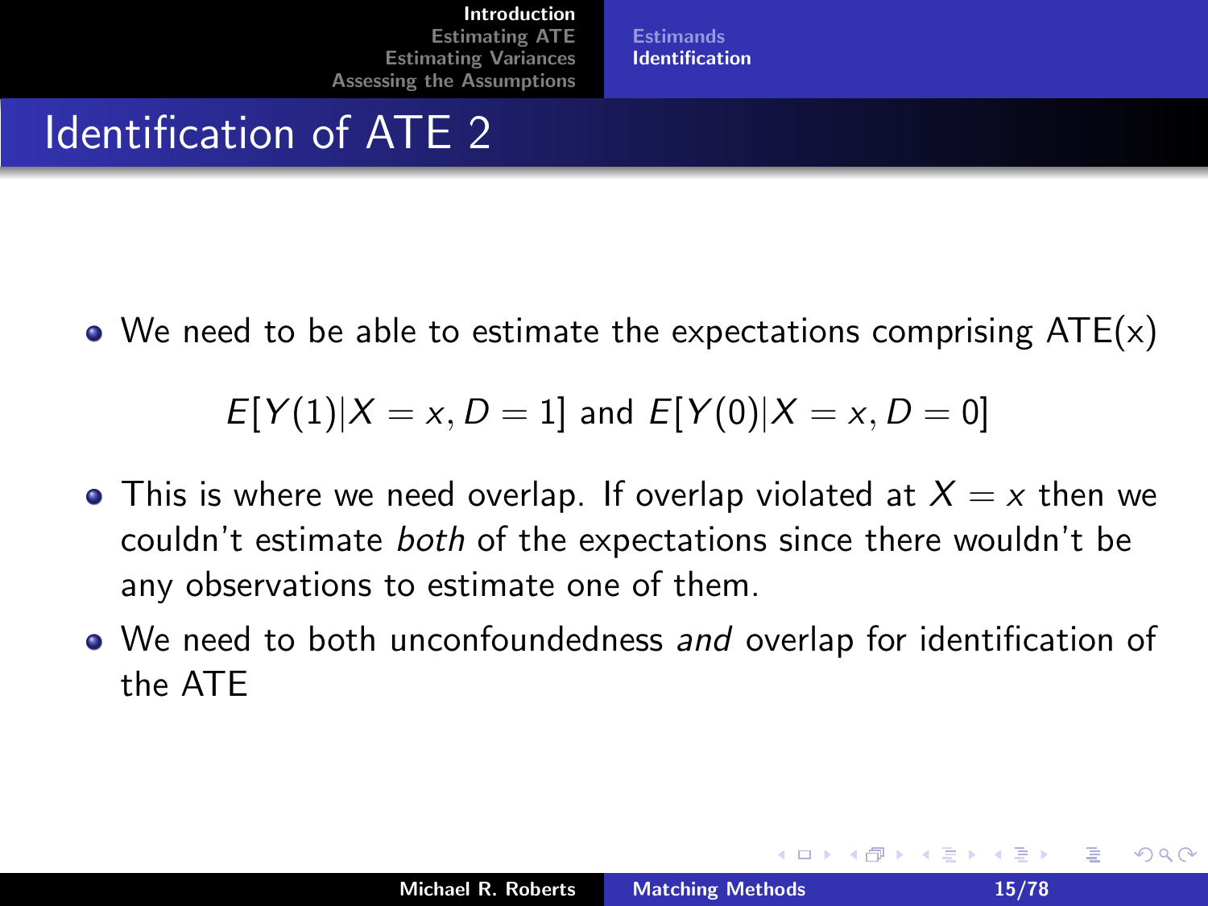# Identification of ATE 2

- We need to be able to estimate the expectations comprising ATE(x)

$$E[Y(1)|X = x, D = 1] \text{ and } E[Y(0)|X = x, D = 0]$$

- This is where we need overlap. If overlap violated at $X = x$ then we couldn't estimate *both* of the expectations since there wouldn't be any observations to estimate one of them.
- We need to both unconfoundedness *and* overlap for identification of the ATE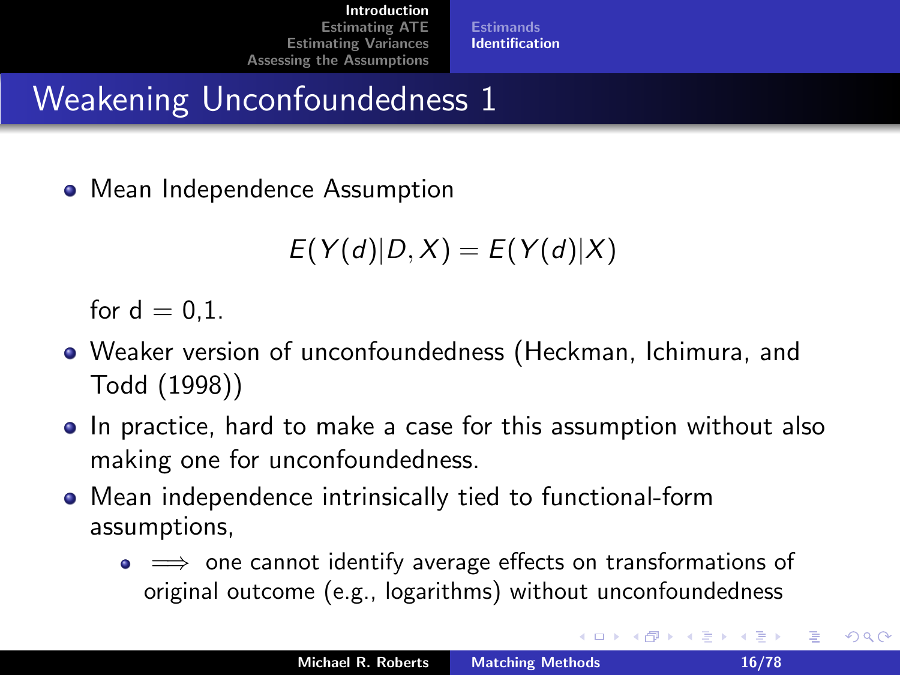# Weakening Unconfoundedness 1

- Mean Independence Assumption

$$E(Y(d)|D, X) = E(Y(d)|X)$$

  for d = 0,1.

- Weaker version of unconfoundedness (Heckman, Ichimura, and Todd (1998))
- In practice, hard to make a case for this assumption without also making one for unconfoundedness.
- Mean independence intrinsically tied to functional-form assumptions,
  - $\Longrightarrow$ one cannot identify average effects on transformations of original outcome (e.g., logarithms) without unconfoundedness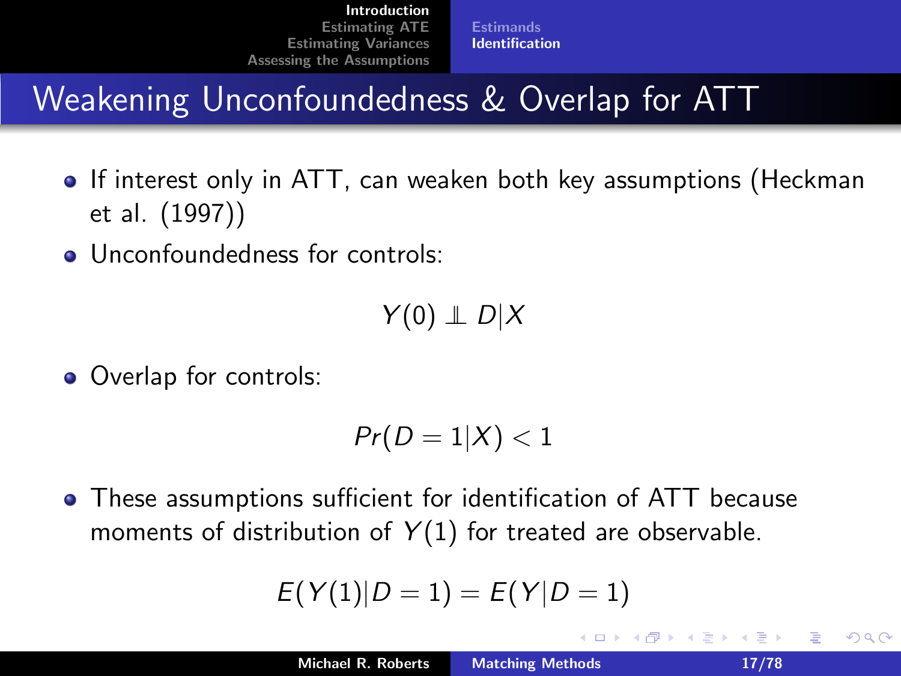# Weakening Unconfoundedness & Overlap for ATT

- If interest only in ATT, can weaken both key assumptions (Heckman et al. (1997))
- Unconfoundedness for controls:

$$Y(0) \perp\!\!\!\perp D|X$$

- Overlap for controls:

$$Pr(D = 1|X) < 1$$

- These assumptions sufficient for identification of ATT because moments of distribution of $Y(1)$ for treated are observable.

$$E(Y(1)|D = 1) = E(Y|D = 1)$$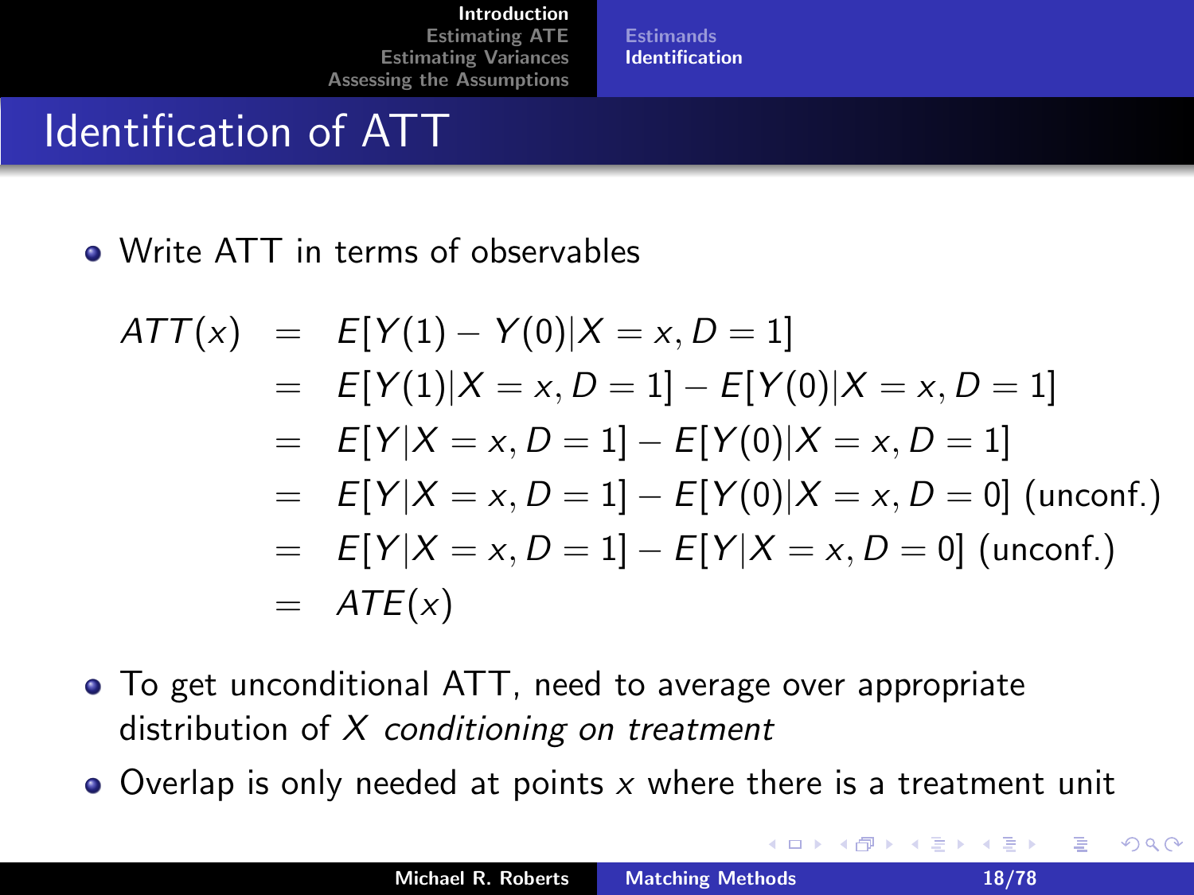# Identification of ATT

- Write ATT in terms of observables

$$
\begin{aligned}
ATT(x) &= E[Y(1) - Y(0)|X = x, D = 1] \\
&= E[Y(1)|X = x, D = 1] - E[Y(0)|X = x, D = 1] \\
&= E[Y|X = x, D = 1] - E[Y(0)|X = x, D = 1] \\
&= E[Y|X = x, D = 1] - E[Y(0)|X = x, D = 0] \text{ (unconf.)} \\
&= E[Y|X = x, D = 1] - E[Y|X = x, D = 0] \text{ (unconf.)} \\
&= ATE(x)
\end{aligned}
$$

- To get unconditional ATT, need to average over appropriate distribution of $X$ *conditioning on treatment*
- Overlap is only needed at points $x$ where there is a treatment unit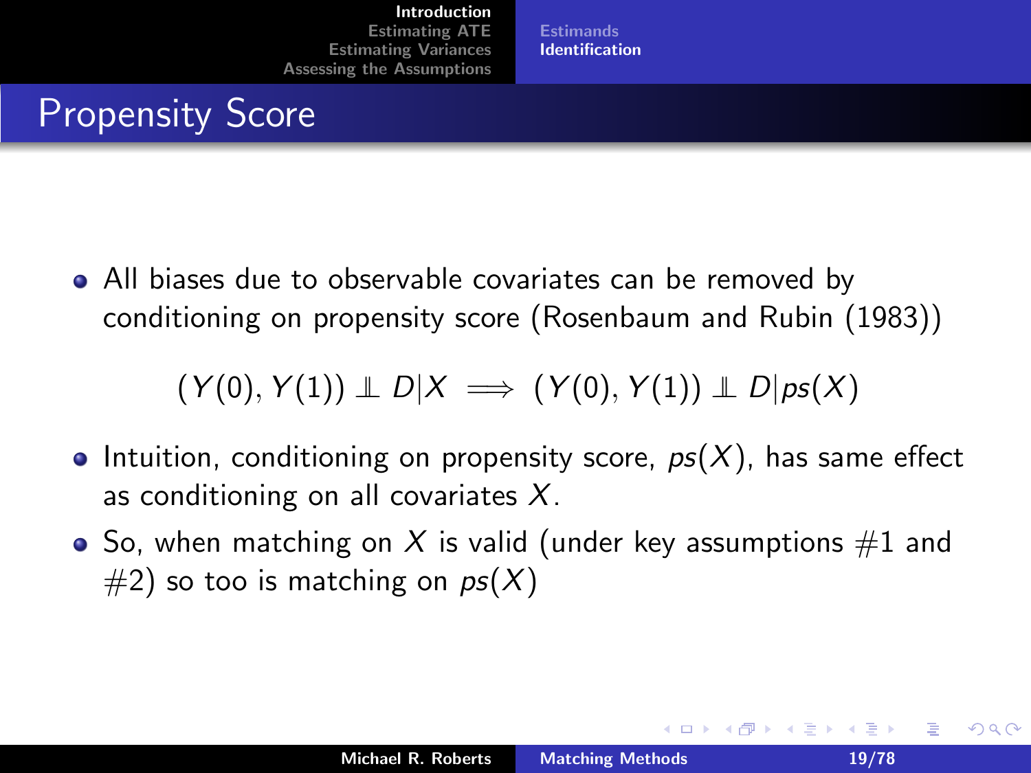## Propensity Score

- All biases due to observable covariates can be removed by conditioning on propensity score (Rosenbaum and Rubin (1983))

$$(Y(0), Y(1)) \perp\!\!\!\perp D|X \implies (Y(0), Y(1)) \perp\!\!\!\perp D|ps(X)$$

- Intuition, conditioning on propensity score, $ps(X)$, has same effect as conditioning on all covariates $X$.
- So, when matching on $X$ is valid (under key assumptions #1 and #2) so too is matching on $ps(X)$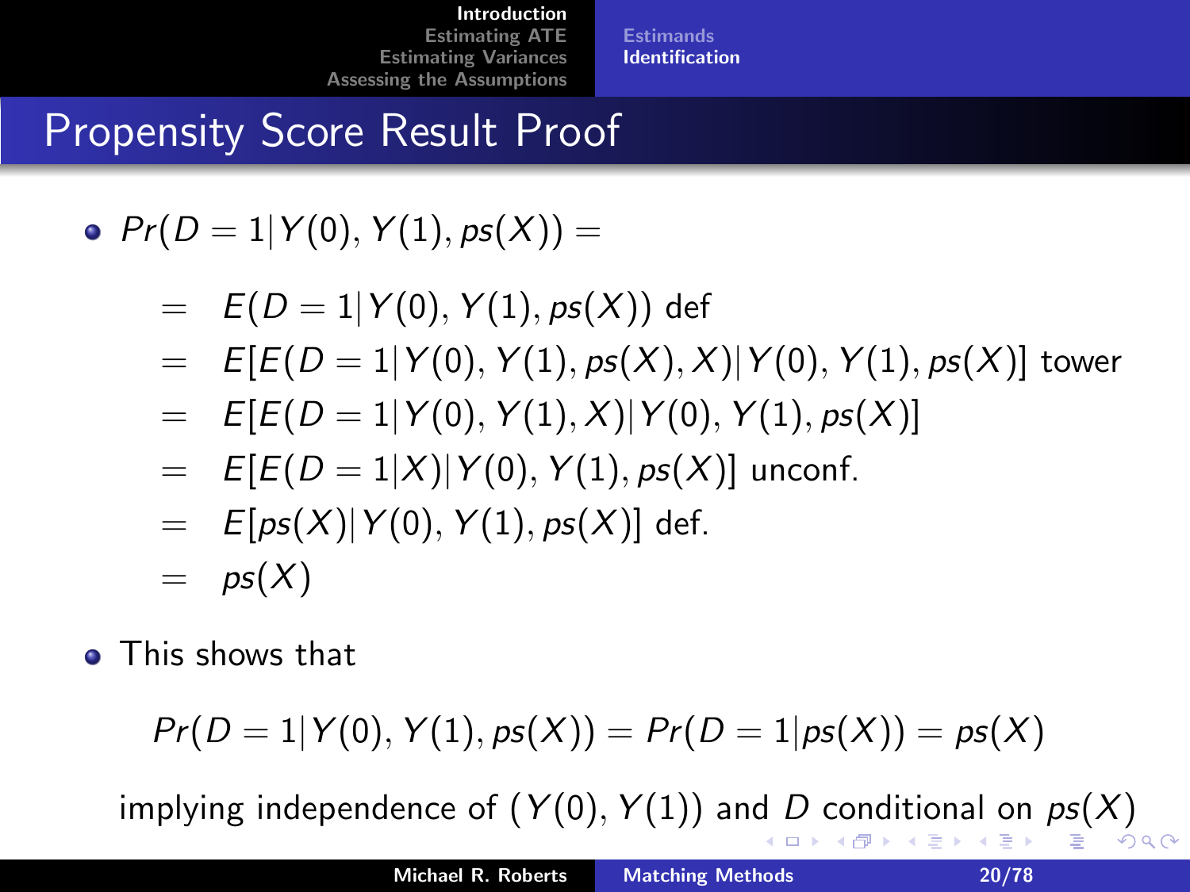# Propensity Score Result Proof

- $Pr(D = 1|Y(0), Y(1), ps(X)) =$

$$
\begin{aligned}
&= E(D = 1|Y(0), Y(1), ps(X)) \text{ def} \\
&= E[E(D = 1|Y(0), Y(1), ps(X), X)|Y(0), Y(1), ps(X)] \text{ tower} \\
&= E[E(D = 1|Y(0), Y(1), X)|Y(0), Y(1), ps(X)] \\
&= E[E(D = 1|X)|Y(0), Y(1), ps(X)] \text{ unconf.} \\
&= E[ps(X)|Y(0), Y(1), ps(X)] \text{ def.} \\
&= ps(X)
\end{aligned}
$$

- This shows that

$$Pr(D = 1|Y(0), Y(1), ps(X)) = Pr(D = 1|ps(X)) = ps(X)$$

implying independence of $(Y(0), Y(1))$ and $D$ conditional on $ps(X)$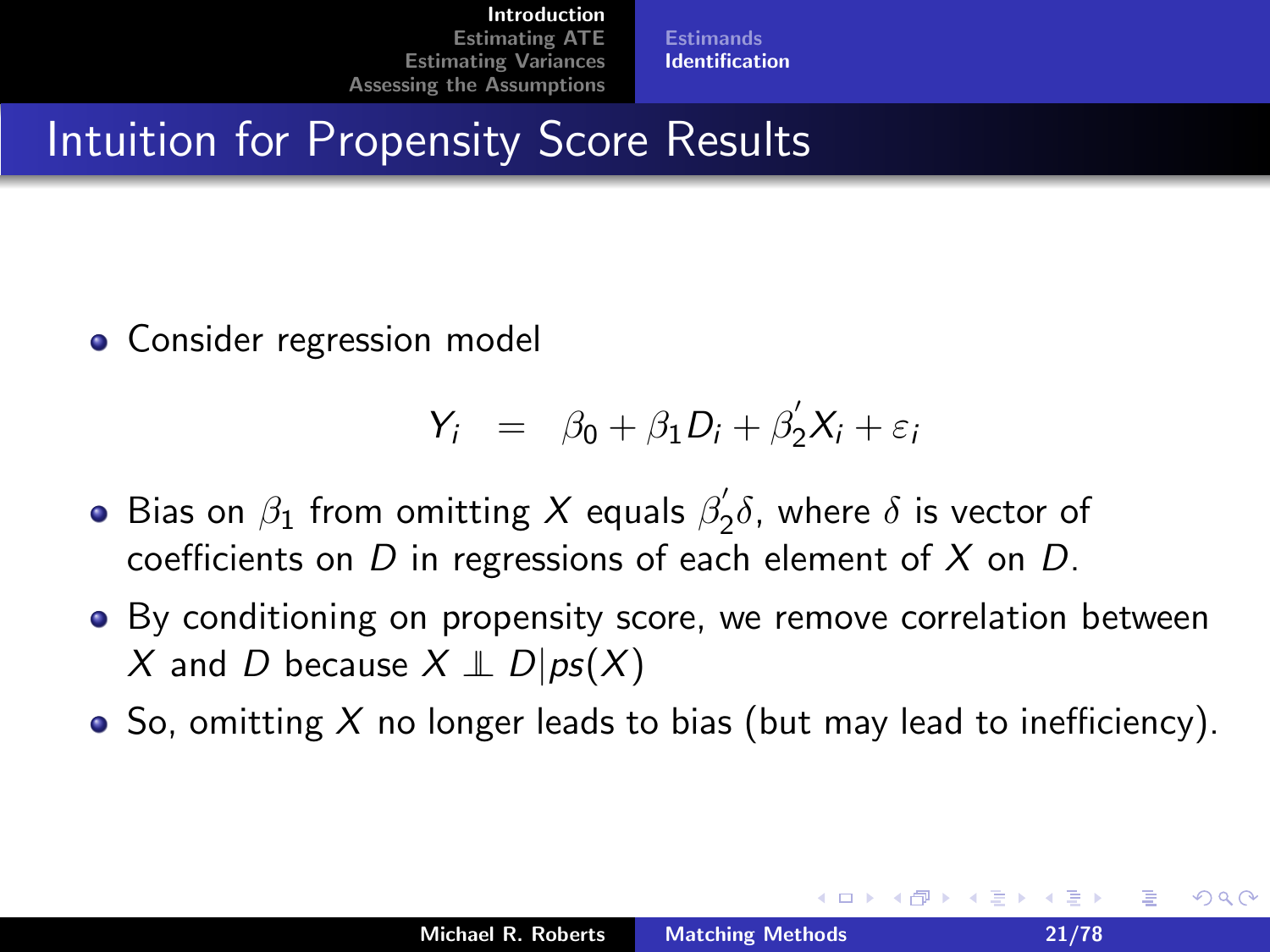# Intuition for Propensity Score Results

- Consider regression model

$$Y_i = \beta_0 + \beta_1 D_i + \beta_2' X_i + \varepsilon_i$$

- Bias on $\beta_1$ from omitting $X$ equals $\beta_2' \delta$, where $\delta$ is vector of coefficients on $D$ in regressions of each element of $X$ on $D$.
- By conditioning on propensity score, we remove correlation between $X$ and $D$ because $X \perp\!\!\!\perp D | ps(X)$
- So, omitting $X$ no longer leads to bias (but may lead to inefficiency).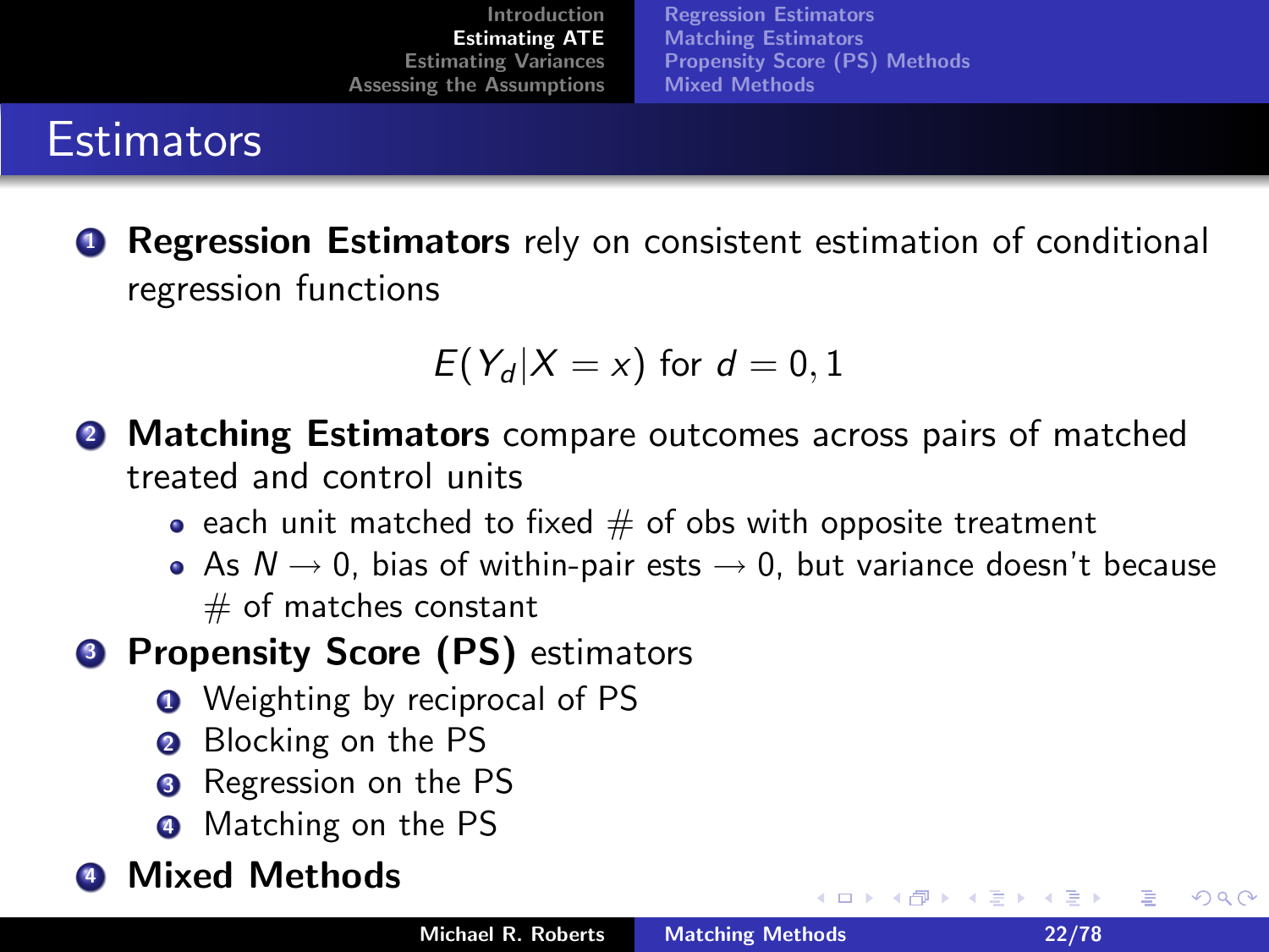# Estimators

1. **Regression Estimators** rely on consistent estimation of conditional regression functions

$$E(Y_d|X = x) \text{ for } d = 0, 1$$

2. **Matching Estimators** compare outcomes across pairs of matched treated and control units
   - each unit matched to fixed # of obs with opposite treatment
   - As $N \rightarrow 0$, bias of within-pair ests $\rightarrow 0$, but variance doesn't because # of matches constant
3. **Propensity Score (PS)** estimators
   1. Weighting by reciprocal of PS
   2. Blocking on the PS
   3. Regression on the PS
   4. Matching on the PS
4. **Mixed Methods**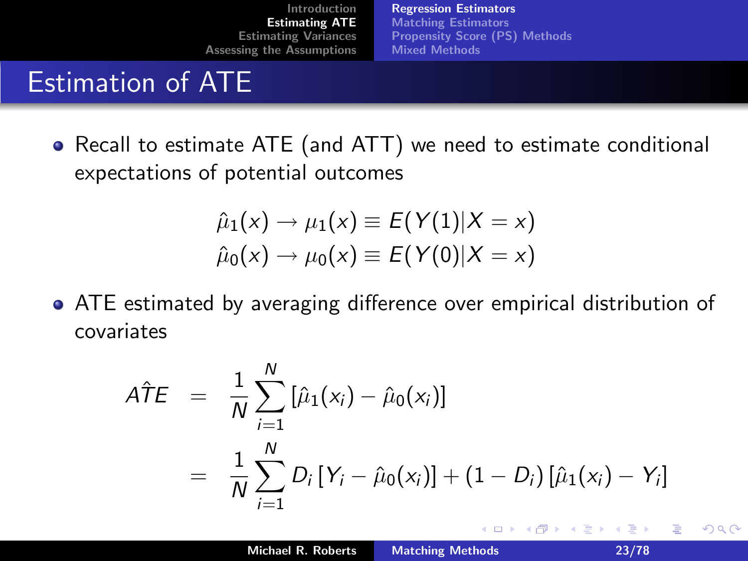# Estimation of ATE

- Recall to estimate ATE (and ATT) we need to estimate conditional expectations of potential outcomes

$$\hat{\mu}_1(x) \rightarrow \mu_1(x) \equiv E(Y(1)|X = x)$$
$$\hat{\mu}_0(x) \rightarrow \mu_0(x) \equiv E(Y(0)|X = x)$$

- ATE estimated by averaging difference over empirical distribution of covariates

$$
\begin{aligned}
A\hat{T}E &= \frac{1}{N}\sum_{i=1}^{N}\left[\hat{\mu}_1(x_i) - \hat{\mu}_0(x_i)\right] \\
&= \frac{1}{N}\sum_{i=1}^{N} D_i\left[Y_i - \hat{\mu}_0(x_i)\right] + (1 - D_i)\left[\hat{\mu}_1(x_i) - Y_i\right]
\end{aligned}
$$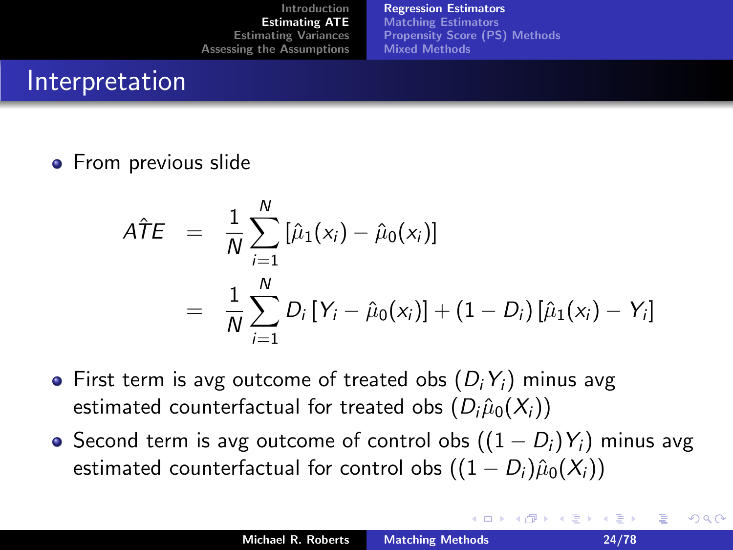## Interpretation

- From previous slide

$$
\begin{aligned}
\hat{ATE} &= \frac{1}{N}\sum_{i=1}^{N}\left[\hat{\mu}_1(x_i) - \hat{\mu}_0(x_i)\right] \\
&= \frac{1}{N}\sum_{i=1}^{N} D_i\left[Y_i - \hat{\mu}_0(x_i)\right] + (1 - D_i)\left[\hat{\mu}_1(x_i) - Y_i\right]
\end{aligned}
$$

- First term is avg outcome of treated obs ($D_i Y_i$) minus avg estimated counterfactual for treated obs ($D_i \hat{\mu}_0(X_i)$)
- Second term is avg outcome of control obs ($(1 - D_i)Y_i$) minus avg estimated counterfactual for control obs ($(1 - D_i)\hat{\mu}_0(X_i)$)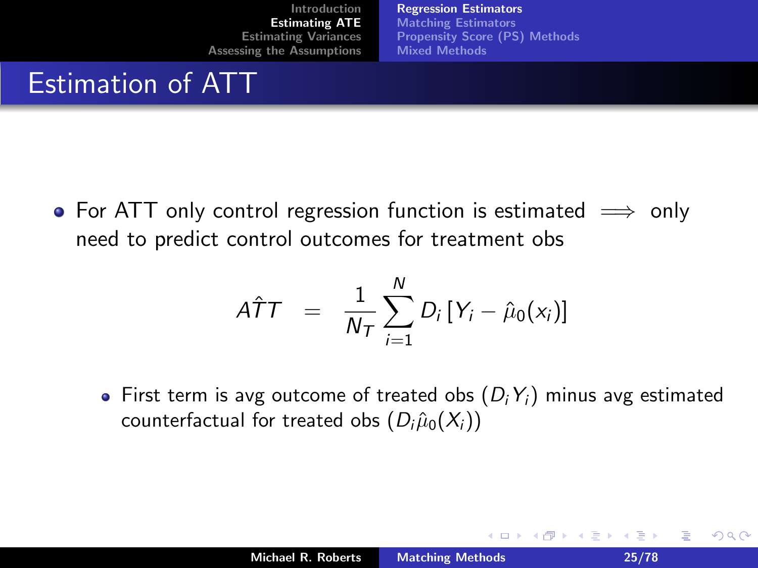# Estimation of ATT

- For ATT only control regression function is estimated $\implies$ only need to predict control outcomes for treatment obs

$$A\hat{T}T = \frac{1}{N_T}\sum_{i=1}^{N} D_i \left[Y_i - \hat{\mu}_0(x_i)\right]$$

  - First term is avg outcome of treated obs ($D_i Y_i$) minus avg estimated counterfactual for treated obs ($D_i \hat{\mu}_0(X_i)$)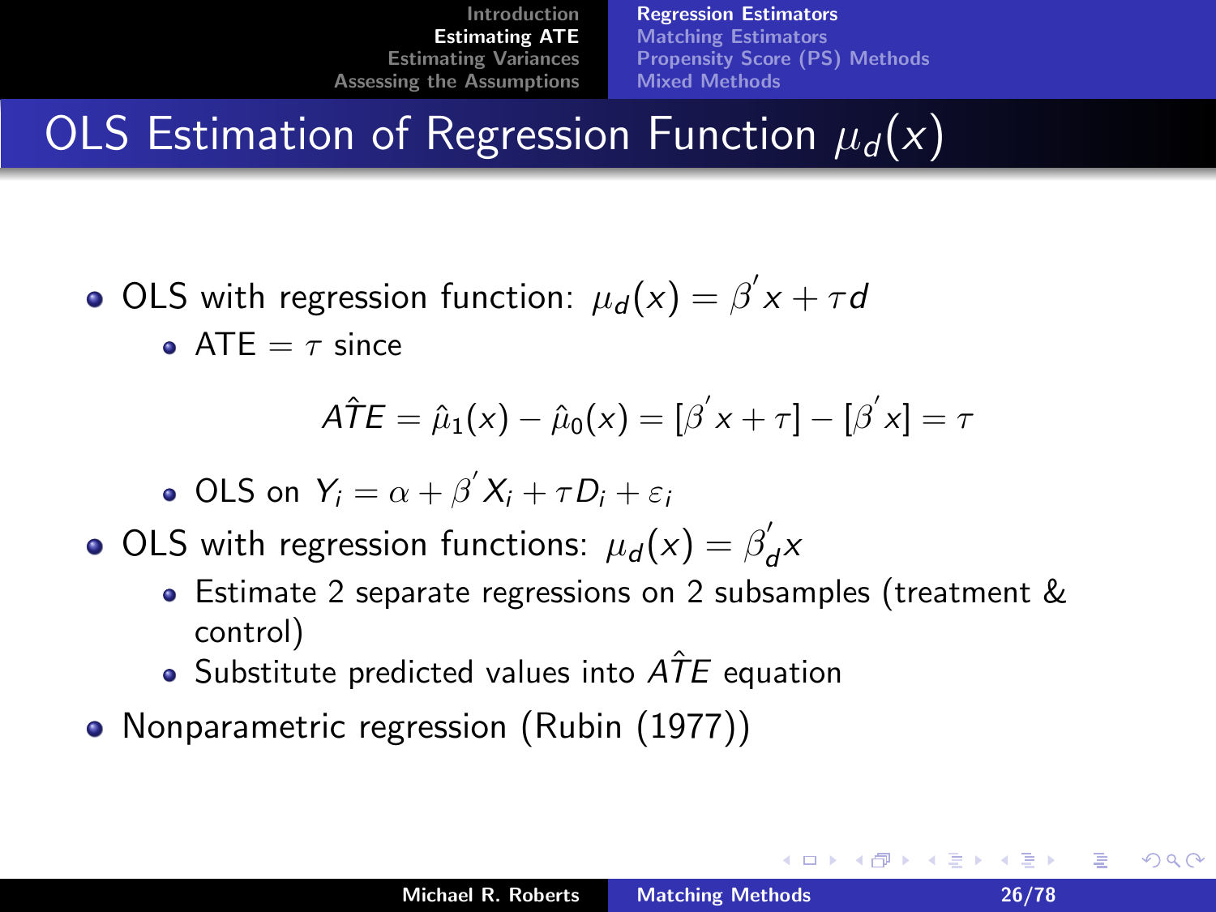# OLS Estimation of Regression Function $\mu_d(x)$

- OLS with regression function: $\mu_d(x) = \beta^{'} x + \tau d$
  - ATE $= \tau$ since

$$\hat{ATE} = \hat{\mu}_1(x) - \hat{\mu}_0(x) = [\beta^{'} x + \tau] - [\beta^{'} x] = \tau$$

  - OLS on $Y_i = \alpha + \beta^{'} X_i + \tau D_i + \varepsilon_i$
- OLS with regression functions: $\mu_d(x) = \beta_d^{'} x$
  - Estimate 2 separate regressions on 2 subsamples (treatment & control)
  - Substitute predicted values into $\hat{ATE}$ equation
- Nonparametric regression (Rubin (1977))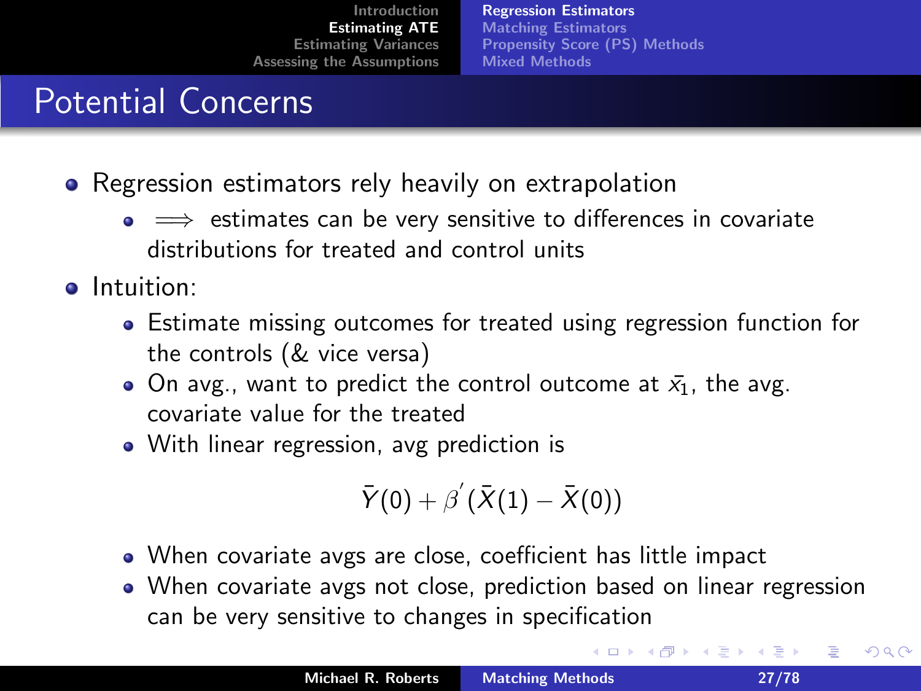# Potential Concerns

- Regression estimators rely heavily on extrapolation
  - $\implies$ estimates can be very sensitive to differences in covariate distributions for treated and control units
- Intuition:
  - Estimate missing outcomes for treated using regression function for the controls (& vice versa)
  - On avg., want to predict the control outcome at $\bar{x}_1$, the avg. covariate value for the treated
  - With linear regression, avg prediction is

$$\bar{Y}(0) + \beta^{'}(\bar{X}(1) - \bar{X}(0))$$

  - When covariate avgs are close, coefficient has little impact
  - When covariate avgs not close, prediction based on linear regression can be very sensitive to changes in specification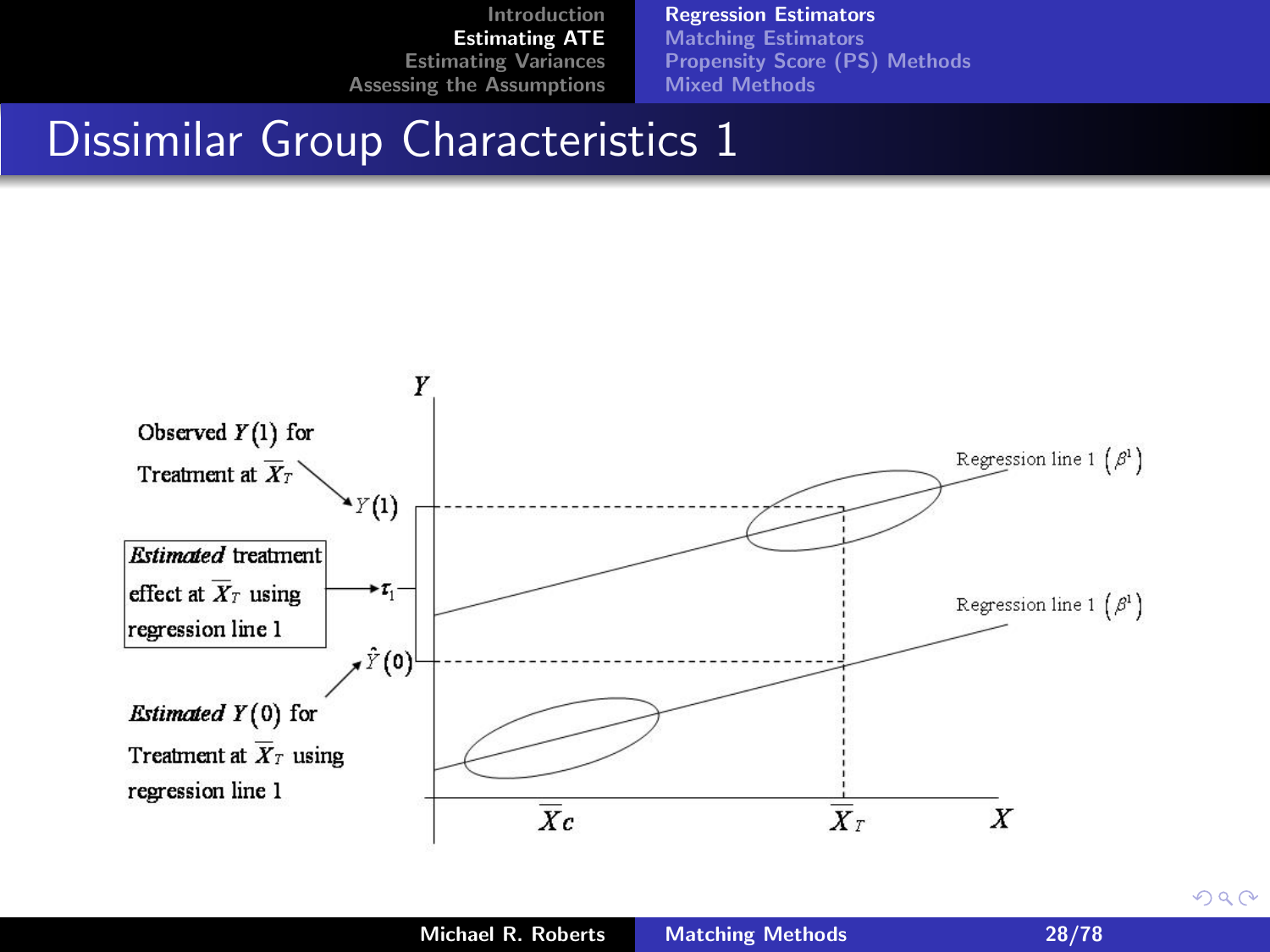# Dissimilar Group Characteristics 1

Observed $Y(1)$ for Treatment at $\overline{X}_T$

***Estimated*** treatment effect at $\overline{X}_T$ using regression line 1

***Estimated*** $Y(0)$ for Treatment at $\overline{X}_T$ using regression line 1

$Y$

$Y(1)$

$\tau_1$

$\hat{Y}(0)$

Regression line 1 $(\beta^1)$

Regression line 1 $(\beta^1)$

$\overline{X}_C$

$\overline{X}_T$

$X$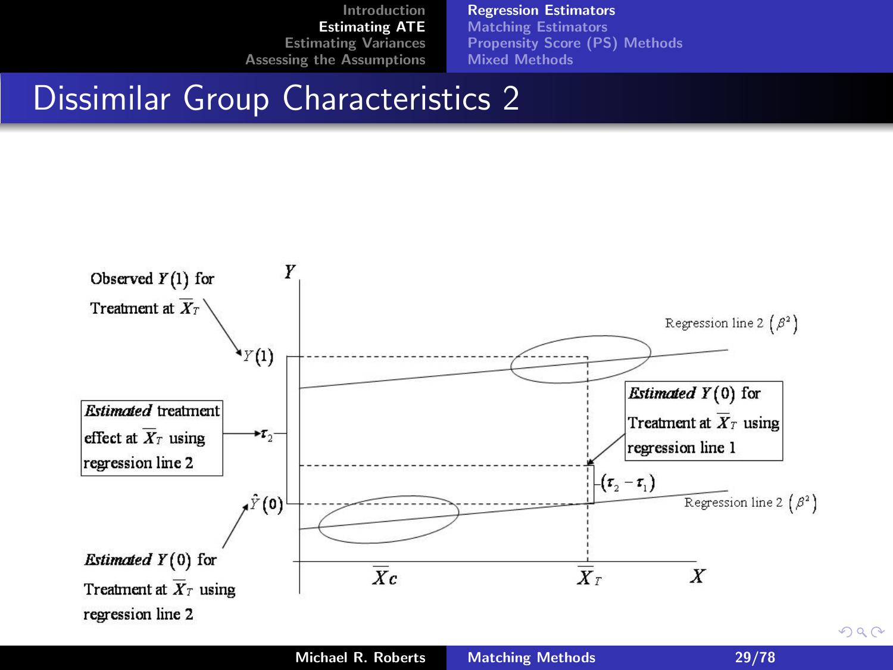# Dissimilar Group Characteristics 2

Observed $Y(1)$ for Treatment at $\overline{X}_T$

*Estimated* treatment effect at $\overline{X}_T$ using regression line 2

*Estimated* $Y(0)$ for Treatment at $\overline{X}_T$ using regression line 2

*Estimated* $Y(0)$ for Treatment at $\overline{X}_T$ using regression line 1

Regression line 2 $(\beta^2)$

Regression line 2 $(\beta^2)$

$Y$, $Y(1)$, $\tau_2$, $\hat{Y}(0)$, $(\tau_2 - \tau_1)$

$\overline{X}c$, $\overline{X}_T$, $X$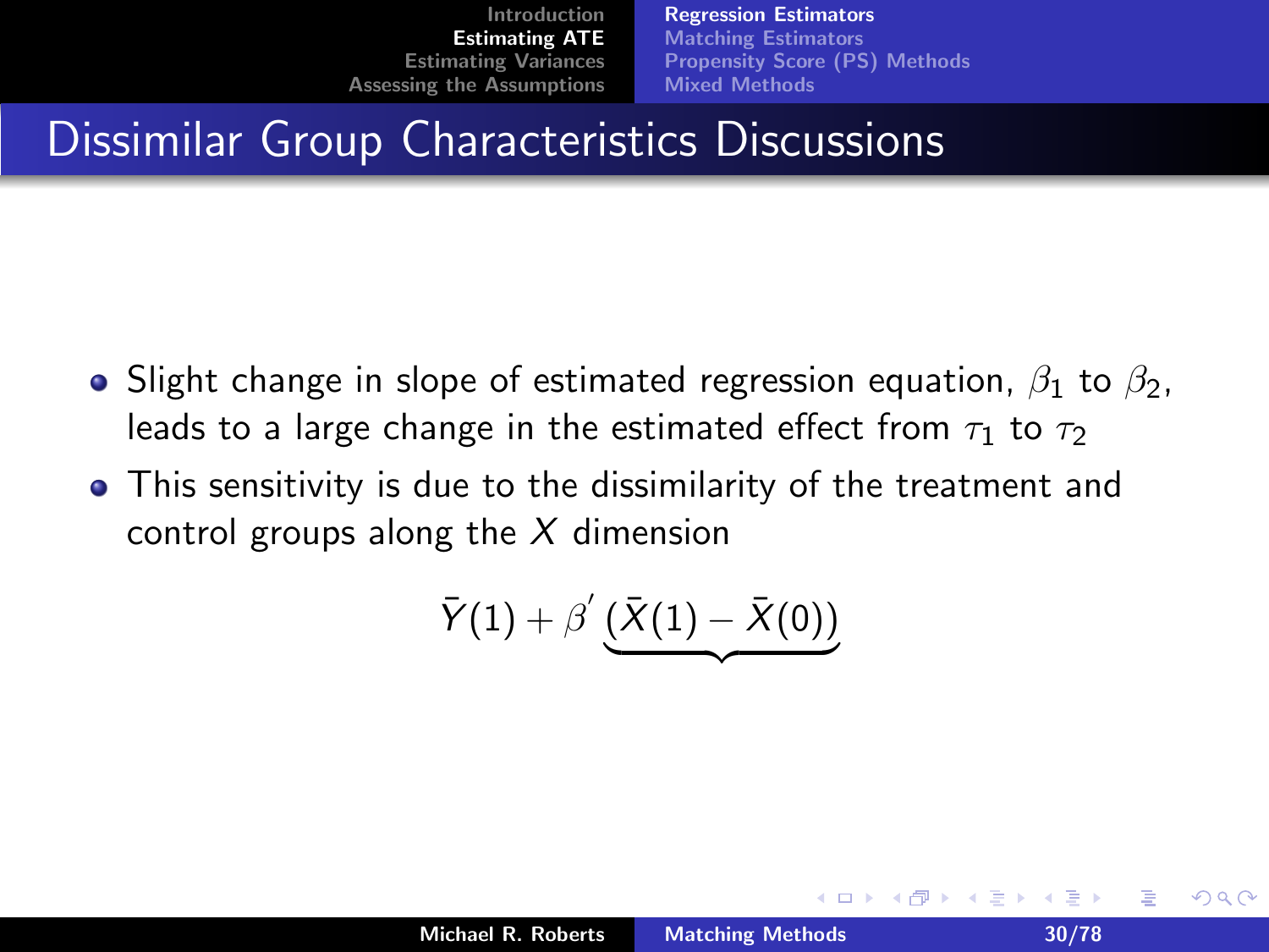# Dissimilar Group Characteristics Discussions

- Slight change in slope of estimated regression equation, $\beta_1$ to $\beta_2$, leads to a large change in the estimated effect from $\tau_1$ to $\tau_2$
- This sensitivity is due to the dissimilarity of the treatment and control groups along the $X$ dimension

$$\bar{Y}(1) + \beta' \underbrace{(\bar{X}(1) - \bar{X}(0))}$$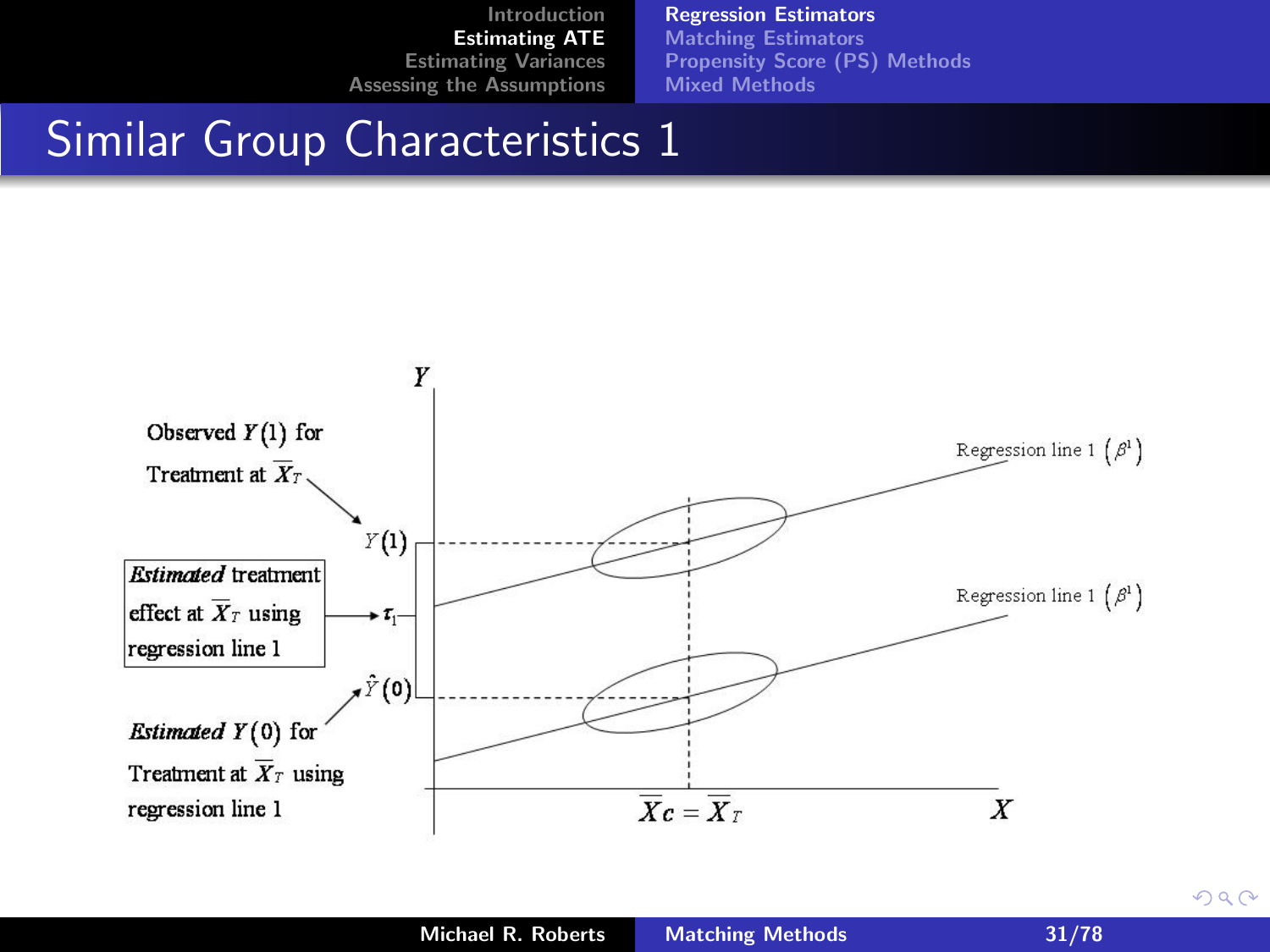# Similar Group Characteristics 1

Observed $Y(1)$ for Treatment at $\overline{X}_T$

*Estimated* treatment effect at $\overline{X}_T$ using regression line 1

*Estimated* $Y(0)$ for Treatment at $\overline{X}_T$ using regression line 1

$Y$

$Y(1)$

$\tau_1$

$\hat{Y}(0)$

Regression line 1 $(\beta^1)$

Regression line 1 $(\beta^1)$

$\overline{X}c = \overline{X}_T$

$X$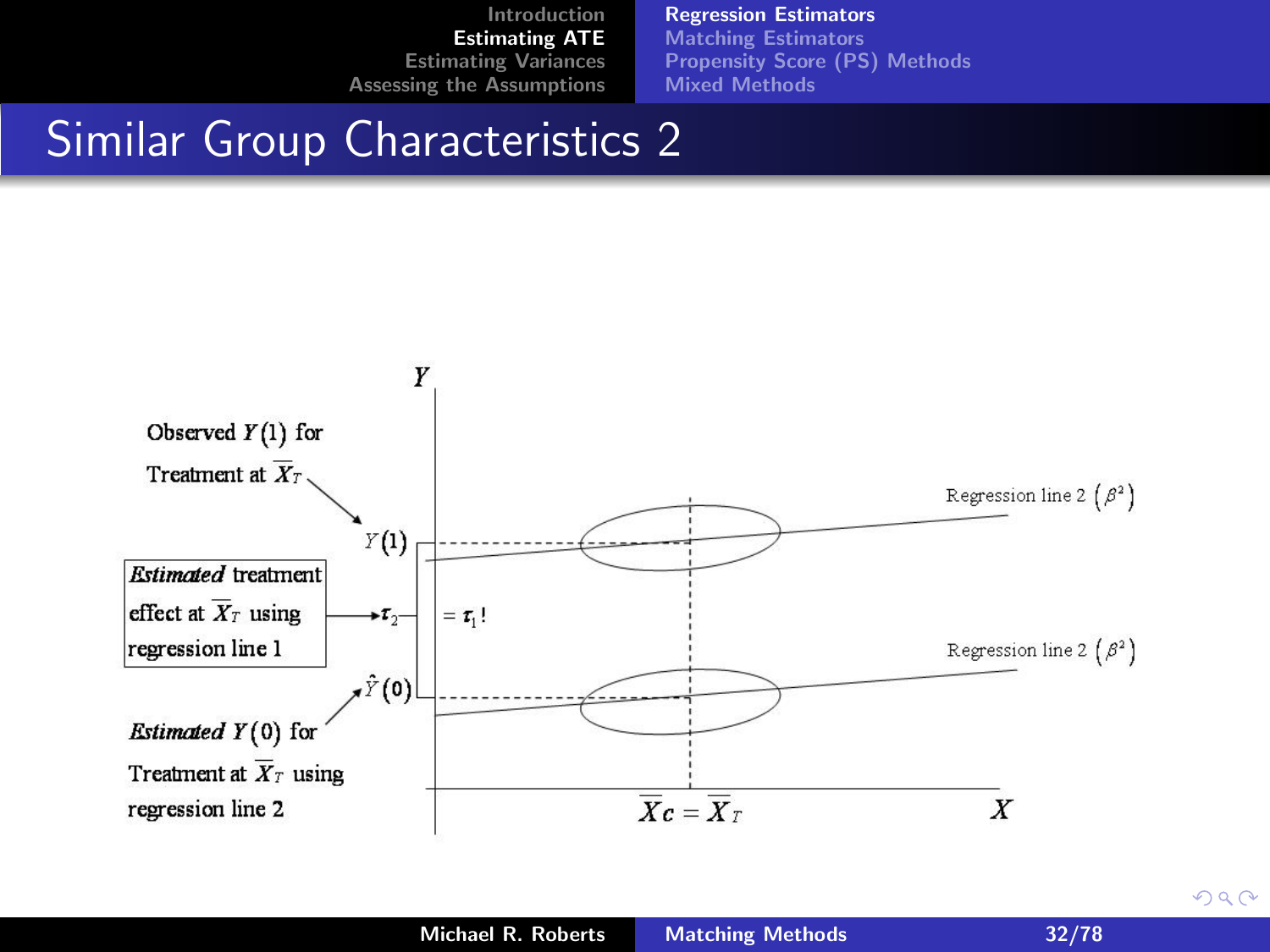# Similar Group Characteristics 2

Observed $Y(1)$ for Treatment at $\overline{X}_T$

$Y(1)$

***Estimated*** treatment effect at $\overline{X}_T$ using regression line 1

$\tau_2$

$= \tau_1$!

$\hat{Y}(0)$

***Estimated*** $Y(0)$ for Treatment at $\overline{X}_T$ using regression line 2

Regression line 2 $(\beta^2)$

Regression line 2 $(\beta^2)$

$Y$

$X$

$\overline{X}c = \overline{X}_T$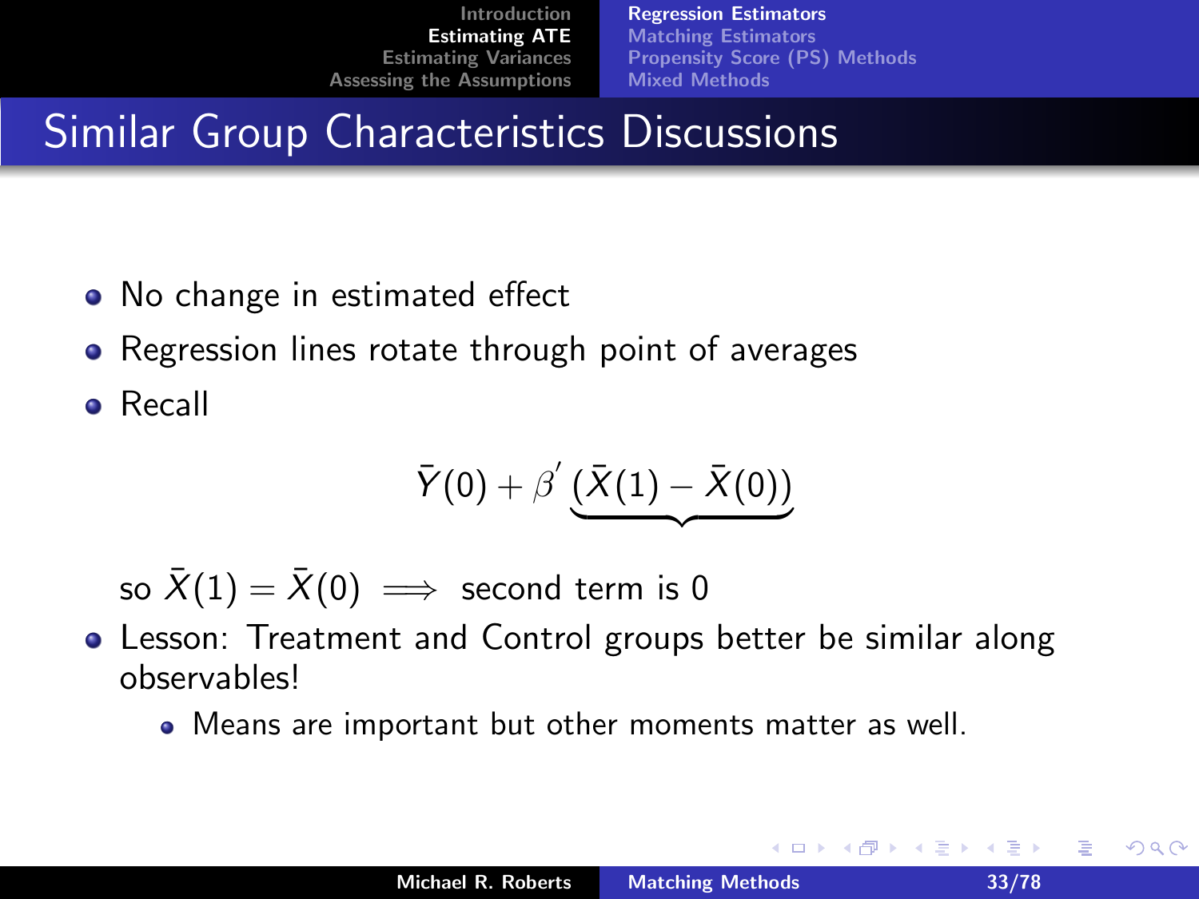# Similar Group Characteristics Discussions

- No change in estimated effect
- Regression lines rotate through point of averages
- Recall

$$\bar{Y}(0) + \beta' \underbrace{\left(\bar{X}(1) - \bar{X}(0)\right)}$$

so $\bar{X}(1) = \bar{X}(0) \implies$ second term is 0

- Lesson: Treatment and Control groups better be similar along observables!
  - Means are important but other moments matter as well.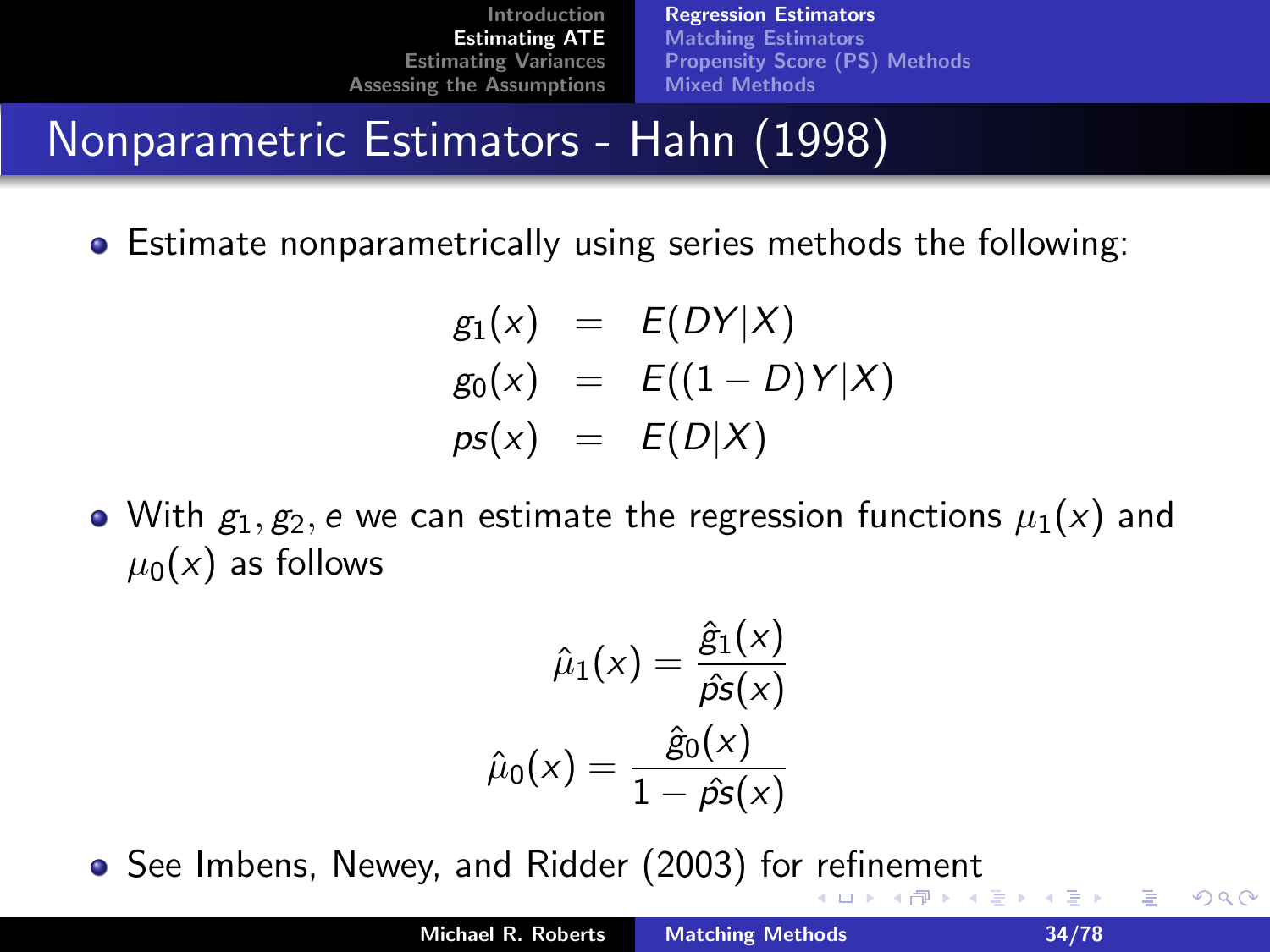# Nonparametric Estimators - Hahn (1998)

- Estimate nonparametrically using series methods the following:

$$
\begin{aligned}
g_1(x) &= E(DY|X) \\
g_0(x) &= E((1-D)Y|X) \\
ps(x) &= E(D|X)
\end{aligned}
$$

- With $g_1, g_2, e$ we can estimate the regression functions $\mu_1(x)$ and $\mu_0(x)$ as follows

$$
\hat{\mu}_1(x) = \frac{\hat{g}_1(x)}{\hat{ps}(x)}
$$

$$
\hat{\mu}_0(x) = \frac{\hat{g}_0(x)}{1 - \hat{ps}(x)}
$$

- See Imbens, Newey, and Ridder (2003) for refinement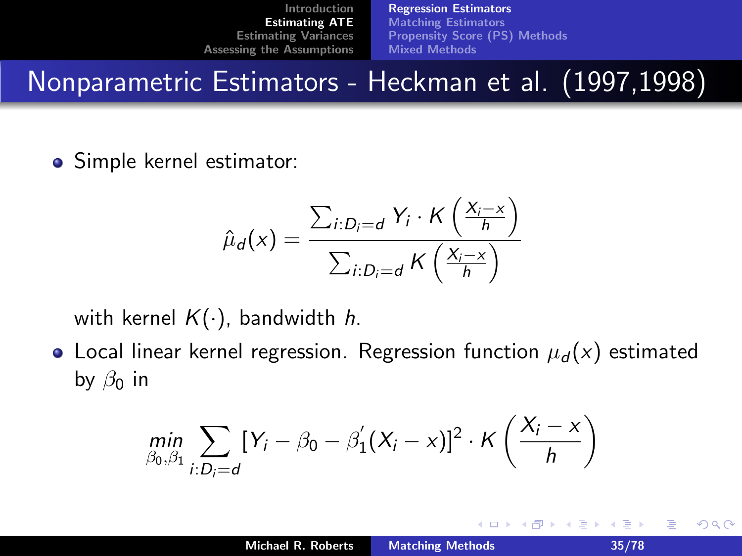# Nonparametric Estimators - Heckman et al. (1997,1998)

- Simple kernel estimator:

$$\hat{\mu}_d(x) = \frac{\sum_{i:D_i=d} Y_i \cdot K\left(\frac{X_i - x}{h}\right)}{\sum_{i:D_i=d} K\left(\frac{X_i - x}{h}\right)}$$

  with kernel $K(\cdot)$, bandwidth $h$.

- Local linear kernel regression. Regression function $\mu_d(x)$ estimated by $\beta_0$ in

$$\min_{\beta_0, \beta_1} \sum_{i:D_i=d} [Y_i - \beta_0 - \beta_1'(X_i - x)]^2 \cdot K\left(\frac{X_i - x}{h}\right)$$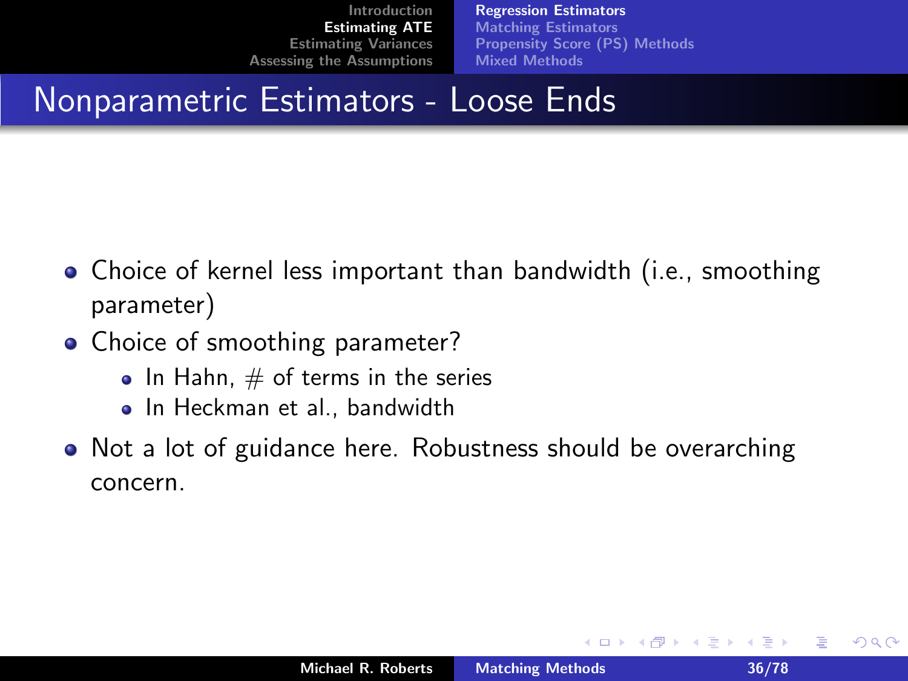## Nonparametric Estimators - Loose Ends

- Choice of kernel less important than bandwidth (i.e., smoothing parameter)
- Choice of smoothing parameter?
  - In Hahn, # of terms in the series
  - In Heckman et al., bandwidth
- Not a lot of guidance here. Robustness should be overarching concern.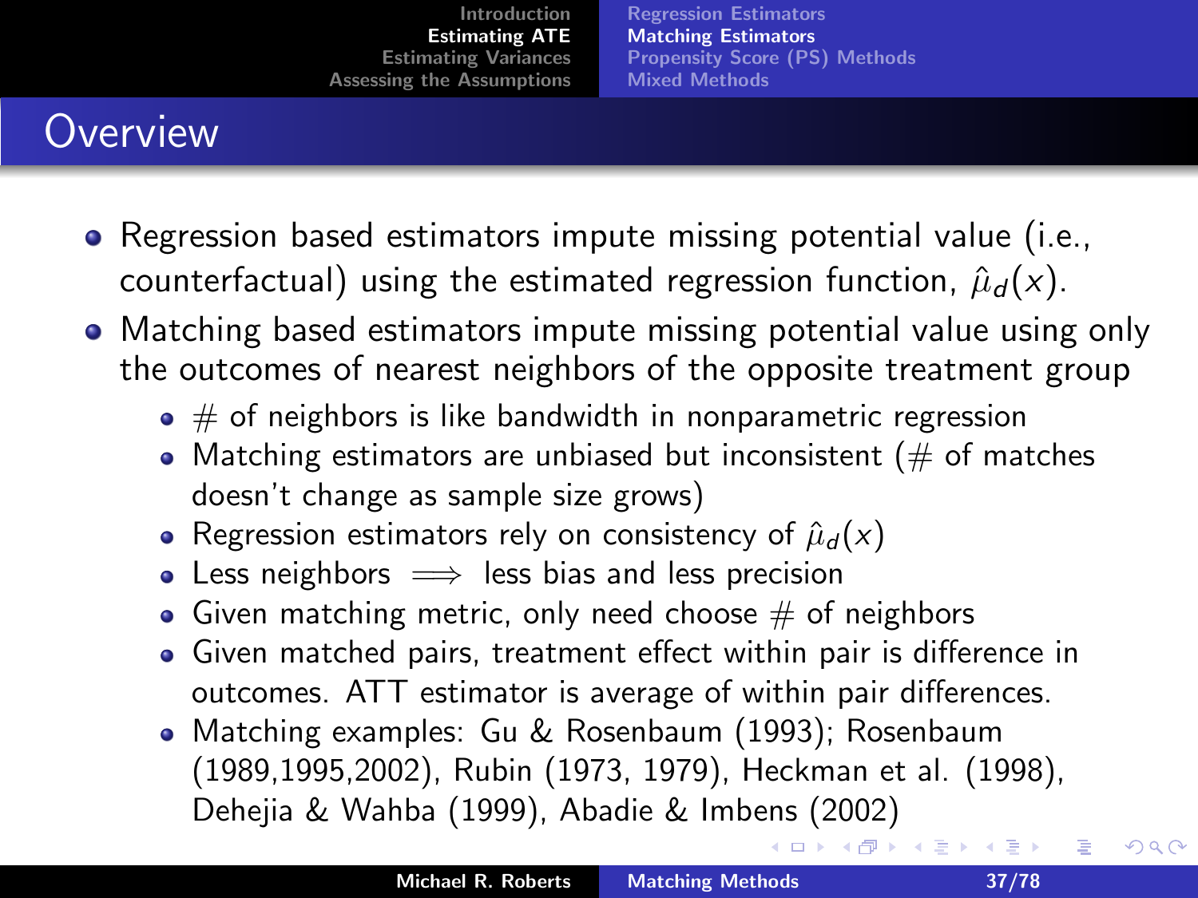# Overview

- Regression based estimators impute missing potential value (i.e., counterfactual) using the estimated regression function, $\hat{\mu}_d(x)$.
- Matching based estimators impute missing potential value using only the outcomes of nearest neighbors of the opposite treatment group
  - # of neighbors is like bandwidth in nonparametric regression
  - Matching estimators are unbiased but inconsistent (# of matches doesn't change as sample size grows)
  - Regression estimators rely on consistency of $\hat{\mu}_d(x)$
  - Less neighbors $\Longrightarrow$ less bias and less precision
  - Given matching metric, only need choose # of neighbors
  - Given matched pairs, treatment effect within pair is difference in outcomes. ATT estimator is average of within pair differences.
  - Matching examples: Gu & Rosenbaum (1993); Rosenbaum (1989,1995,2002), Rubin (1973, 1979), Heckman et al. (1998), Dehejia & Wahba (1999), Abadie & Imbens (2002)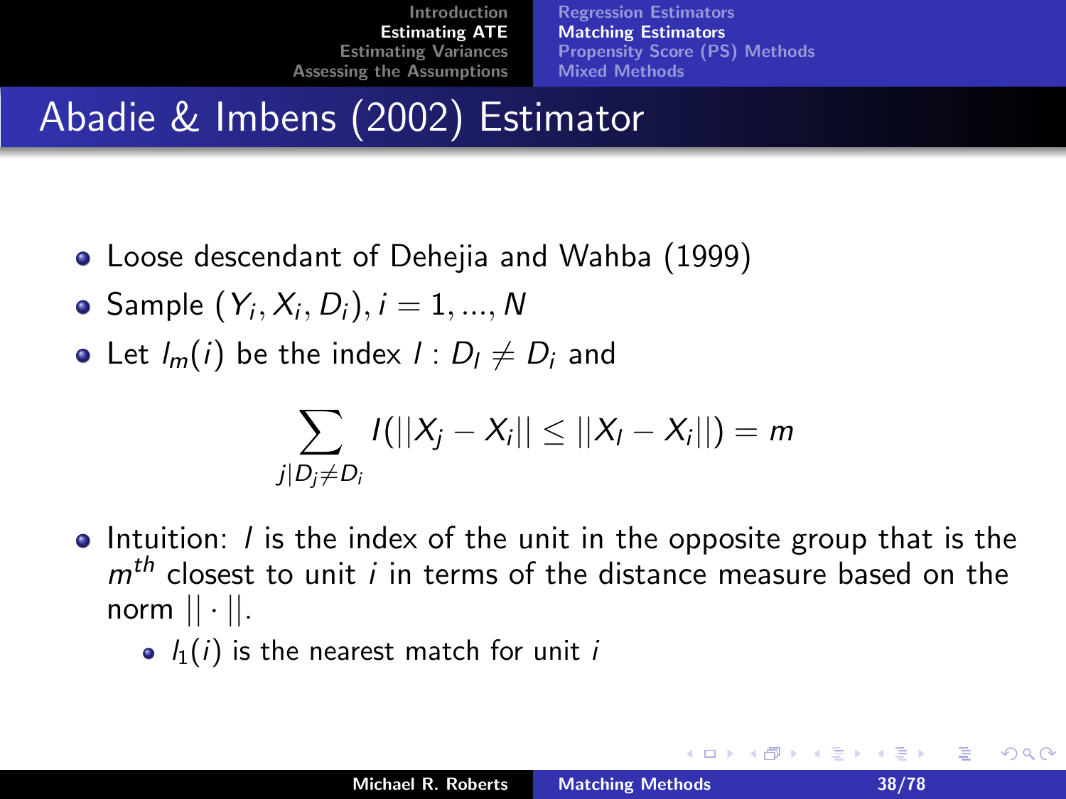# Abadie & Imbens (2002) Estimator

- Loose descendant of Dehejia and Wahba (1999)
- Sample $(Y_i, X_i, D_i), i = 1, ..., N$
- Let $l_m(i)$ be the index $l : D_l \neq D_i$ and

$$\sum_{j|D_j \neq D_i} I(||X_j - X_i|| \leq ||X_l - X_i||) = m$$

- Intuition: $l$ is the index of the unit in the opposite group that is the $m^{th}$ closest to unit $i$ in terms of the distance measure based on the norm $|| \cdot ||$.
  - $l_1(i)$ is the nearest match for unit $i$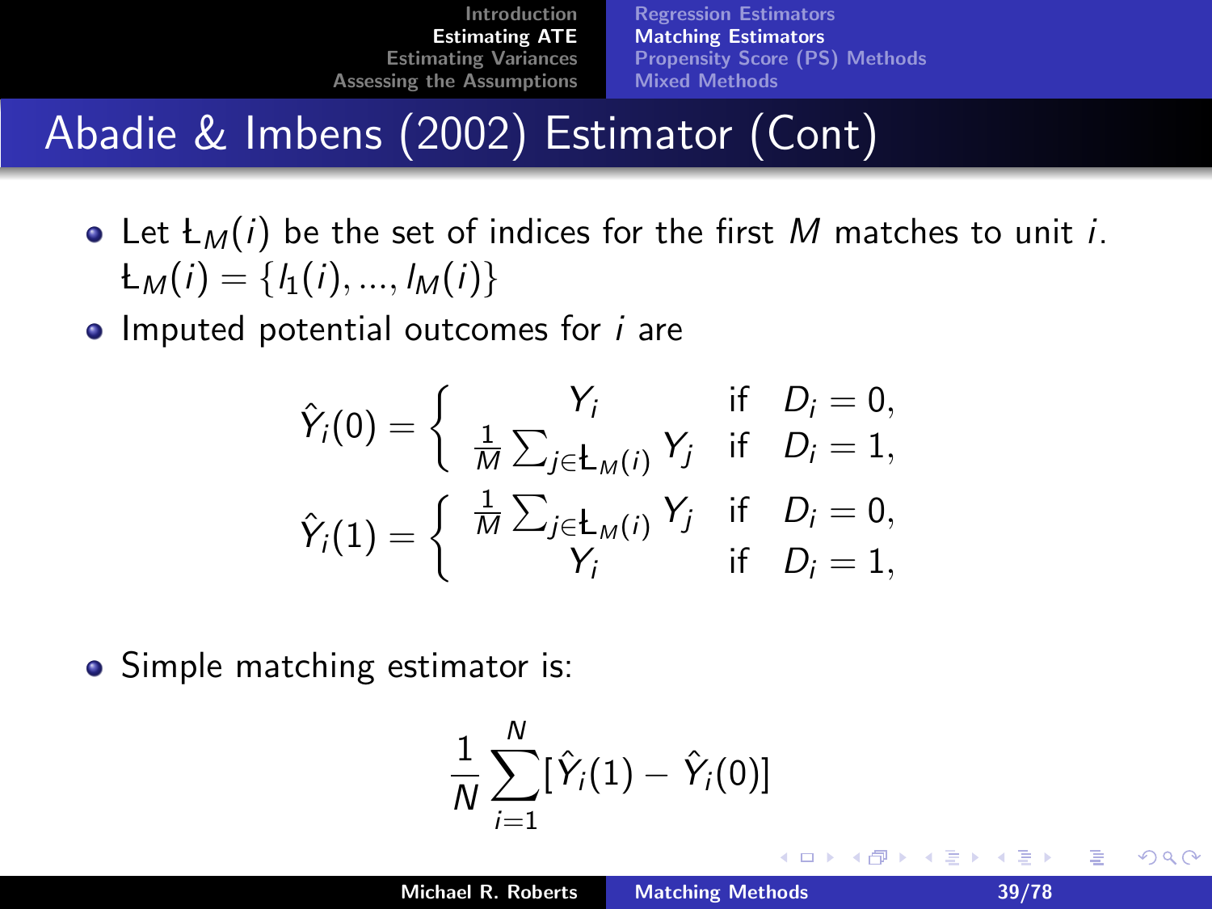# Abadie & Imbens (2002) Estimator (Cont)

- Let $Ł_M(i)$ be the set of indices for the first $M$ matches to unit $i$. $Ł_M(i) = \{l_1(i), ..., l_M(i)\}$
- Imputed potential outcomes for $i$ are

$$\hat{Y}_i(0) = \begin{cases} Y_i & \text{if} \quad D_i = 0, \\ \frac{1}{M}\sum_{j \in Ł_M(i)} Y_j & \text{if} \quad D_i = 1, \end{cases}$$

$$\hat{Y}_i(1) = \begin{cases} \frac{1}{M}\sum_{j \in Ł_M(i)} Y_j & \text{if} \quad D_i = 0, \\ Y_i & \text{if} \quad D_i = 1, \end{cases}$$

- Simple matching estimator is:

$$\frac{1}{N}\sum_{i=1}^{N}[\hat{Y}_i(1) - \hat{Y}_i(0)]$$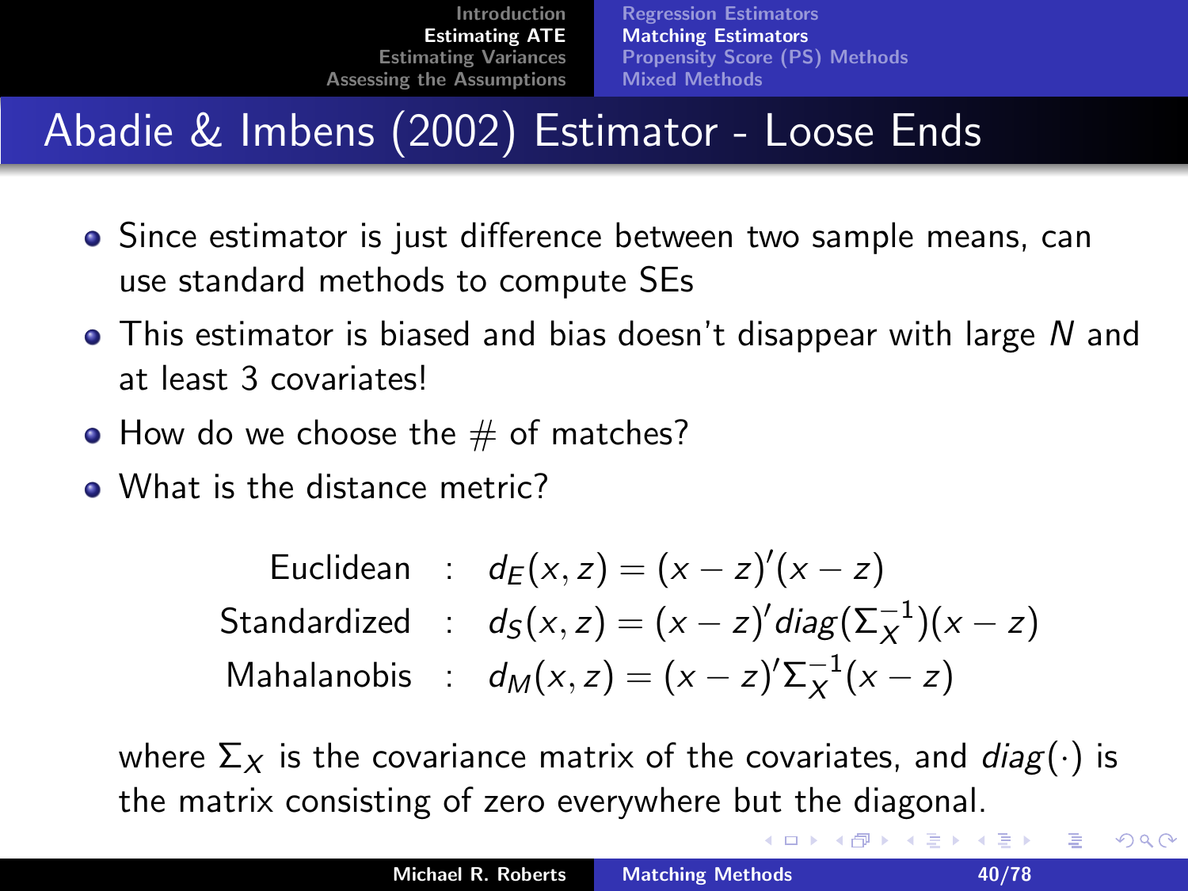# Abadie & Imbens (2002) Estimator - Loose Ends

- Since estimator is just difference between two sample means, can use standard methods to compute SEs
- This estimator is biased and bias doesn't disappear with large $N$ and at least 3 covariates!
- How do we choose the # of matches?
- What is the distance metric?

$$
\begin{aligned}
\text{Euclidean} &: \quad d_E(x,z) = (x-z)'(x-z) \\
\text{Standardized} &: \quad d_S(x,z) = (x-z)' diag(\Sigma_X^{-1})(x-z) \\
\text{Mahalanobis} &: \quad d_M(x,z) = (x-z)'\Sigma_X^{-1}(x-z)
\end{aligned}
$$

where $\Sigma_X$ is the covariance matrix of the covariates, and $diag(\cdot)$ is the matrix consisting of zero everywhere but the diagonal.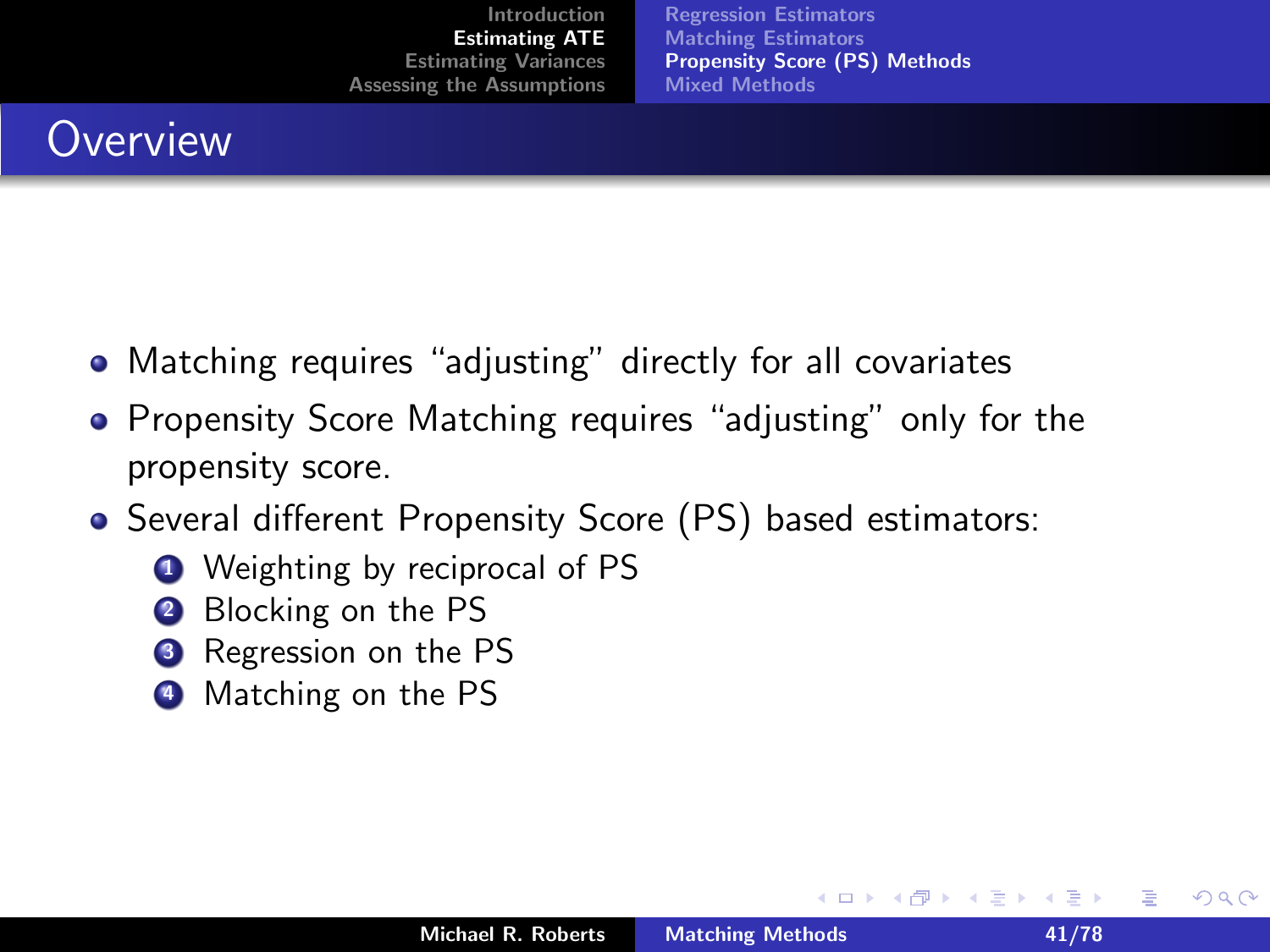## Overview

- Matching requires "adjusting" directly for all covariates
- Propensity Score Matching requires "adjusting" only for the propensity score.
- Several different Propensity Score (PS) based estimators:
  1. Weighting by reciprocal of PS
  2. Blocking on the PS
  3. Regression on the PS
  4. Matching on the PS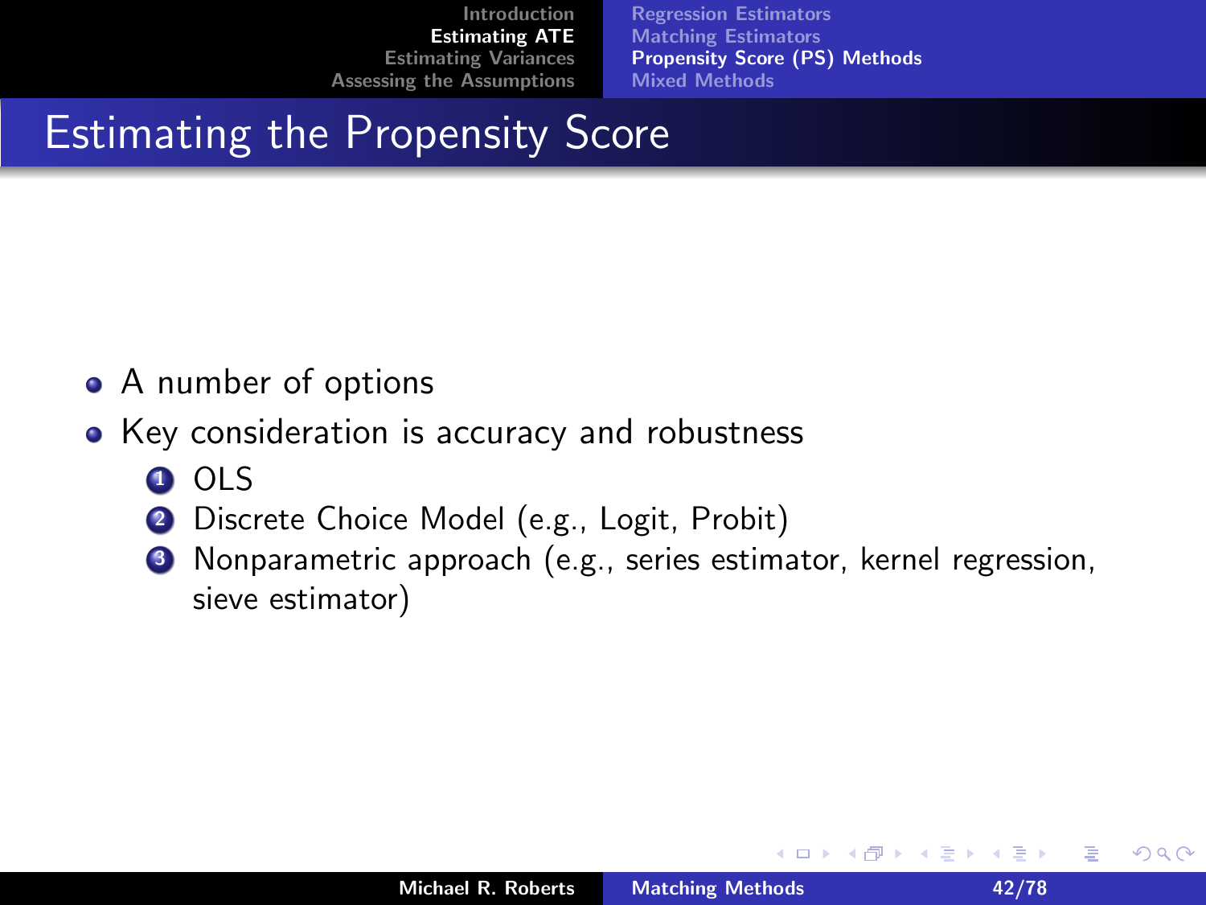# Estimating the Propensity Score

- A number of options
- Key consideration is accuracy and robustness
  1. OLS
  2. Discrete Choice Model (e.g., Logit, Probit)
  3. Nonparametric approach (e.g., series estimator, kernel regression, sieve estimator)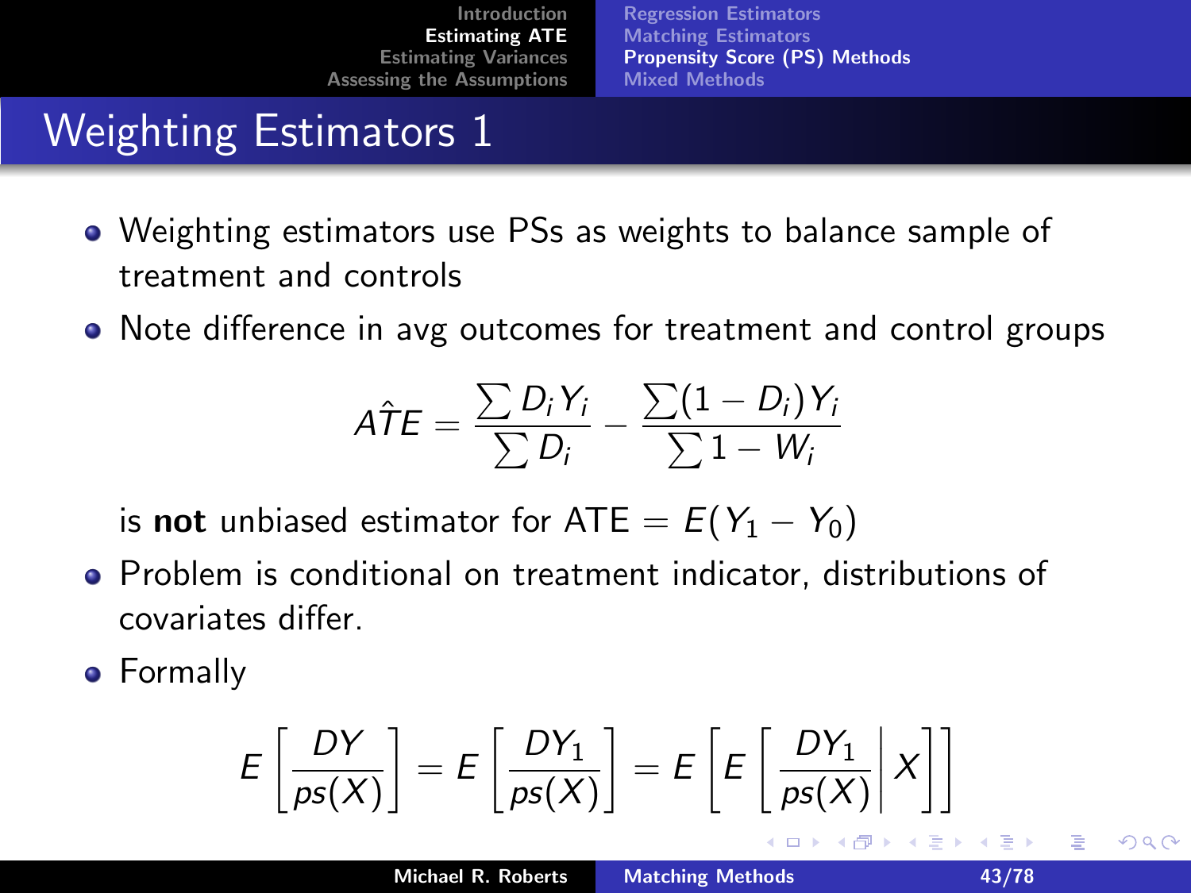# Weighting Estimators 1

- Weighting estimators use PSs as weights to balance sample of treatment and controls
- Note difference in avg outcomes for treatment and control groups

$$\hat{ATE} = \frac{\sum D_i Y_i}{\sum D_i} - \frac{\sum (1 - D_i) Y_i}{\sum 1 - W_i}$$

  is **not** unbiased estimator for ATE $= E(Y_1 - Y_0)$

- Problem is conditional on treatment indicator, distributions of covariates differ.
- Formally

$$E\left[\frac{DY}{ps(X)}\right] = E\left[\frac{DY_1}{ps(X)}\right] = E\left[E\left[\frac{DY_1}{ps(X)}\middle| X\right]\right]$$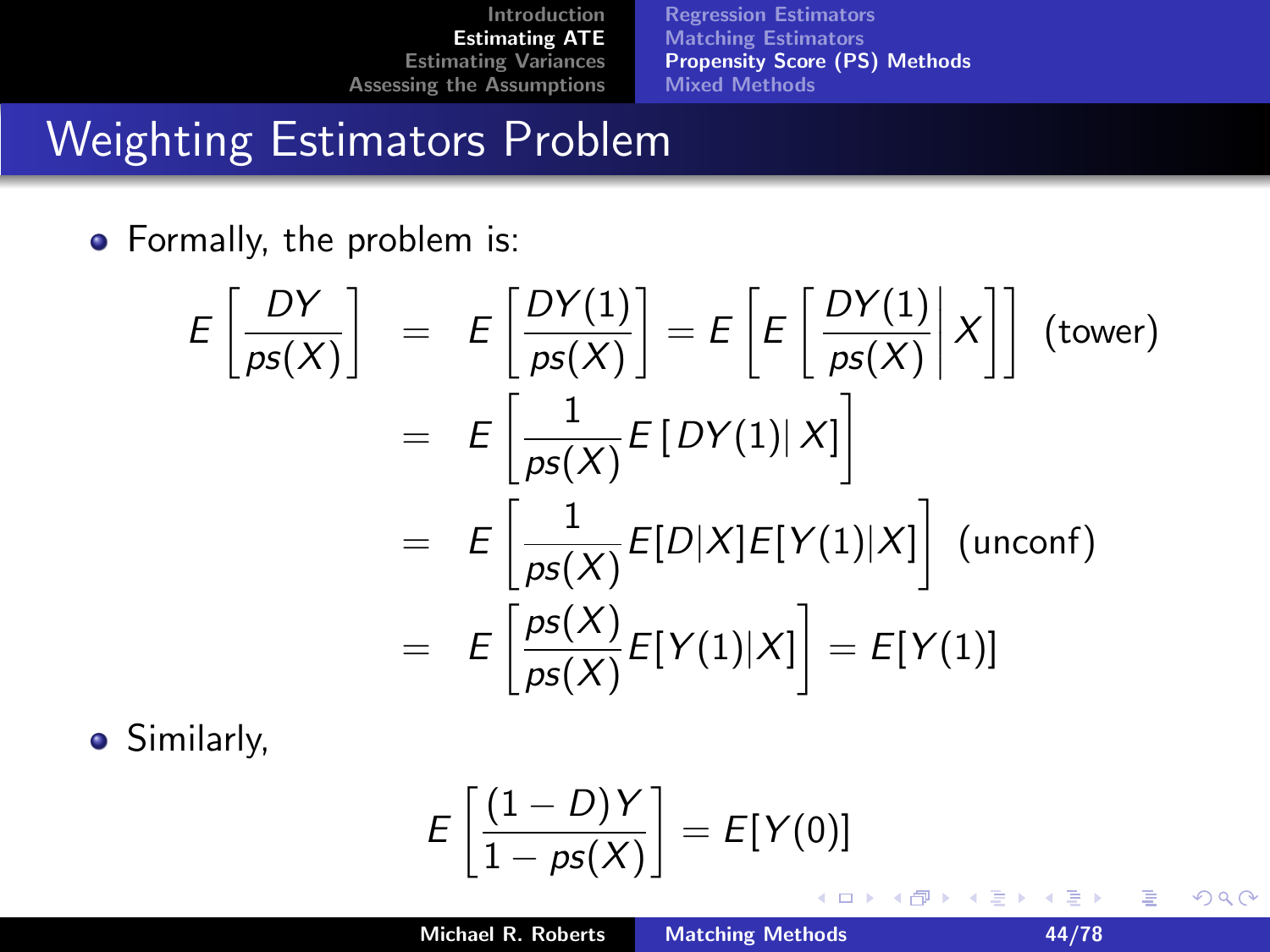# Weighting Estimators Problem

- Formally, the problem is:

$$
\begin{aligned}
E\left[\frac{DY}{ps(X)}\right] &= E\left[\frac{DY(1)}{ps(X)}\right] = E\left[E\left[\frac{DY(1)}{ps(X)}\middle| X\right]\right] \quad \text{(tower)} \\
&= E\left[\frac{1}{ps(X)} E\left[DY(1)|\, X\right]\right] \\
&= E\left[\frac{1}{ps(X)} E[D|X]E[Y(1)|X]\right] \quad \text{(unconf)} \\
&= E\left[\frac{ps(X)}{ps(X)} E[Y(1)|X]\right] = E[Y(1)]
\end{aligned}
$$

- Similarly,

$$
E\left[\frac{(1-D)Y}{1-ps(X)}\right] = E[Y(0)]
$$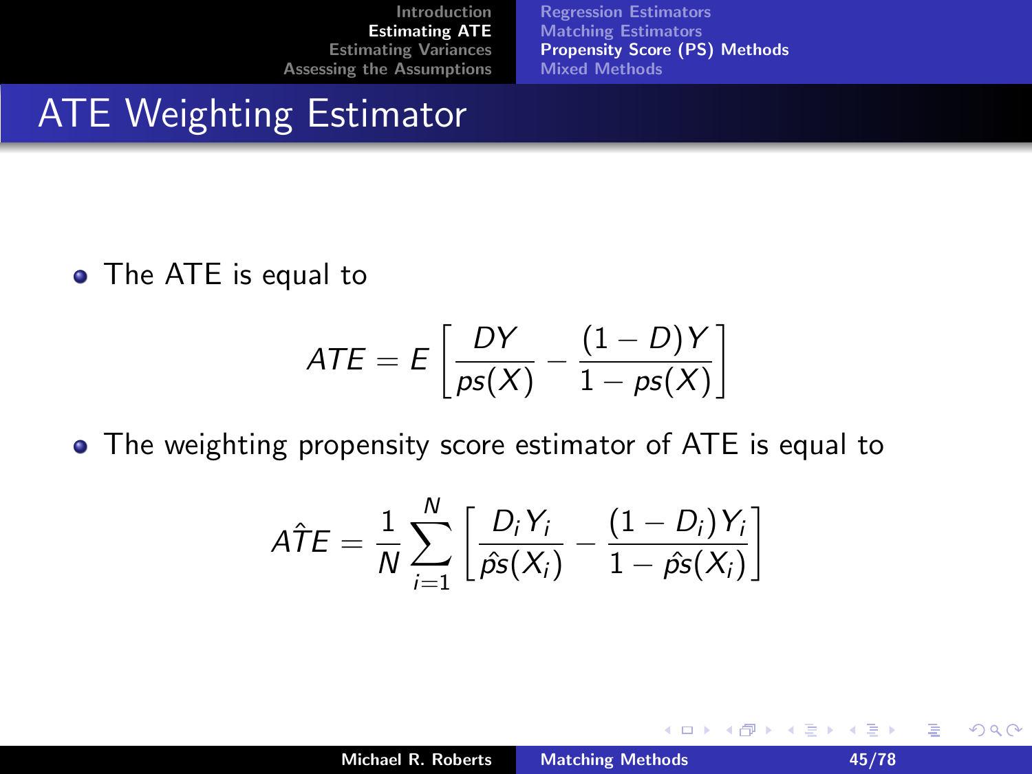# ATE Weighting Estimator

- The ATE is equal to

$$ATE = E\left[\frac{DY}{ps(X)} - \frac{(1-D)Y}{1-ps(X)}\right]$$

- The weighting propensity score estimator of ATE is equal to

$$\hat{ATE} = \frac{1}{N}\sum_{i=1}^{N}\left[\frac{D_i Y_i}{\hat{ps}(X_i)} - \frac{(1-D_i)Y_i}{1-\hat{ps}(X_i)}\right]$$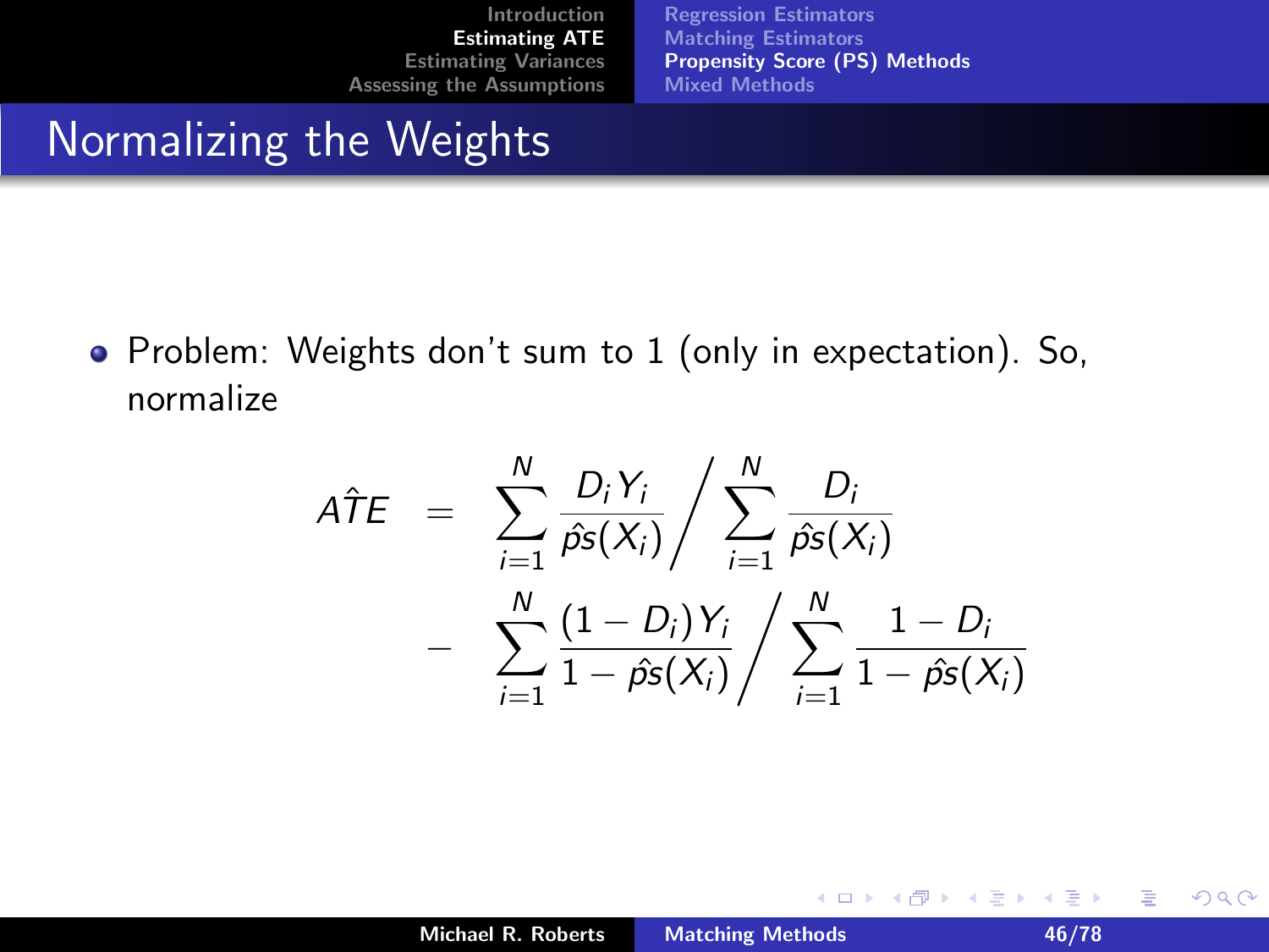# Normalizing the Weights

- Problem: Weights don't sum to 1 (only in expectation). So, normalize

$$
\begin{aligned}
A\hat{T}E &= \sum_{i=1}^{N} \frac{D_i Y_i}{\hat{ps}(X_i)} \Bigg/ \sum_{i=1}^{N} \frac{D_i}{\hat{ps}(X_i)} \\
&- \sum_{i=1}^{N} \frac{(1-D_i) Y_i}{1-\hat{ps}(X_i)} \Bigg/ \sum_{i=1}^{N} \frac{1-D_i}{1-\hat{ps}(X_i)}
\end{aligned}
$$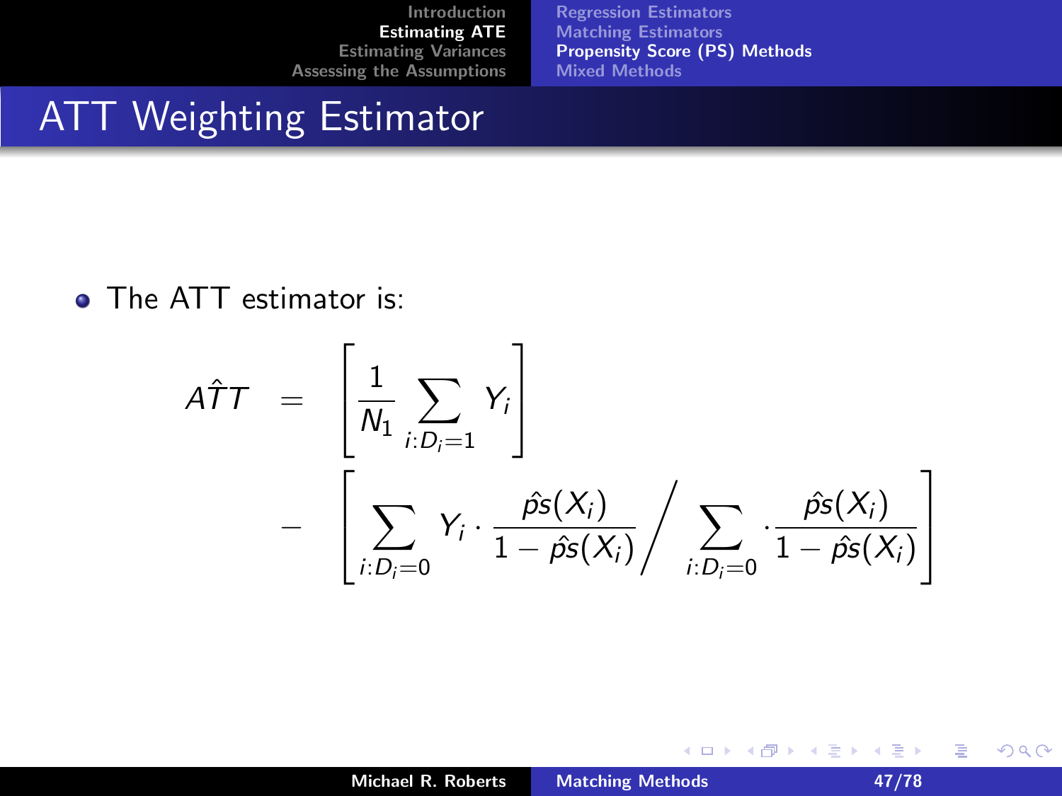# ATT Weighting Estimator

- The ATT estimator is:

$$
\begin{aligned}
\hat{ATT} &= \left[ \frac{1}{N_1} \sum_{i:D_i=1} Y_i \right] \\
&- \left[ \sum_{i:D_i=0} Y_i \cdot \frac{\hat{ps}(X_i)}{1-\hat{ps}(X_i)} \Bigg/ \sum_{i:D_i=0} \cdot \frac{\hat{ps}(X_i)}{1-\hat{ps}(X_i)} \right]
\end{aligned}
$$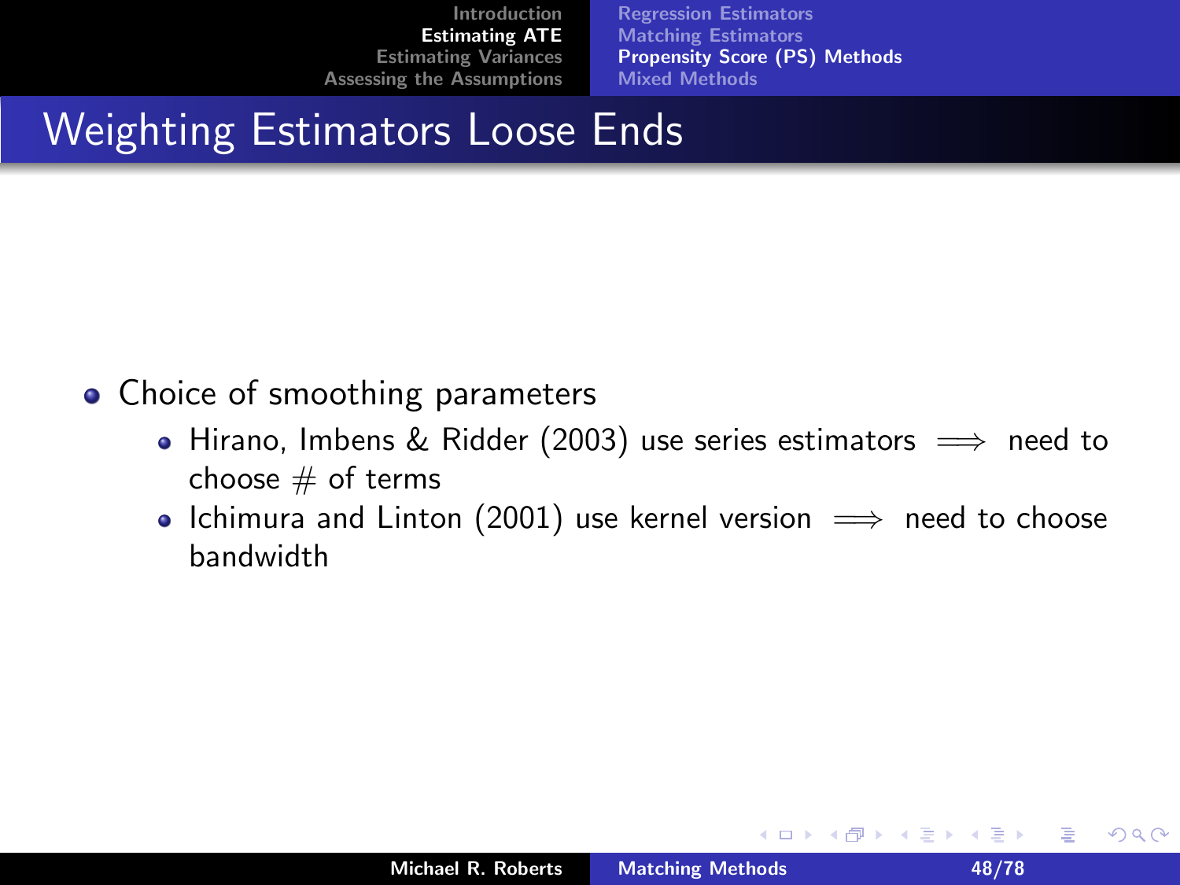# Weighting Estimators Loose Ends

- Choice of smoothing parameters
  - Hirano, Imbens & Ridder (2003) use series estimators $\implies$ need to choose # of terms
  - Ichimura and Linton (2001) use kernel version $\implies$ need to choose bandwidth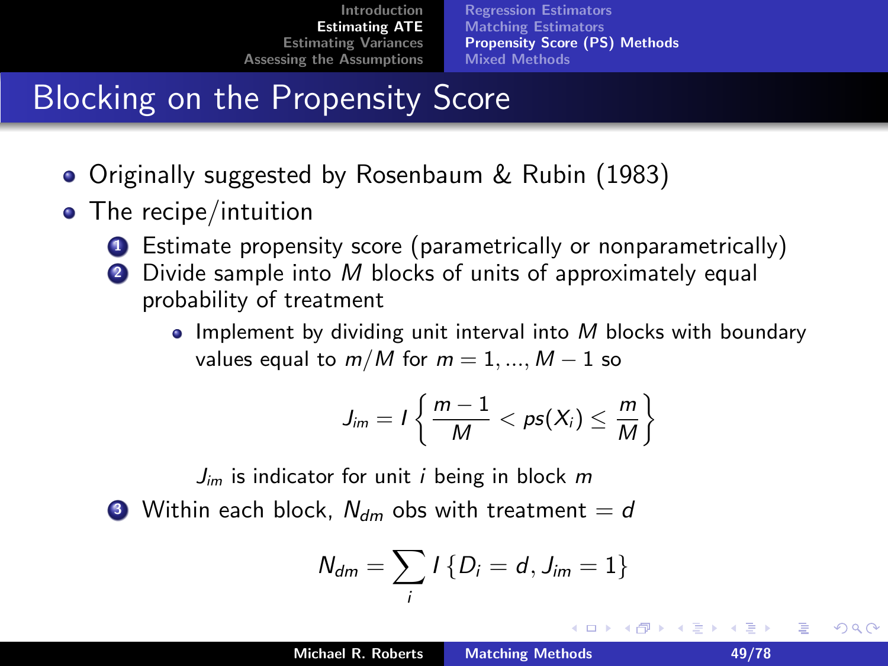# Blocking on the Propensity Score

- Originally suggested by Rosenbaum & Rubin (1983)
- The recipe/intuition
  1. Estimate propensity score (parametrically or nonparametrically)
  2. Divide sample into $M$ blocks of units of approximately equal probability of treatment
     - Implement by dividing unit interval into $M$ blocks with boundary values equal to $m/M$ for $m = 1, ..., M-1$ so

$$J_{im} = I\left\{\frac{m-1}{M} < ps(X_i) \leq \frac{m}{M}\right\}$$

       $J_{im}$ is indicator for unit $i$ being in block $m$

  3. Within each block, $N_{dm}$ obs with treatment $= d$

$$N_{dm} = \sum_i I\{D_i = d, J_{im} = 1\}$$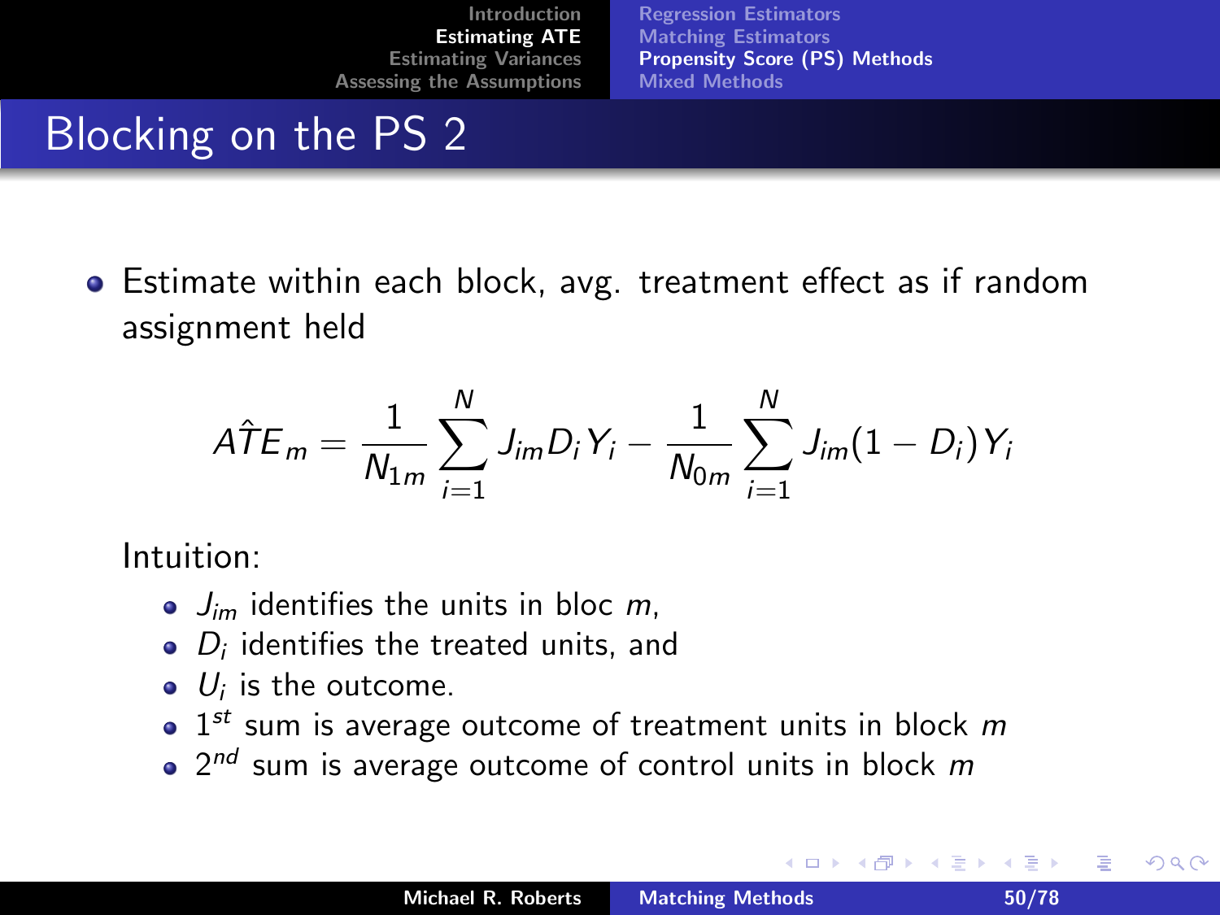# Blocking on the PS 2

- Estimate within each block, avg. treatment effect as if random assignment held

$$\hat{ATE}_m = \frac{1}{N_{1m}} \sum_{i=1}^{N} J_{im} D_i Y_i - \frac{1}{N_{0m}} \sum_{i=1}^{N} J_{im}(1 - D_i) Y_i$$

Intuition:

- $J_{im}$ identifies the units in bloc $m$,
- $D_i$ identifies the treated units, and
- $U_i$ is the outcome.
- $1^{st}$ sum is average outcome of treatment units in block $m$
- $2^{nd}$ sum is average outcome of control units in block $m$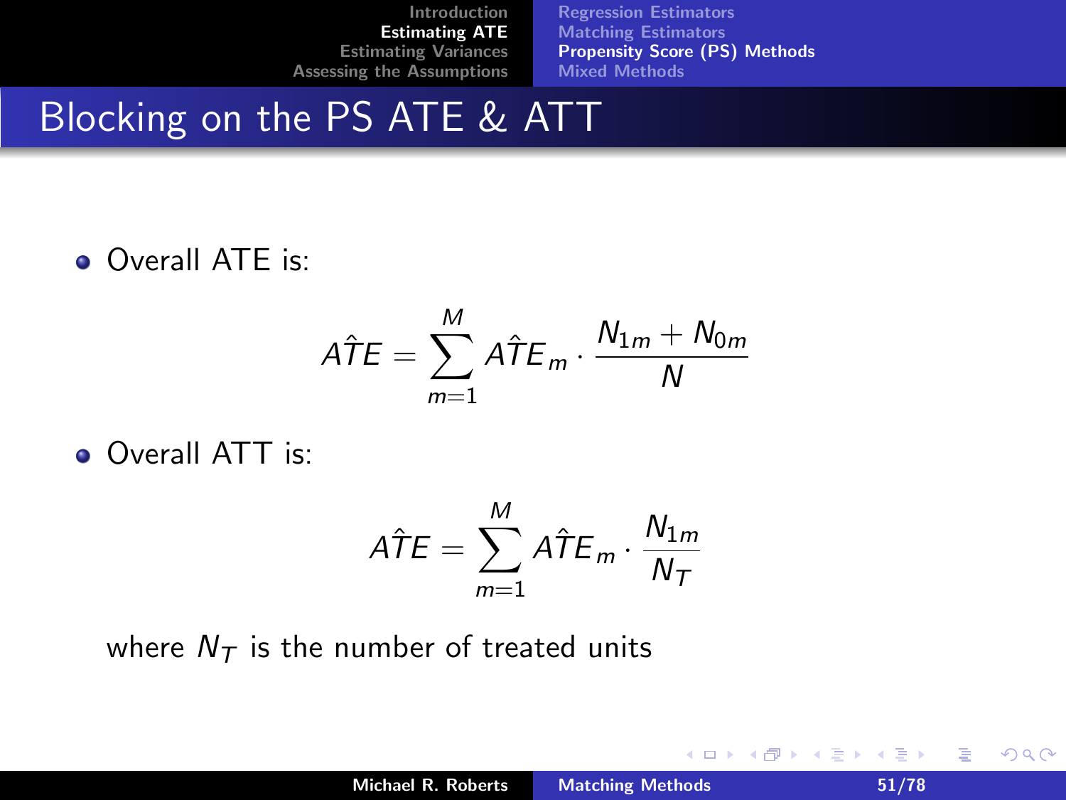# Blocking on the PS ATE & ATT

- Overall ATE is:

$$\hat{ATE} = \sum_{m=1}^{M} \hat{ATE}_m \cdot \frac{N_{1m} + N_{0m}}{N}$$

- Overall ATT is:

$$\hat{ATE} = \sum_{m=1}^{M} \hat{ATE}_m \cdot \frac{N_{1m}}{N_T}$$

where $N_T$ is the number of treated units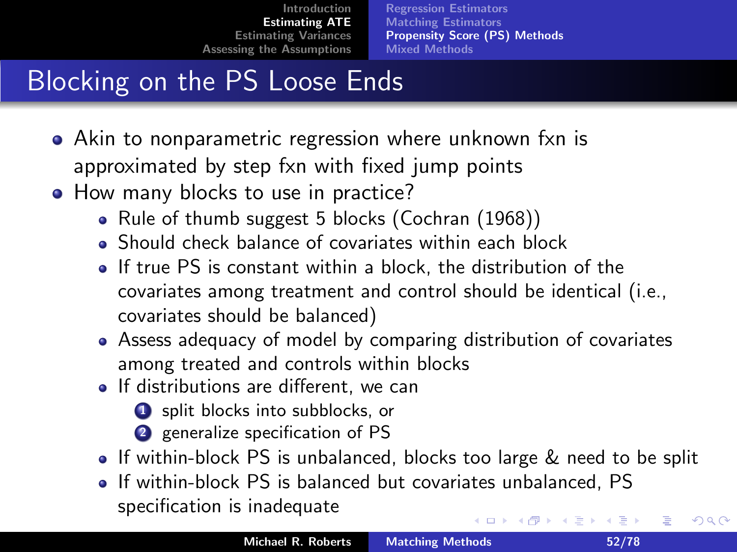# Blocking on the PS Loose Ends

- Akin to nonparametric regression where unknown fxn is approximated by step fxn with fixed jump points
- How many blocks to use in practice?
  - Rule of thumb suggest 5 blocks (Cochran (1968))
  - Should check balance of covariates within each block
  - If true PS is constant within a block, the distribution of the covariates among treatment and control should be identical (i.e., covariates should be balanced)
  - Assess adequacy of model by comparing distribution of covariates among treated and controls within blocks
  - If distributions are different, we can
    1. split blocks into subblocks, or
    2. generalize specification of PS
  - If within-block PS is unbalanced, blocks too large & need to be split
  - If within-block PS is balanced but covariates unbalanced, PS specification is inadequate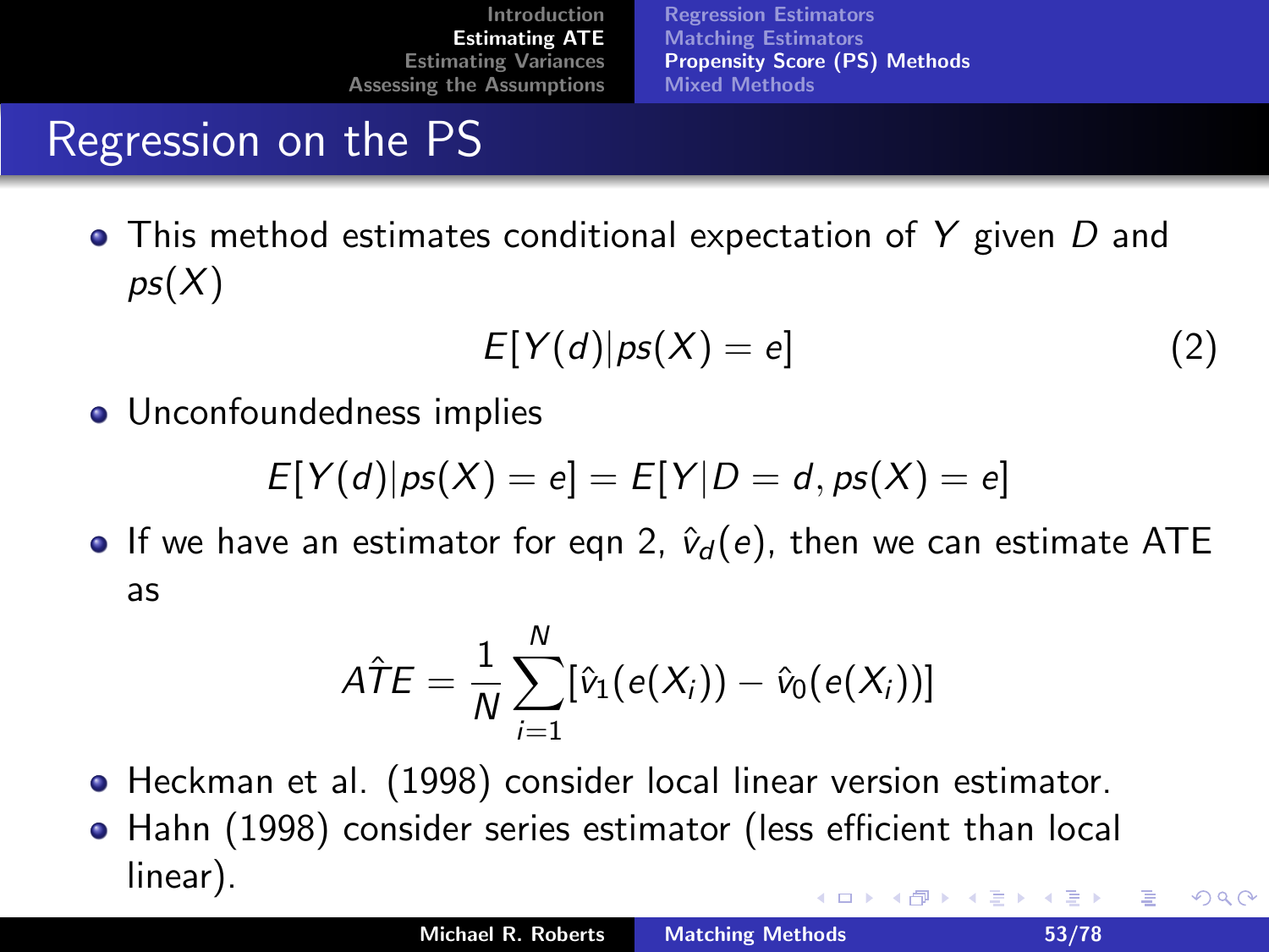# Regression on the PS

- This method estimates conditional expectation of $Y$ given $D$ and $ps(X)$

$$E[Y(d)|ps(X) = e] \tag{2}$$

- Unconfoundedness implies

$$E[Y(d)|ps(X) = e] = E[Y|D = d, ps(X) = e]$$

- If we have an estimator for eqn 2, $\hat{v}_d(e)$, then we can estimate ATE as

$$A\hat{T}E = \frac{1}{N}\sum_{i=1}^{N}[\hat{v}_1(e(X_i)) - \hat{v}_0(e(X_i))]$$

- Heckman et al. (1998) consider local linear version estimator.
- Hahn (1998) consider series estimator (less efficient than local linear).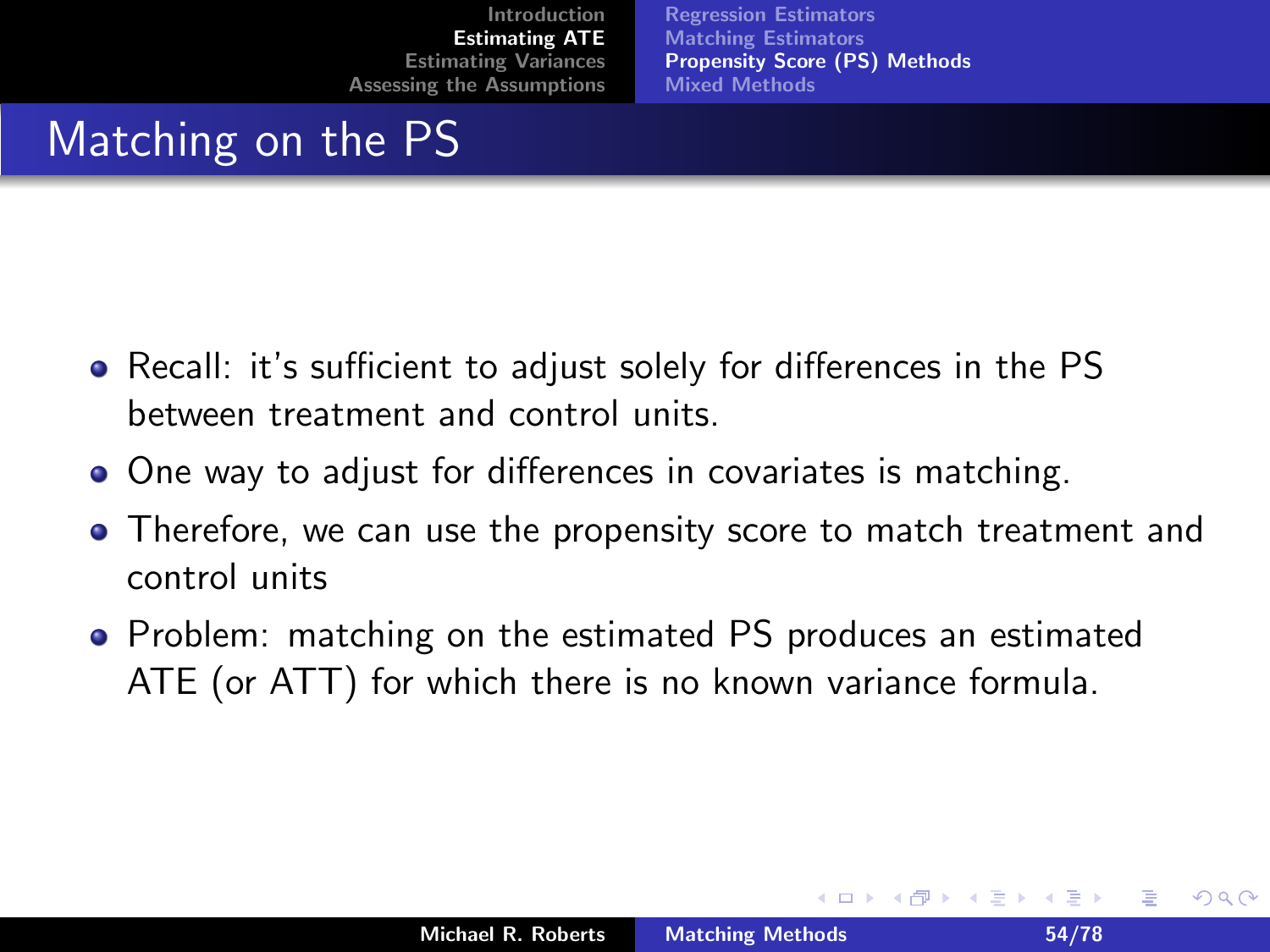# Matching on the PS

- Recall: it's sufficient to adjust solely for differences in the PS between treatment and control units.
- One way to adjust for differences in covariates is matching.
- Therefore, we can use the propensity score to match treatment and control units
- Problem: matching on the estimated PS produces an estimated ATE (or ATT) for which there is no known variance formula.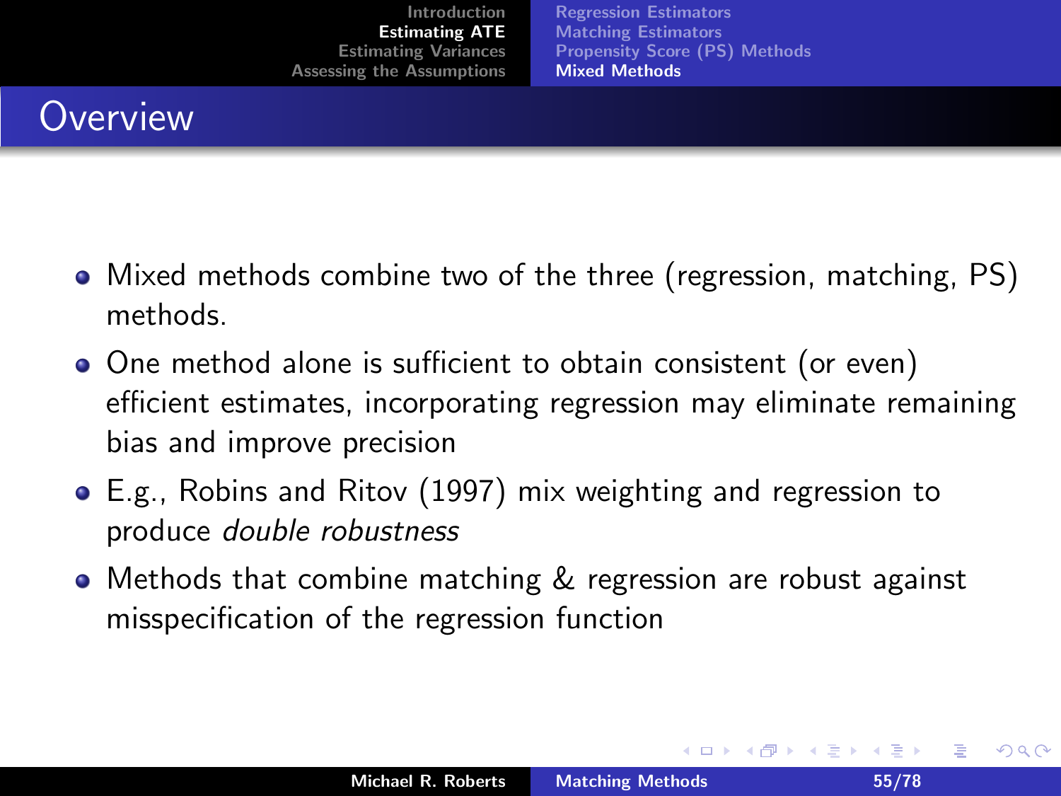# Overview

- Mixed methods combine two of the three (regression, matching, PS) methods.
- One method alone is sufficient to obtain consistent (or even) efficient estimates, incorporating regression may eliminate remaining bias and improve precision
- E.g., Robins and Ritov (1997) mix weighting and regression to produce *double robustness*
- Methods that combine matching & regression are robust against misspecification of the regression function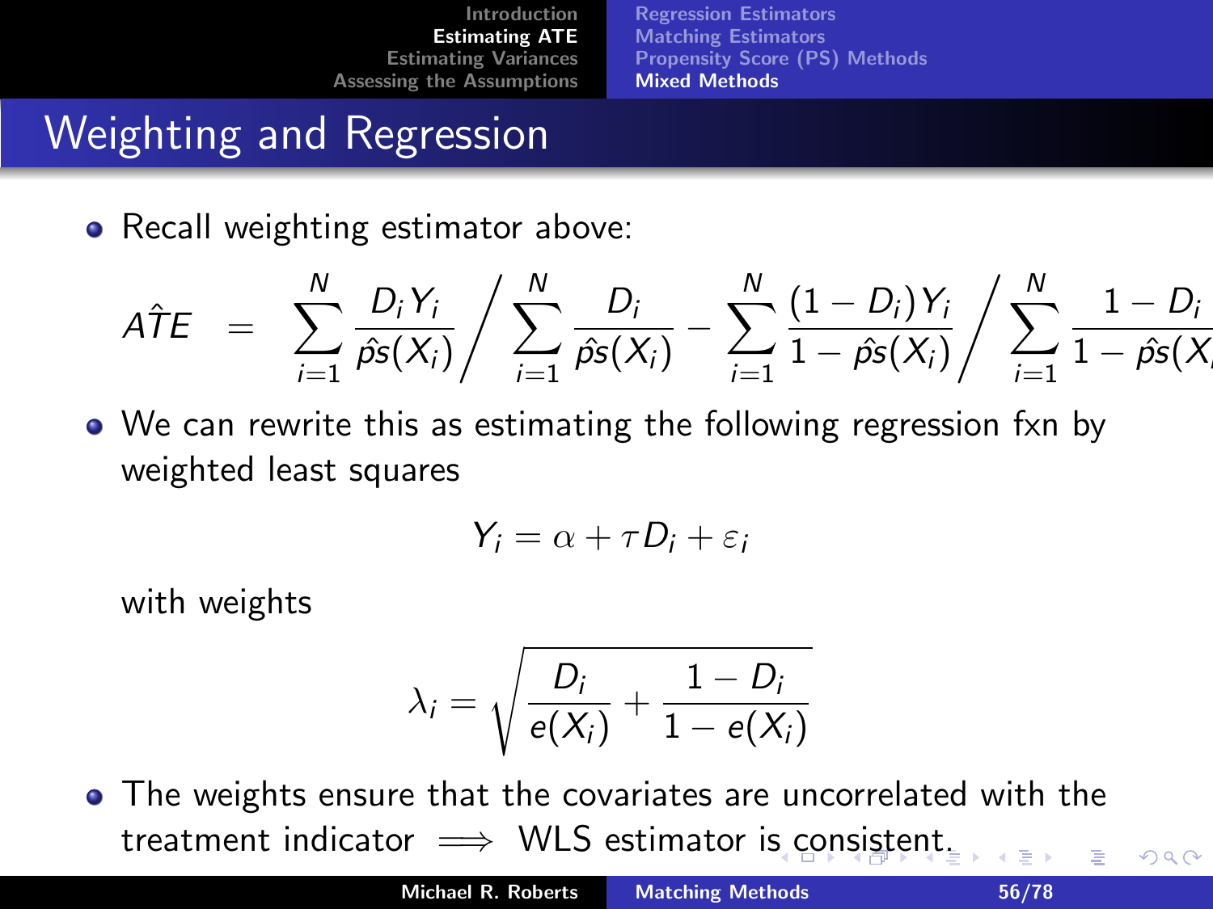# Weighting and Regression

- Recall weighting estimator above:

$$\hat{ATE} = \sum_{i=1}^{N} \frac{D_i Y_i}{\hat{ps}(X_i)} \Big/ \sum_{i=1}^{N} \frac{D_i}{\hat{ps}(X_i)} - \sum_{i=1}^{N} \frac{(1-D_i) Y_i}{1-\hat{ps}(X_i)} \Big/ \sum_{i=1}^{N} \frac{1-D_i}{1-\hat{ps}(X_i)}$$

- We can rewrite this as estimating the following regression fxn by weighted least squares

$$Y_i = \alpha + \tau D_i + \varepsilon_i$$

with weights

$$\lambda_i = \sqrt{\frac{D_i}{e(X_i)} + \frac{1-D_i}{1-e(X_i)}}$$

- The weights ensure that the covariates are uncorrelated with the treatment indicator $\implies$ WLS estimator is consistent.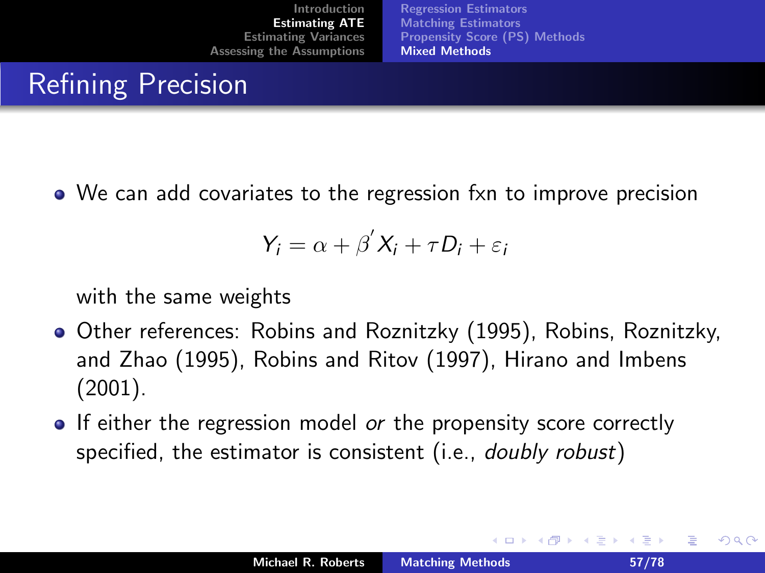# Refining Precision

- We can add covariates to the regression fxn to improve precision

$$Y_i = \alpha + \beta^{'} X_i + \tau D_i + \varepsilon_i$$

  with the same weights
- Other references: Robins and Roznitzky (1995), Robins, Roznitzky, and Zhao (1995), Robins and Ritov (1997), Hirano and Imbens (2001).
- If either the regression model *or* the propensity score correctly specified, the estimator is consistent (i.e., *doubly robust*)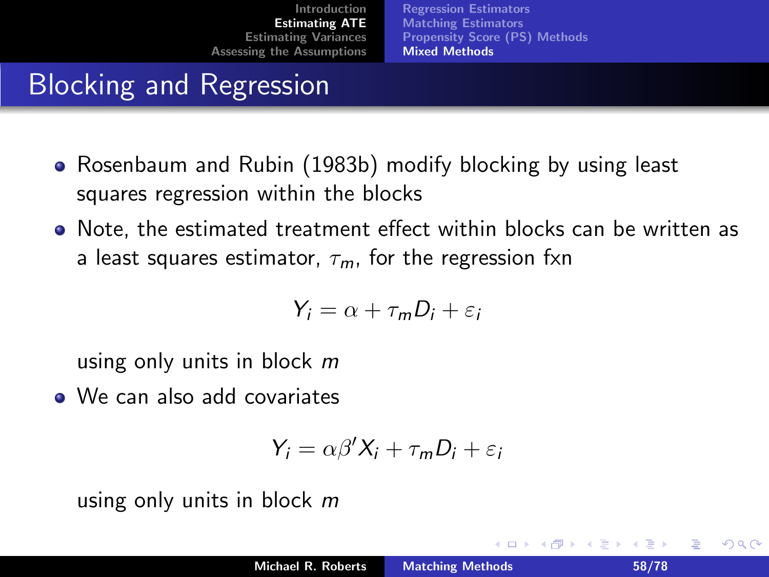# Blocking and Regression

- Rosenbaum and Rubin (1983b) modify blocking by using least squares regression within the blocks
- Note, the estimated treatment effect within blocks can be written as a least squares estimator, $\tau_m$, for the regression fxn

$$Y_i = \alpha + \tau_m D_i + \varepsilon_i$$

using only units in block $m$

- We can also add covariates

$$Y_i = \alpha \beta' X_i + \tau_m D_i + \varepsilon_i$$

using only units in block $m$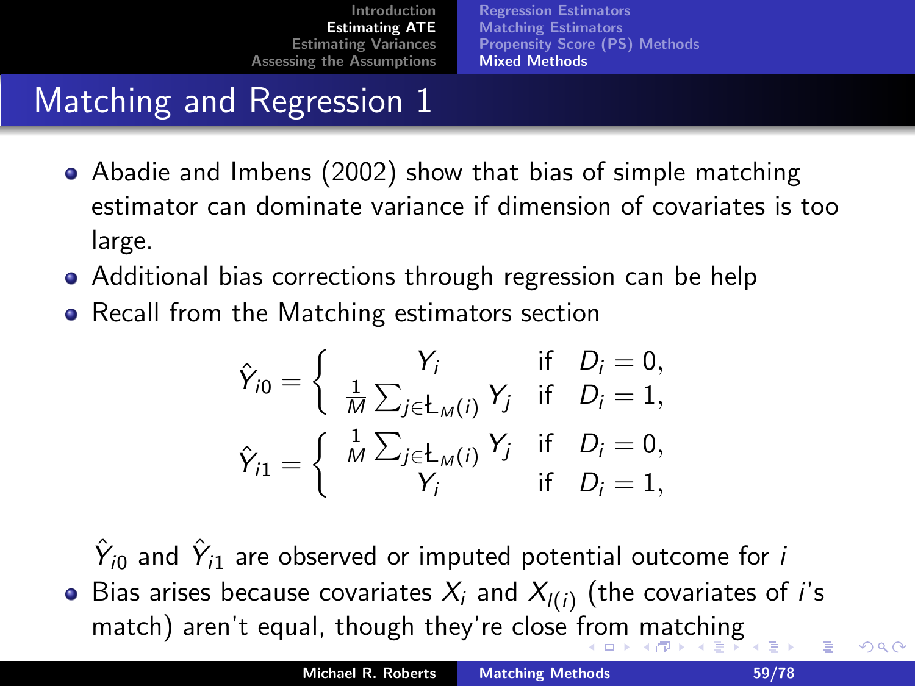# Matching and Regression 1

- Abadie and Imbens (2002) show that bias of simple matching estimator can dominate variance if dimension of covariates is too large.
- Additional bias corrections through regression can be help
- Recall from the Matching estimators section

$$\hat{Y}_{i0} = \begin{cases} Y_i & \text{if} \quad D_i = 0, \\ \frac{1}{M} \sum_{j \in \text{Ł}_M(i)} Y_j & \text{if} \quad D_i = 1, \end{cases}$$

$$\hat{Y}_{i1} = \begin{cases} \frac{1}{M} \sum_{j \in \text{Ł}_M(i)} Y_j & \text{if} \quad D_i = 0, \\ Y_i & \text{if} \quad D_i = 1, \end{cases}$$

$\hat{Y}_{i0}$ and $\hat{Y}_{i1}$ are observed or imputed potential outcome for $i$

- Bias arises because covariates $X_i$ and $X_{l(i)}$ (the covariates of $i$'s match) aren't equal, though they're close from matching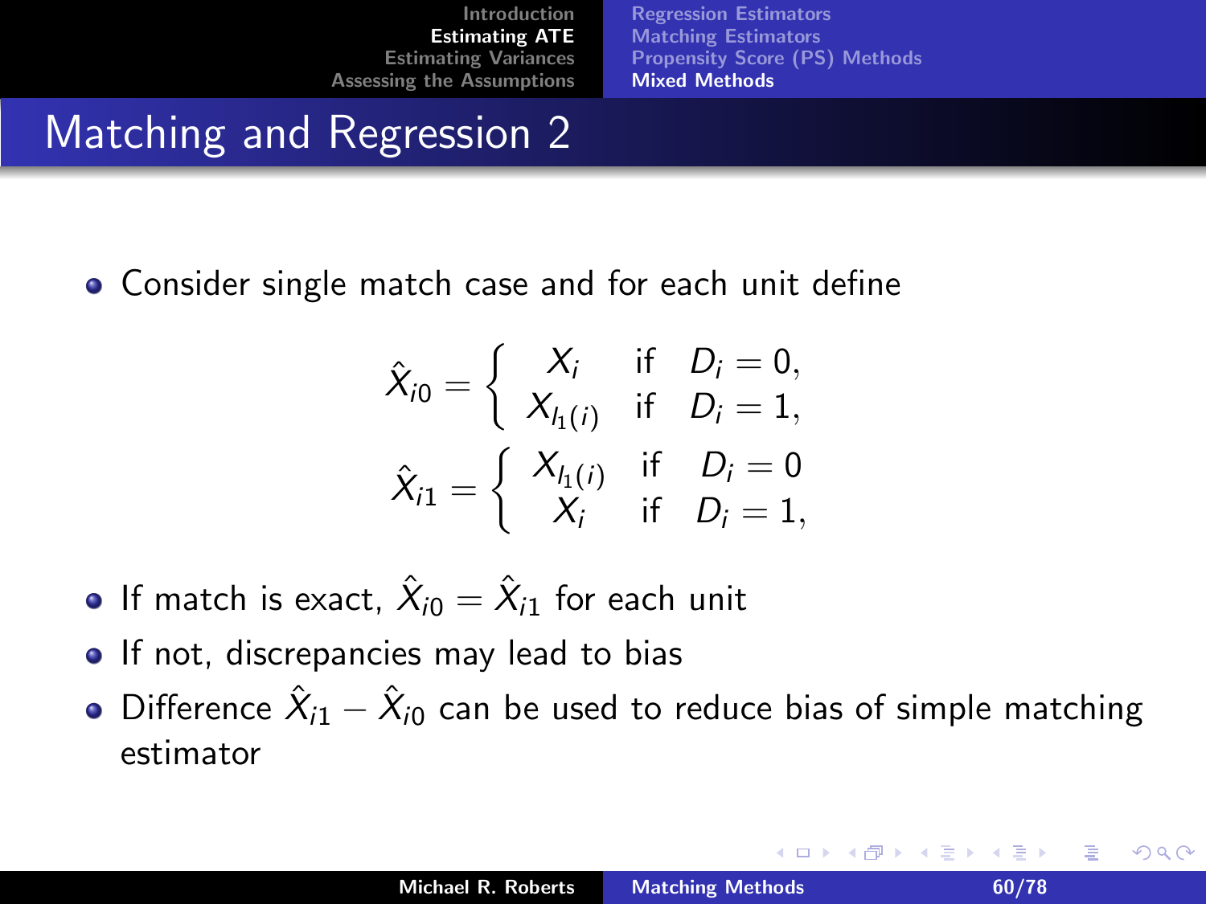## Matching and Regression 2

- Consider single match case and for each unit define

$$\hat{X}_{i0} = \begin{cases} X_i & \text{if} \quad D_i = 0, \\ X_{l_1(i)} & \text{if} \quad D_i = 1, \end{cases}$$

$$\hat{X}_{i1} = \begin{cases} X_{l_1(i)} & \text{if} \quad D_i = 0 \\ X_i & \text{if} \quad D_i = 1, \end{cases}$$

- If match is exact, $\hat{X}_{i0} = \hat{X}_{i1}$ for each unit
- If not, discrepancies may lead to bias
- Difference $\hat{X}_{i1} - \hat{X}_{i0}$ can be used to reduce bias of simple matching estimator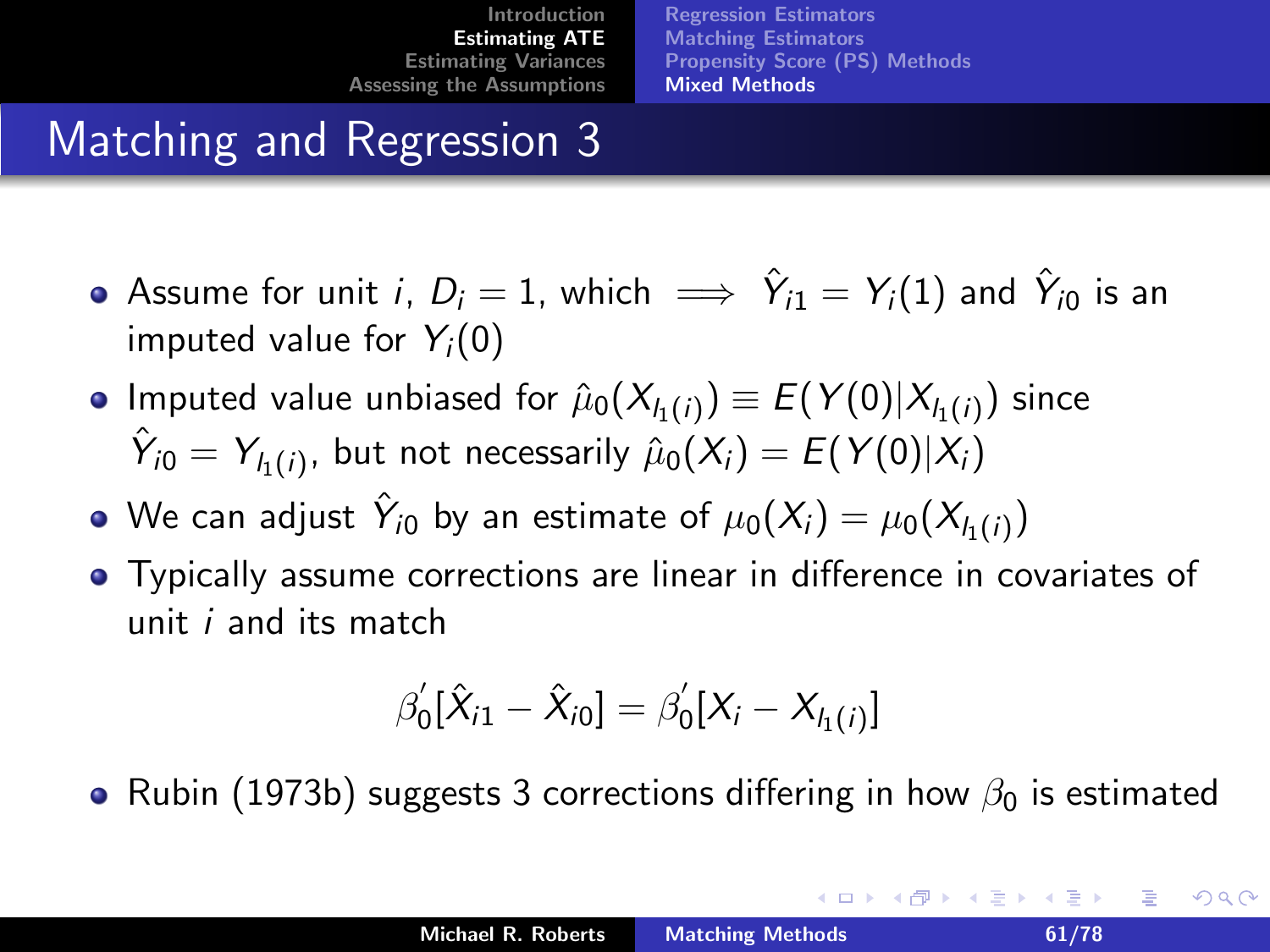# Matching and Regression 3

- Assume for unit $i$, $D_i = 1$, which $\implies$ $\hat{Y}_{i1} = Y_i(1)$ and $\hat{Y}_{i0}$ is an imputed value for $Y_i(0)$
- Imputed value unbiased for $\hat{\mu}_0(X_{l_1(i)}) \equiv E(Y(0)|X_{l_1(i)})$ since $\hat{Y}_{i0} = Y_{l_1(i)}$, but not necessarily $\hat{\mu}_0(X_i) = E(Y(0)|X_i)$
- We can adjust $\hat{Y}_{i0}$ by an estimate of $\mu_0(X_i) = \mu_0(X_{l_1(i)})$
- Typically assume corrections are linear in difference in covariates of unit $i$ and its match

$$\beta_0^{'}[\hat{X}_{i1} - \hat{X}_{i0}] = \beta_0^{'}[X_i - X_{l_1(i)}]$$

- Rubin (1973b) suggests 3 corrections differing in how $\beta_0$ is estimated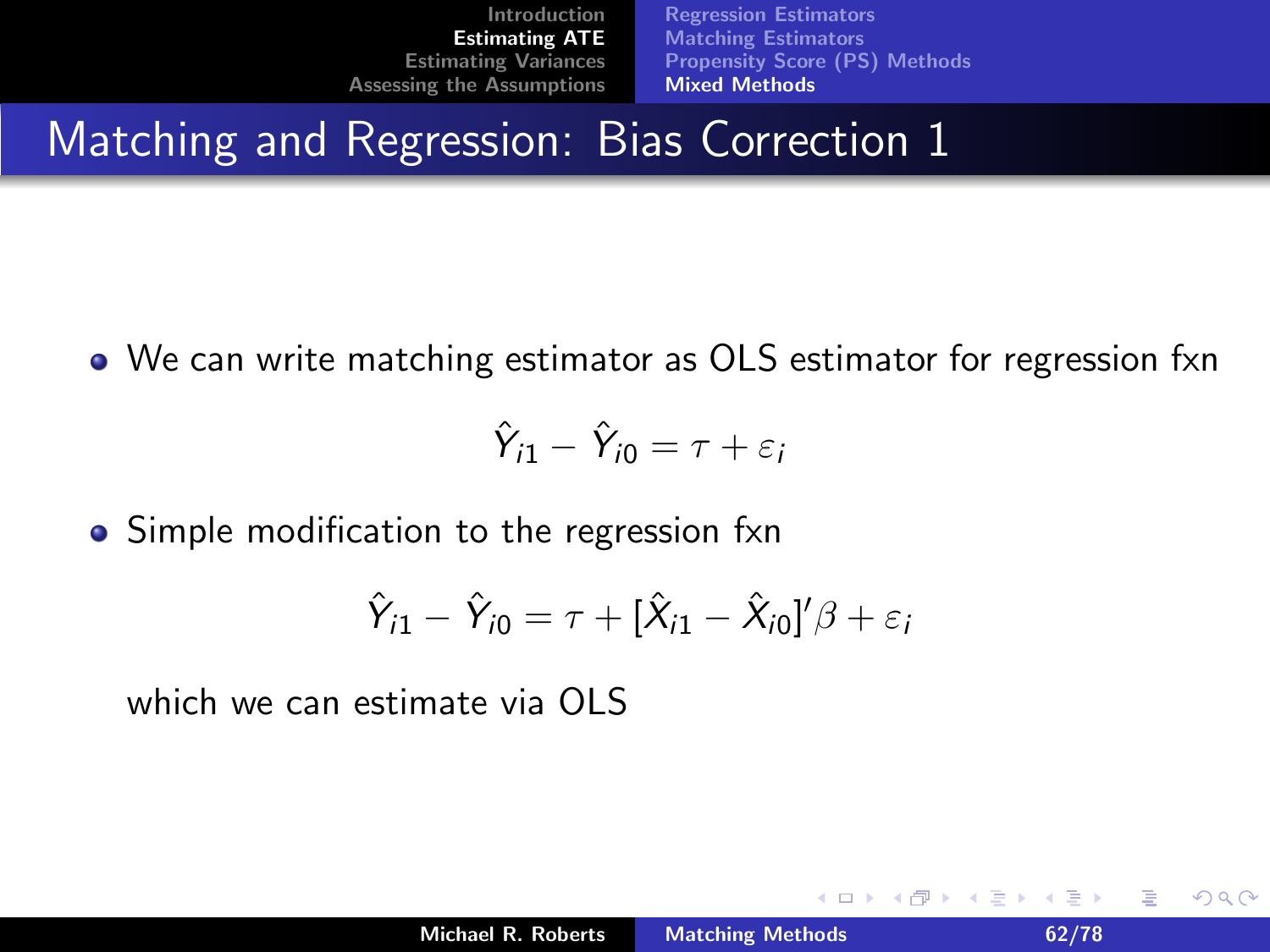# Matching and Regression: Bias Correction 1

- We can write matching estimator as OLS estimator for regression fxn

$$\hat{Y}_{i1} - \hat{Y}_{i0} = \tau + \varepsilon_i$$

- Simple modification to the regression fxn

$$\hat{Y}_{i1} - \hat{Y}_{i0} = \tau + [\hat{X}_{i1} - \hat{X}_{i0}]'\beta + \varepsilon_i$$

which we can estimate via OLS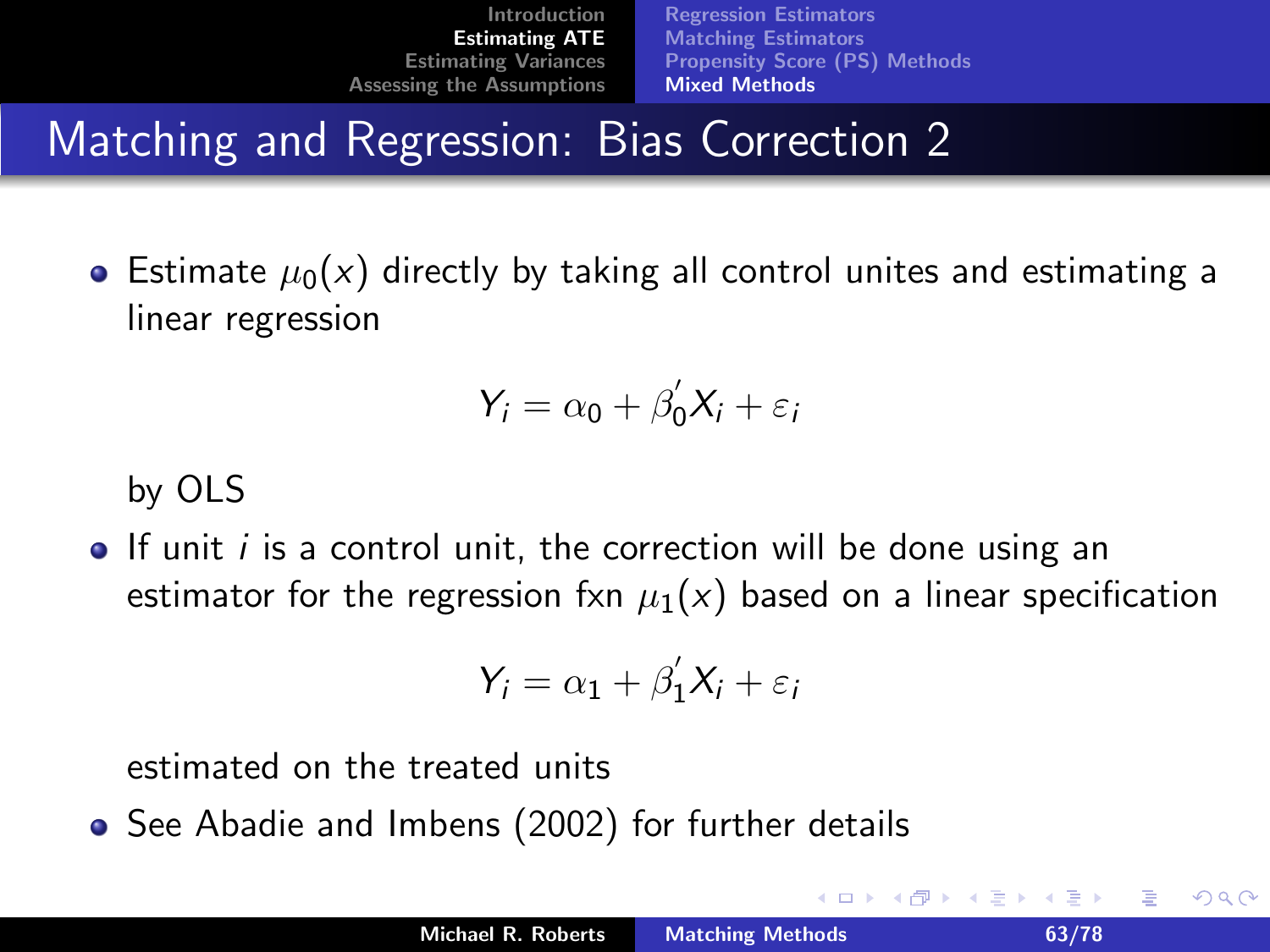# Matching and Regression: Bias Correction 2

- Estimate $\mu_0(x)$ directly by taking all control unites and estimating a linear regression

$$Y_i = \alpha_0 + \beta_0' X_i + \varepsilon_i$$

by OLS

- If unit $i$ is a control unit, the correction will be done using an estimator for the regression fxn $\mu_1(x)$ based on a linear specification

$$Y_i = \alpha_1 + \beta_1' X_i + \varepsilon_i$$

estimated on the treated units

- See Abadie and Imbens (2002) for further details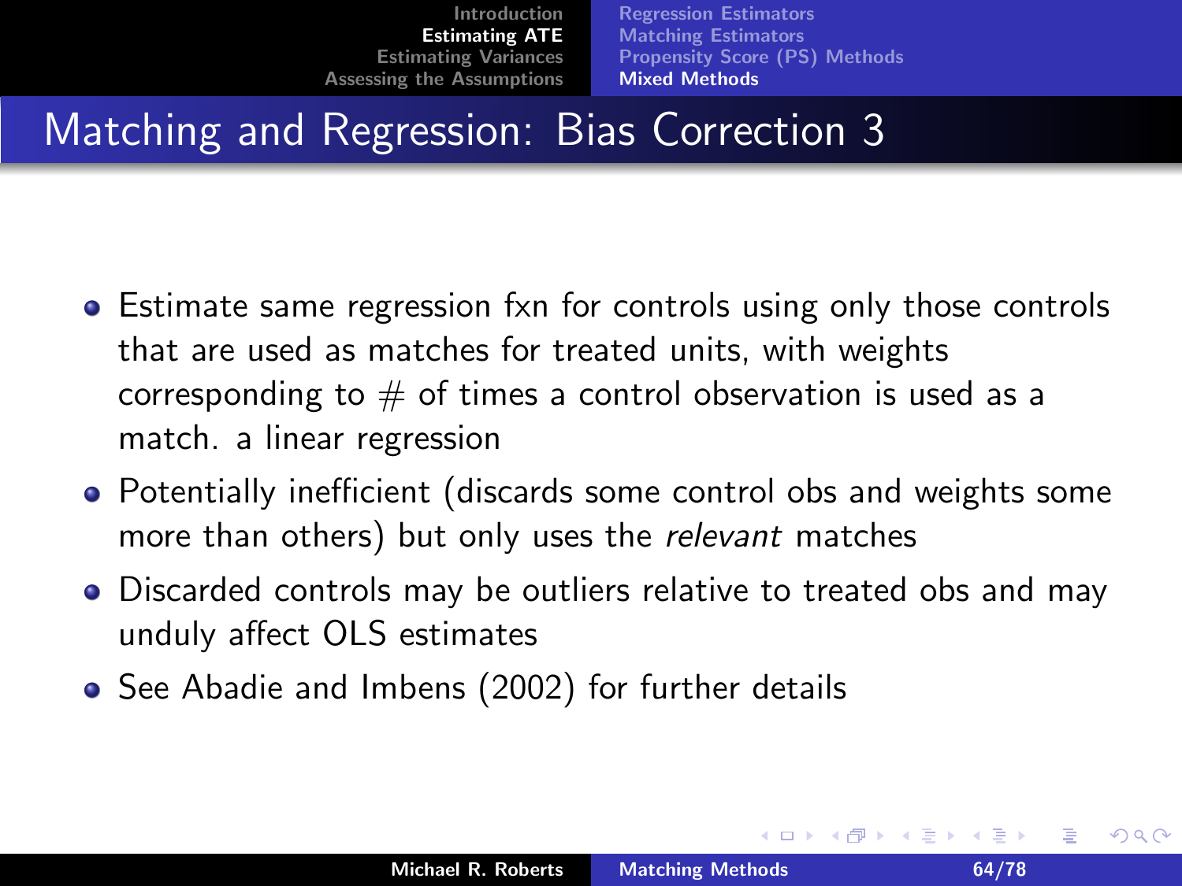# Matching and Regression: Bias Correction 3

- Estimate same regression fxn for controls using only those controls that are used as matches for treated units, with weights corresponding to # of times a control observation is used as a match. a linear regression
- Potentially inefficient (discards some control obs and weights some more than others) but only uses the *relevant* matches
- Discarded controls may be outliers relative to treated obs and may unduly affect OLS estimates
- See Abadie and Imbens (2002) for further details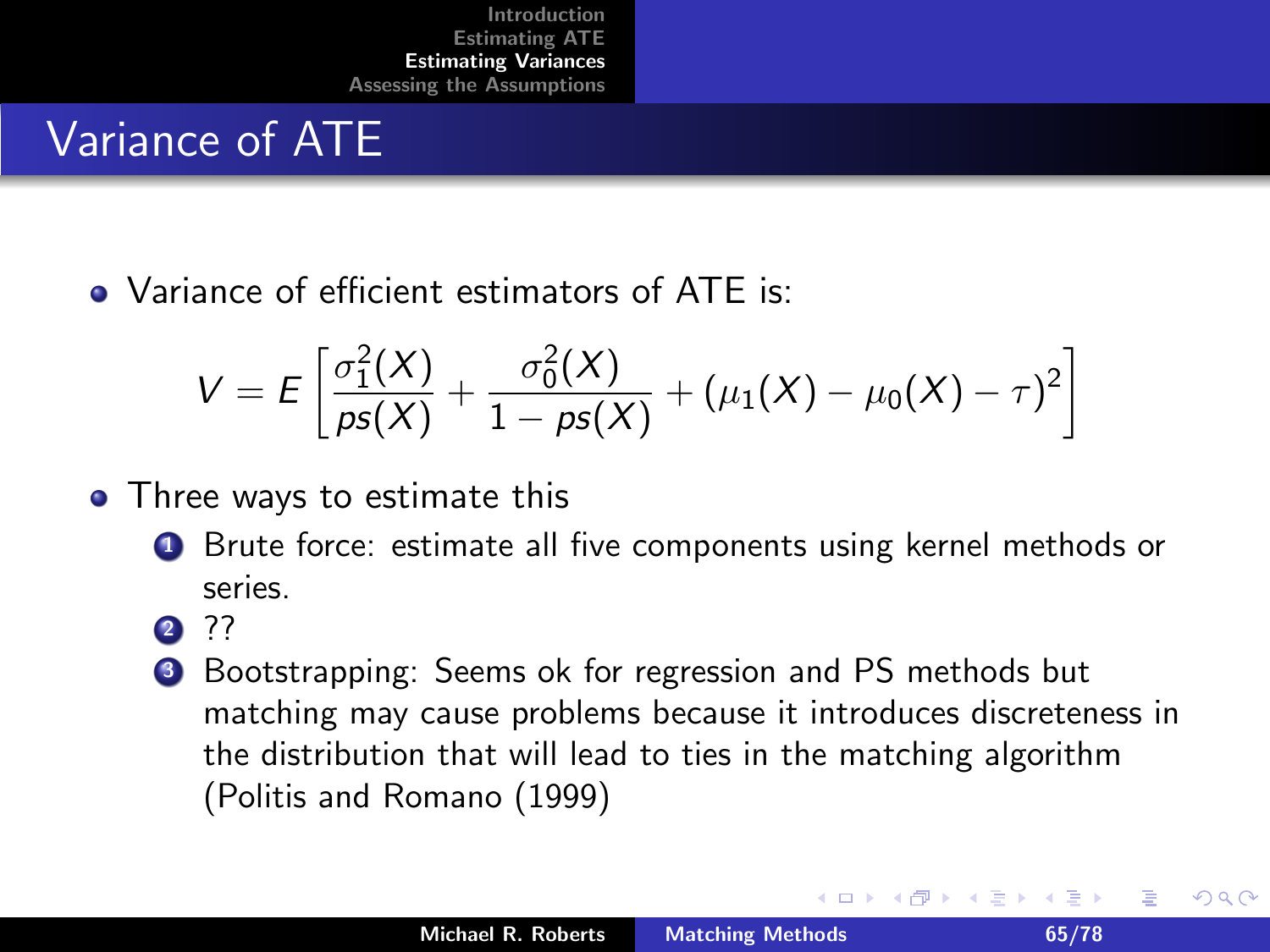# Variance of ATE

- Variance of efficient estimators of ATE is:

$$V = E\left[\frac{\sigma_1^2(X)}{ps(X)} + \frac{\sigma_0^2(X)}{1 - ps(X)} + (\mu_1(X) - \mu_0(X) - \tau)^2\right]$$

- Three ways to estimate this
  1. Brute force: estimate all five components using kernel methods or series.
  2. ??
  3. Bootstrapping: Seems ok for regression and PS methods but matching may cause problems because it introduces discreteness in the distribution that will lead to ties in the matching algorithm (Politis and Romano (1999)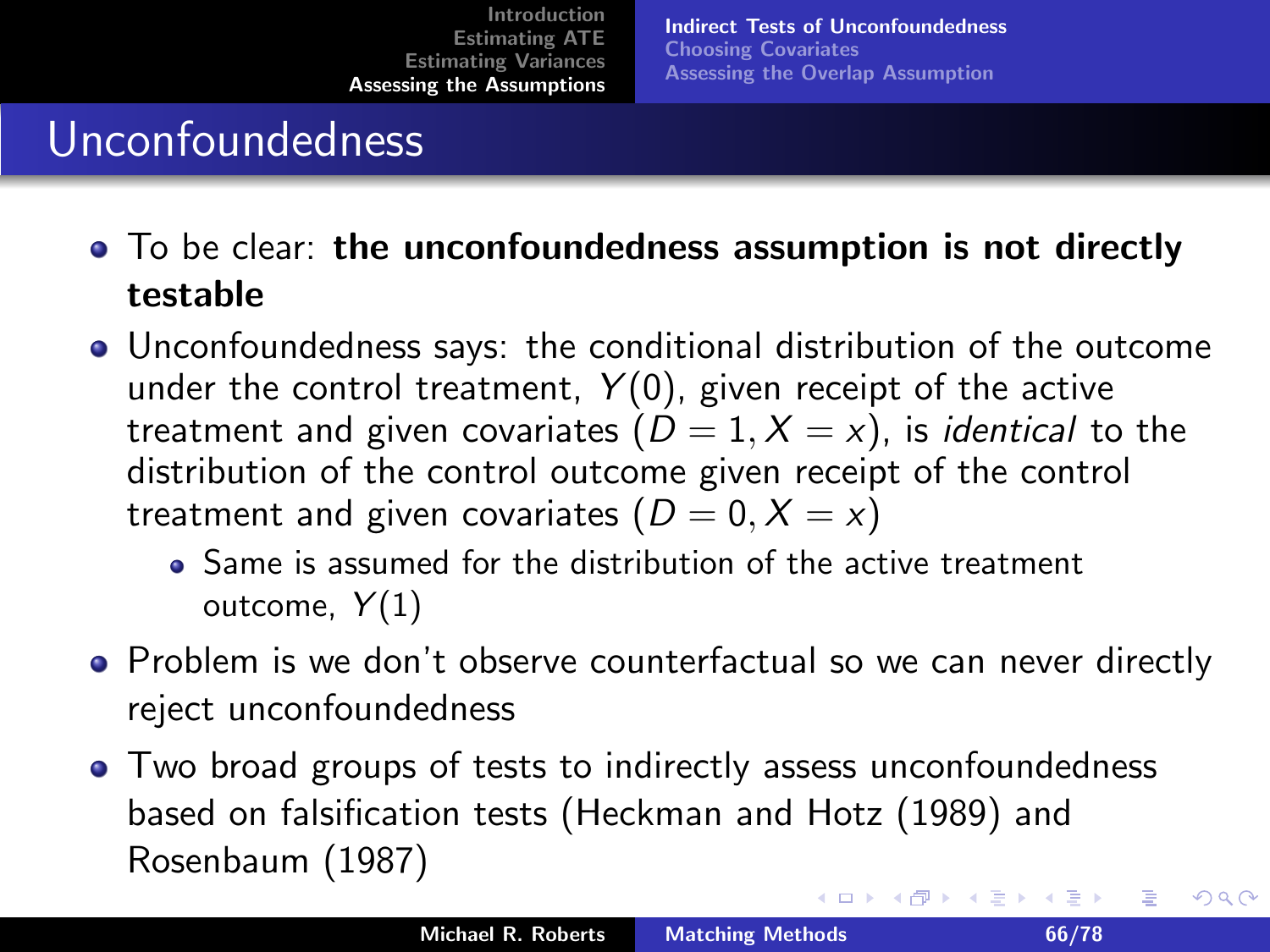# Unconfoundedness

- To be clear: **the unconfoundedness assumption is not directly testable**
- Unconfoundedness says: the conditional distribution of the outcome under the control treatment, $Y(0)$, given receipt of the active treatment and given covariates $(D = 1, X = x)$, is *identical* to the distribution of the control outcome given receipt of the control treatment and given covariates $(D = 0, X = x)$
  - Same is assumed for the distribution of the active treatment outcome, $Y(1)$
- Problem is we don't observe counterfactual so we can never directly reject unconfoundedness
- Two broad groups of tests to indirectly assess unconfoundedness based on falsification tests (Heckman and Hotz (1989) and Rosenbaum (1987)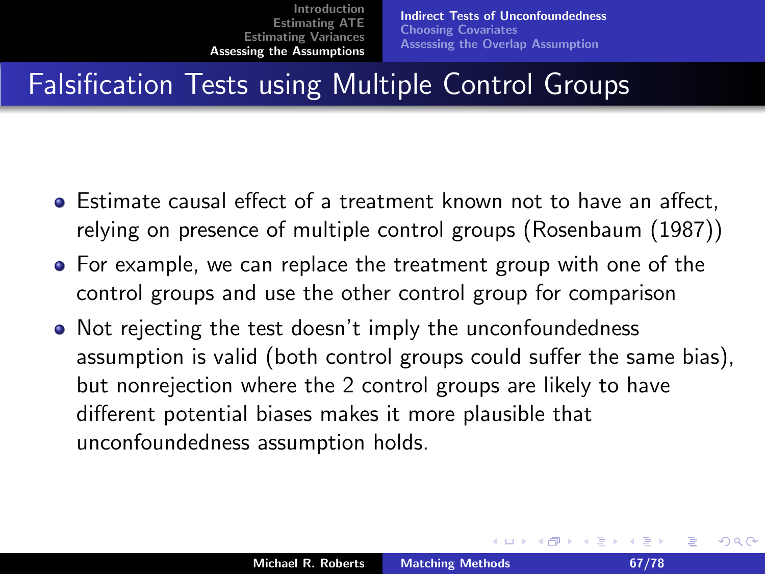# Falsification Tests using Multiple Control Groups

- Estimate causal effect of a treatment known not to have an affect, relying on presence of multiple control groups (Rosenbaum (1987))
- For example, we can replace the treatment group with one of the control groups and use the other control group for comparison
- Not rejecting the test doesn't imply the unconfoundedness assumption is valid (both control groups could suffer the same bias), but nonrejection where the 2 control groups are likely to have different potential biases makes it more plausible that unconfoundedness assumption holds.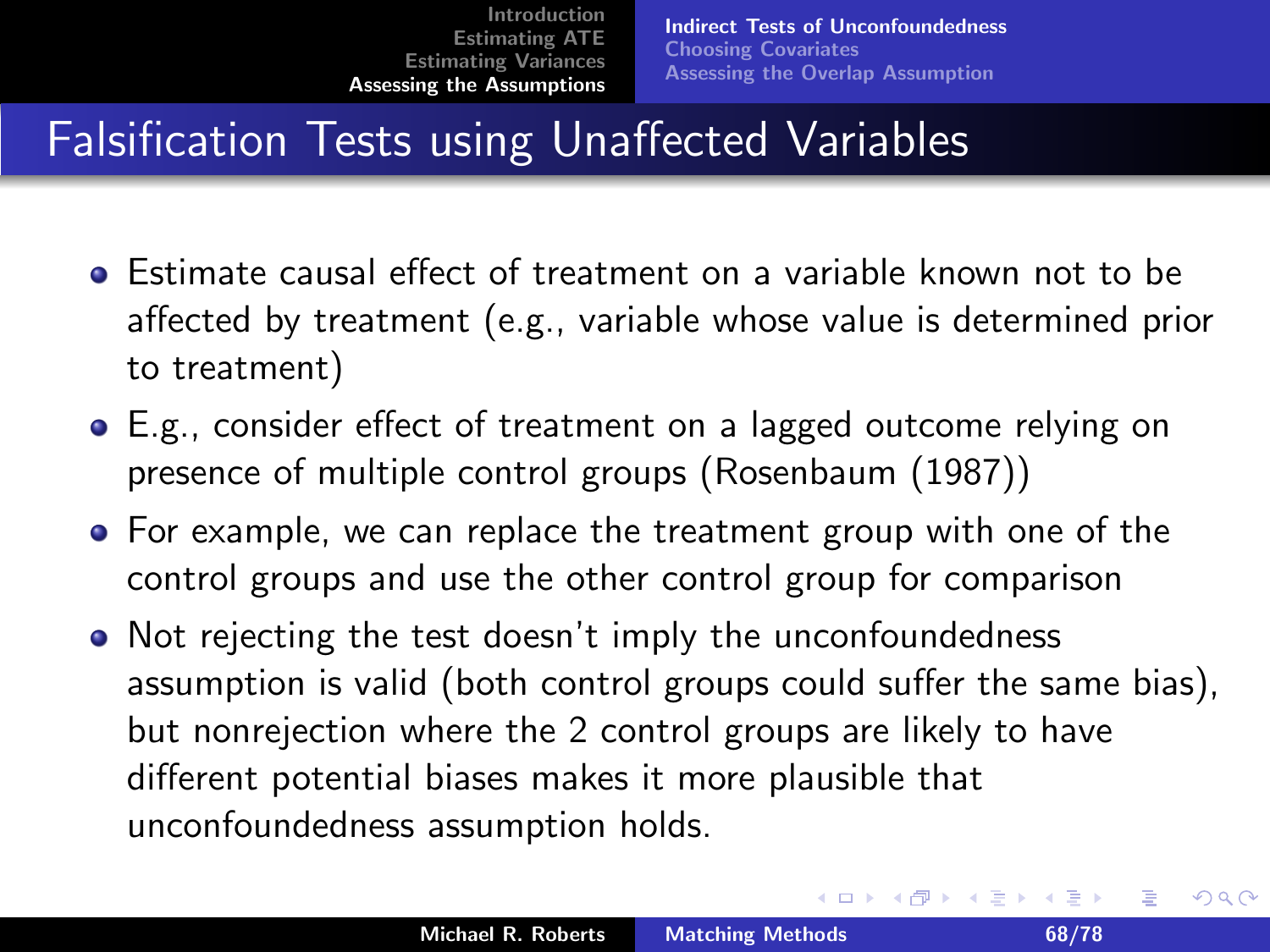# Falsification Tests using Unaffected Variables

- Estimate causal effect of treatment on a variable known not to be affected by treatment (e.g., variable whose value is determined prior to treatment)
- E.g., consider effect of treatment on a lagged outcome relying on presence of multiple control groups (Rosenbaum (1987))
- For example, we can replace the treatment group with one of the control groups and use the other control group for comparison
- Not rejecting the test doesn't imply the unconfoundedness assumption is valid (both control groups could suffer the same bias), but nonrejection where the 2 control groups are likely to have different potential biases makes it more plausible that unconfoundedness assumption holds.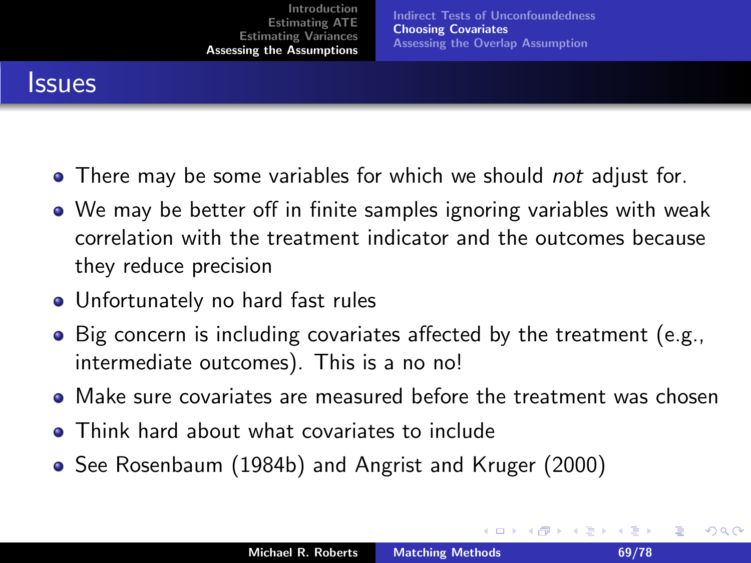## Issues

- There may be some variables for which we should *not* adjust for.
- We may be better off in finite samples ignoring variables with weak correlation with the treatment indicator and the outcomes because they reduce precision
- Unfortunately no hard fast rules
- Big concern is including covariates affected by the treatment (e.g., intermediate outcomes). This is a no no!
- Make sure covariates are measured before the treatment was chosen
- Think hard about what covariates to include
- See Rosenbaum (1984b) and Angrist and Kruger (2000)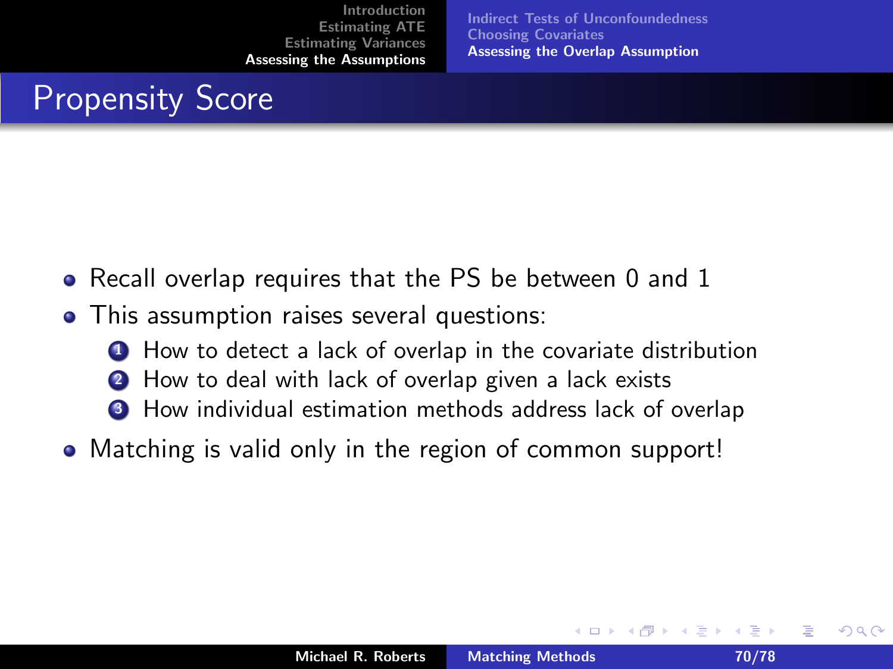# Propensity Score

- Recall overlap requires that the PS be between 0 and 1
- This assumption raises several questions:
  1. How to detect a lack of overlap in the covariate distribution
  2. How to deal with lack of overlap given a lack exists
  3. How individual estimation methods address lack of overlap
- Matching is valid only in the region of common support!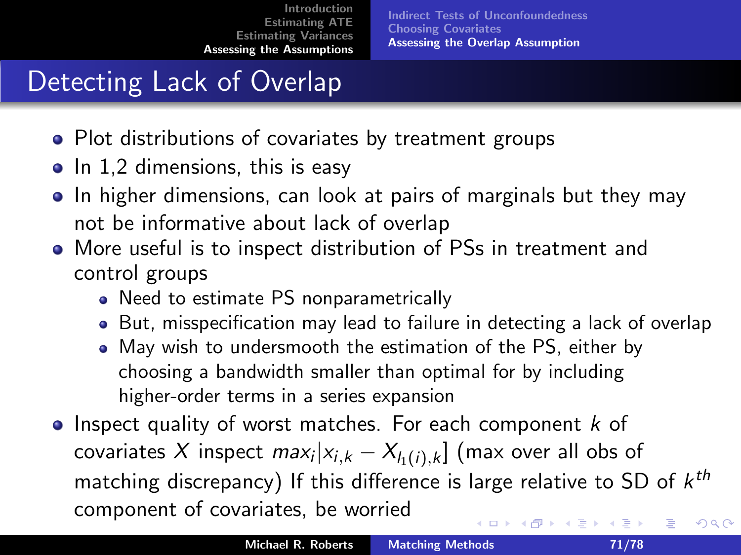# Detecting Lack of Overlap

- Plot distributions of covariates by treatment groups
- In 1,2 dimensions, this is easy
- In higher dimensions, can look at pairs of marginals but they may not be informative about lack of overlap
- More useful is to inspect distribution of PSs in treatment and control groups
  - Need to estimate PS nonparametrically
  - But, misspecification may lead to failure in detecting a lack of overlap
  - May wish to undersmooth the estimation of the PS, either by choosing a bandwidth smaller than optimal for by including higher-order terms in a series expansion
- Inspect quality of worst matches. For each component $k$ of covariates $X$ inspect $max_i|x_{i,k} - X_{l_1(i),k}]$ (max over all obs of matching discrepancy) If this difference is large relative to SD of $k^{th}$ component of covariates, be worried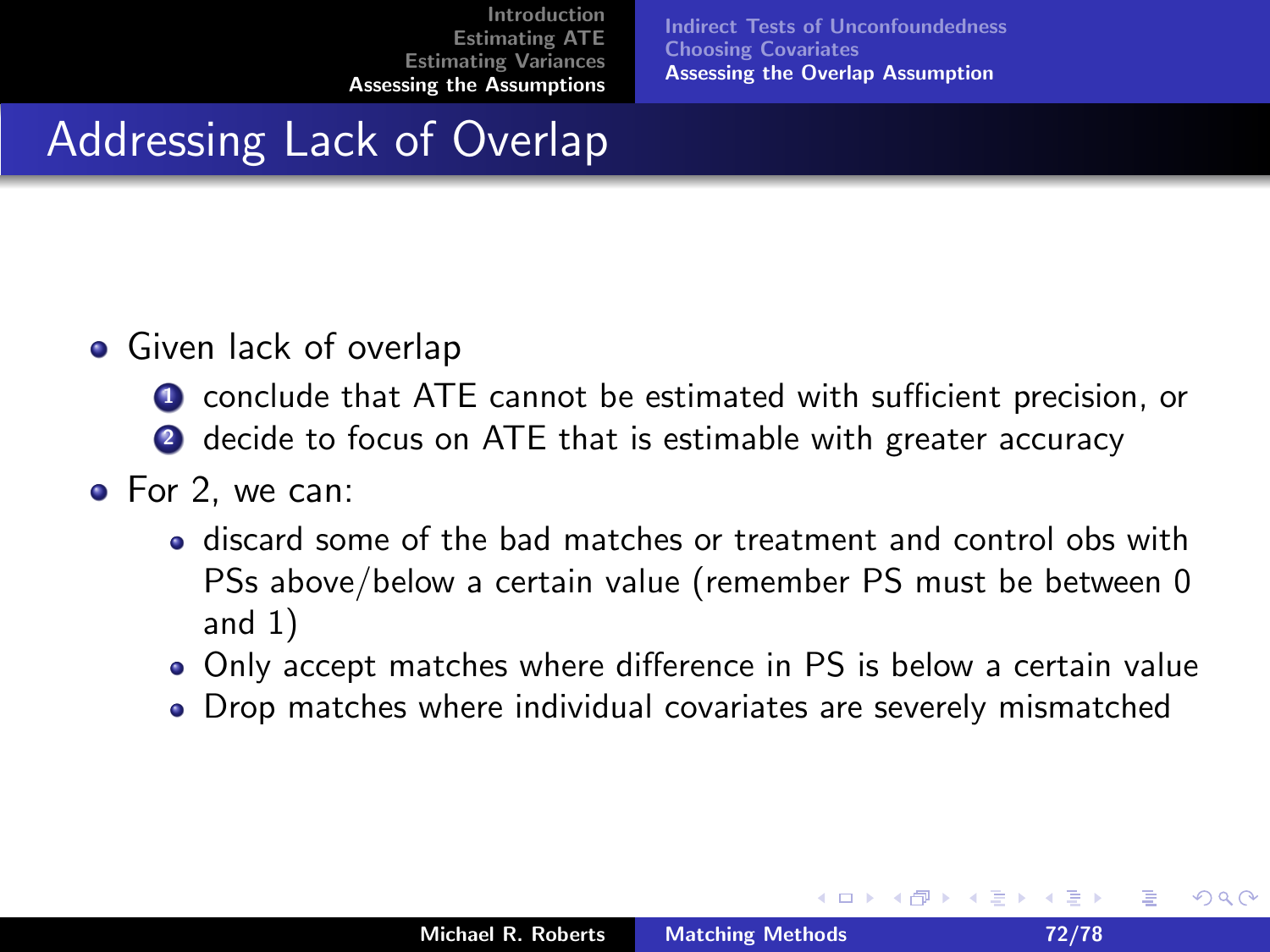# Addressing Lack of Overlap

- Given lack of overlap
  1. conclude that ATE cannot be estimated with sufficient precision, or
  2. decide to focus on ATE that is estimable with greater accuracy
- For 2, we can:
  - discard some of the bad matches or treatment and control obs with PSs above/below a certain value (remember PS must be between 0 and 1)
  - Only accept matches where difference in PS is below a certain value
  - Drop matches where individual covariates are severely mismatched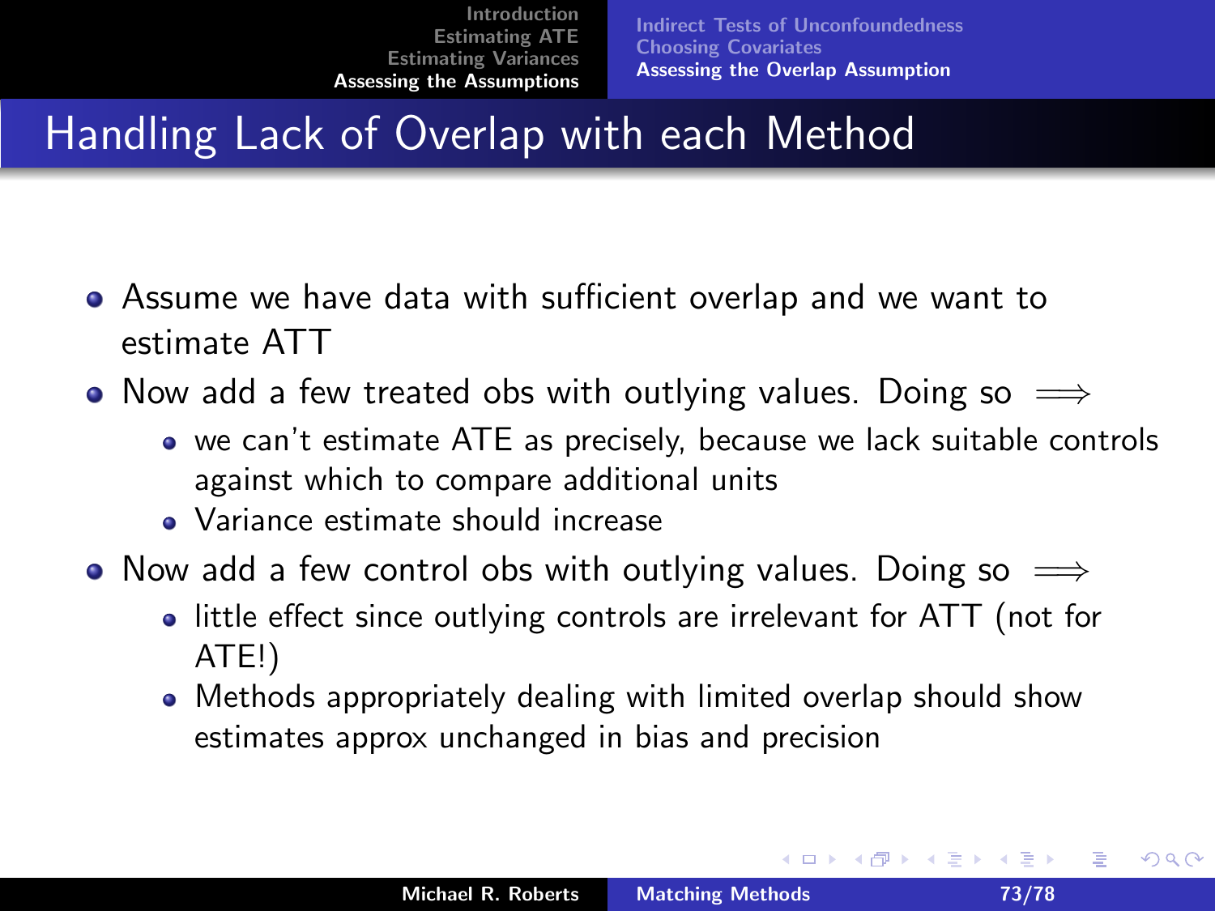# Handling Lack of Overlap with each Method

- Assume we have data with sufficient overlap and we want to estimate ATT
- Now add a few treated obs with outlying values. Doing so $\Longrightarrow$
  - we can't estimate ATE as precisely, because we lack suitable controls against which to compare additional units
  - Variance estimate should increase
- Now add a few control obs with outlying values. Doing so $\Longrightarrow$
  - little effect since outlying controls are irrelevant for ATT (not for ATE!)
  - Methods appropriately dealing with limited overlap should show estimates approx unchanged in bias and precision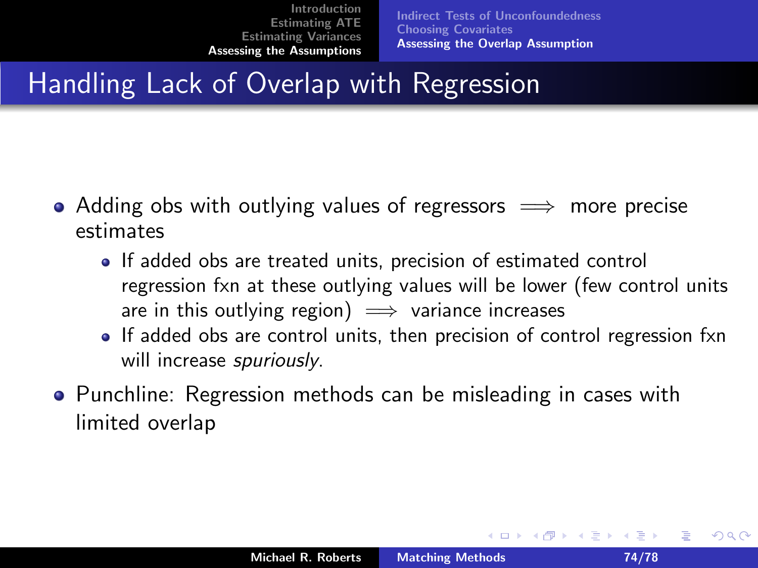# Handling Lack of Overlap with Regression

- Adding obs with outlying values of regressors $\implies$ more precise estimates
  - If added obs are treated units, precision of estimated control regression fxn at these outlying values will be lower (few control units are in this outlying region) $\implies$ variance increases
  - If added obs are control units, then precision of control regression fxn will increase *spuriously*.
- Punchline: Regression methods can be misleading in cases with limited overlap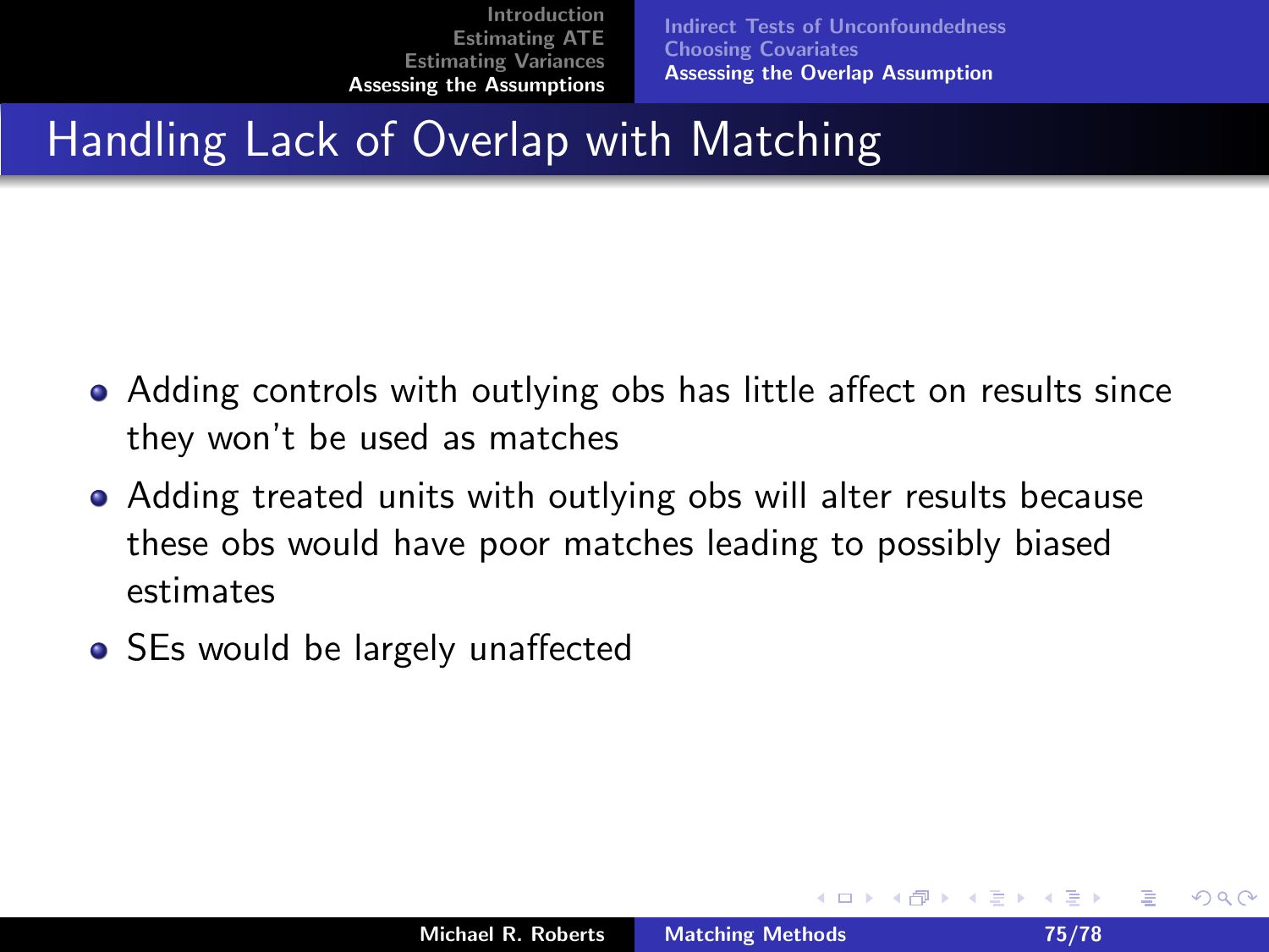# Handling Lack of Overlap with Matching

- Adding controls with outlying obs has little affect on results since they won't be used as matches
- Adding treated units with outlying obs will alter results because these obs would have poor matches leading to possibly biased estimates
- SEs would be largely unaffected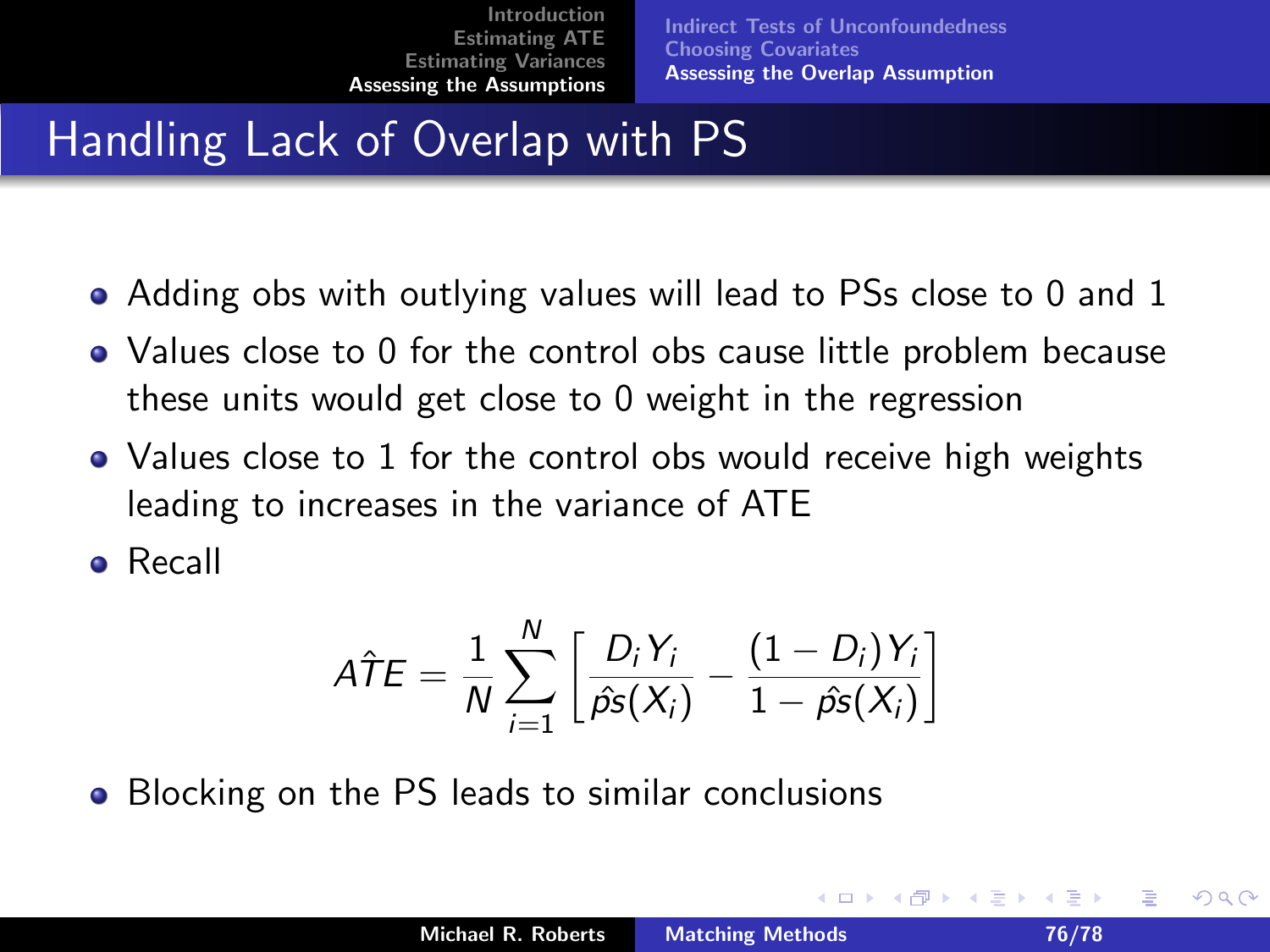# Handling Lack of Overlap with PS

- Adding obs with outlying values will lead to PSs close to 0 and 1
- Values close to 0 for the control obs cause little problem because these units would get close to 0 weight in the regression
- Values close to 1 for the control obs would receive high weights leading to increases in the variance of ATE
- Recall

$$\hat{ATE} = \frac{1}{N}\sum_{i=1}^{N}\left[\frac{D_i Y_i}{\hat{ps}(X_i)} - \frac{(1-D_i)Y_i}{1-\hat{ps}(X_i)}\right]$$

- Blocking on the PS leads to similar conclusions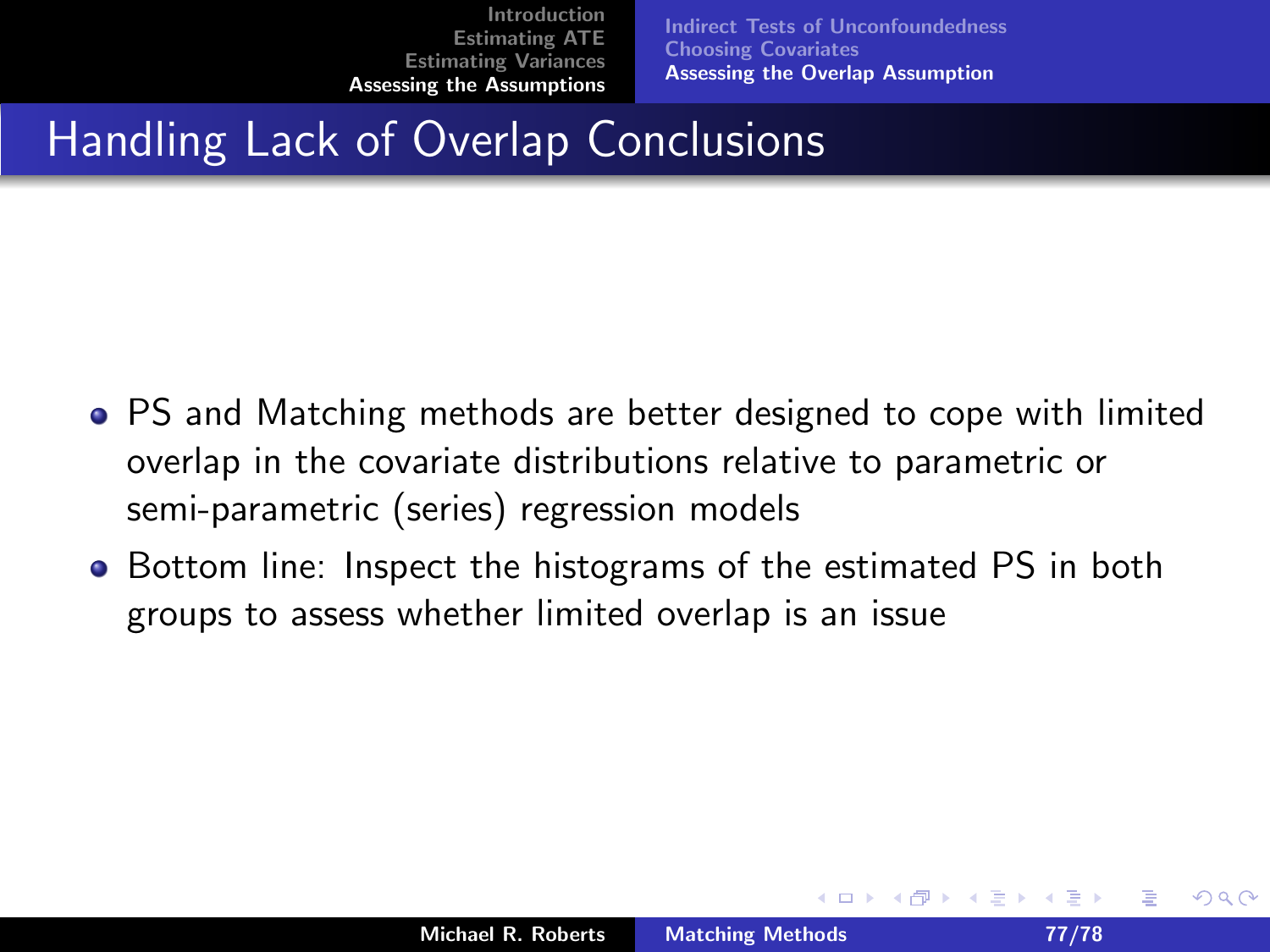# Handling Lack of Overlap Conclusions

- PS and Matching methods are better designed to cope with limited overlap in the covariate distributions relative to parametric or semi-parametric (series) regression models
- Bottom line: Inspect the histograms of the estimated PS in both groups to assess whether limited overlap is an issue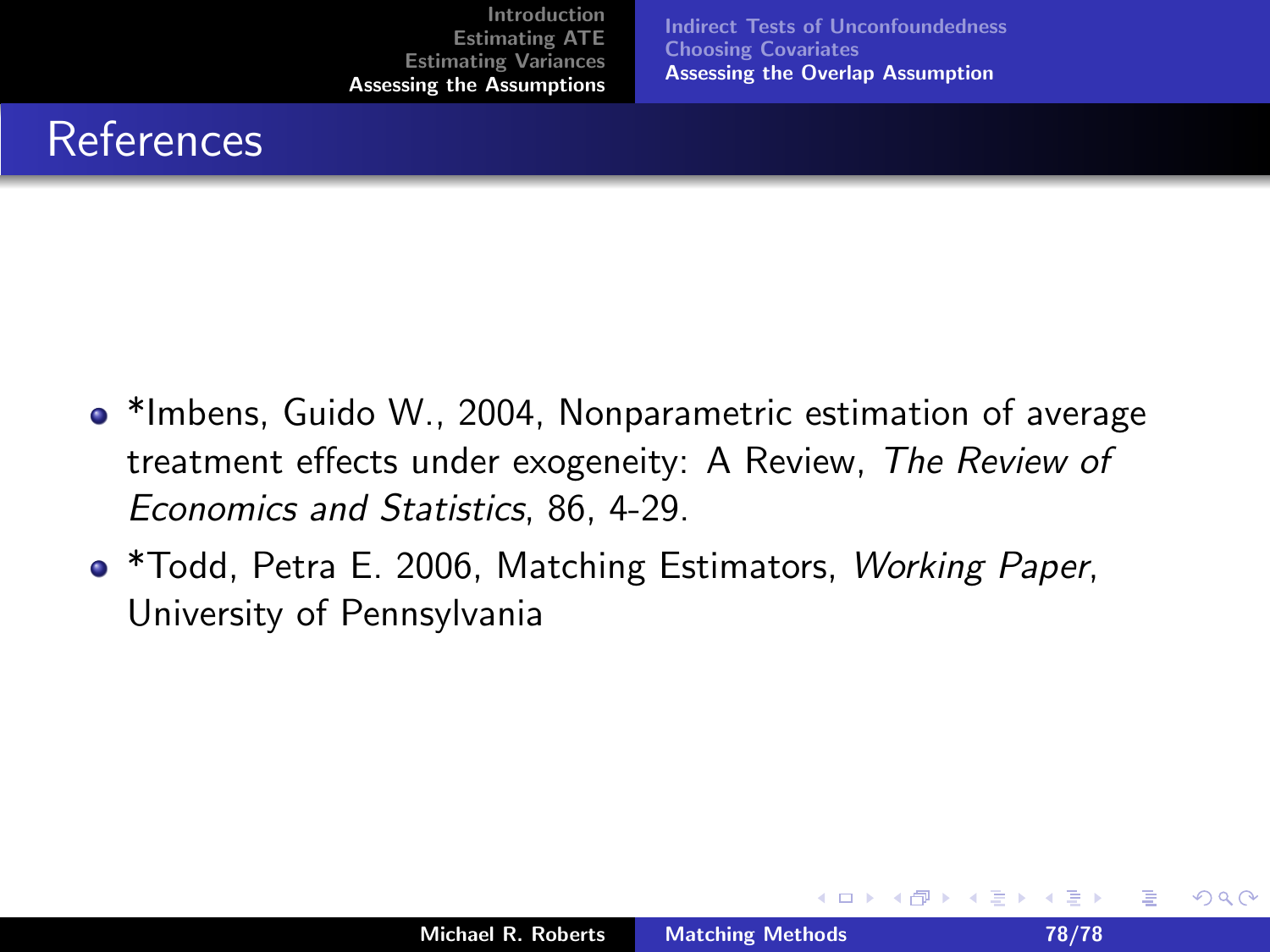# References

- *Imbens, Guido W., 2004, Nonparametric estimation of average treatment effects under exogeneity: A Review, *The Review of Economics and Statistics*, 86, 4-29.
- *Todd, Petra E. 2006, Matching Estimators, *Working Paper*, University of Pennsylvania